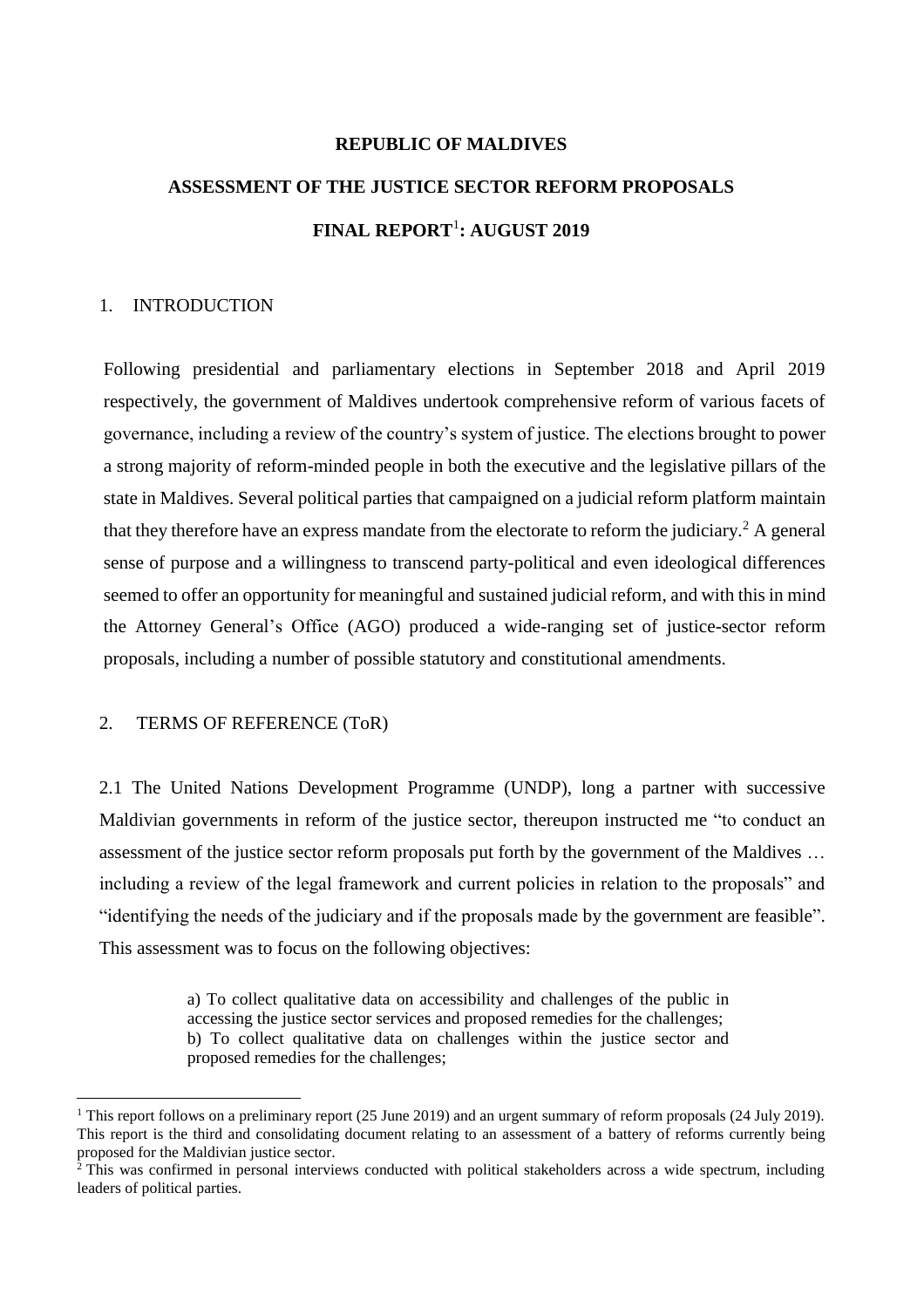# REPUBLIC OF MALDIVES

## ASSESSMENT OF THE JUSTICE SECTOR REFORM PROPOSALS

## FINAL REPORT[1]: AUGUST 2019

### 1. INTRODUCTION

Following presidential and parliamentary elections in September 2018 and April 2019 respectively, the government of Maldives undertook comprehensive reform of various facets of governance, including a review of the country's system of justice. The elections brought to power a strong majority of reform-minded people in both the executive and the legislative pillars of the state in Maldives. Several political parties that campaigned on a judicial reform platform maintain that they therefore have an express mandate from the electorate to reform the judiciary.[2] A general sense of purpose and a willingness to transcend party-political and even ideological differences seemed to offer an opportunity for meaningful and sustained judicial reform, and with this in mind the Attorney General's Office (AGO) produced a wide-ranging set of justice-sector reform proposals, including a number of possible statutory and constitutional amendments.

### 2. TERMS OF REFERENCE (ToR)

2.1 The United Nations Development Programme (UNDP), long a partner with successive Maldivian governments in reform of the justice sector, thereupon instructed me "to conduct an assessment of the justice sector reform proposals put forth by the government of the Maldives … including a review of the legal framework and current policies in relation to the proposals" and "identifying the needs of the judiciary and if the proposals made by the government are feasible". This assessment was to focus on the following objectives:

> a) To collect qualitative data on accessibility and challenges of the public in accessing the justice sector services and proposed remedies for the challenges;
> b) To collect qualitative data on challenges within the justice sector and proposed remedies for the challenges;

---

[1] This report follows on a preliminary report (25 June 2019) and an urgent summary of reform proposals (24 July 2019). This report is the third and consolidating document relating to an assessment of a battery of reforms currently being proposed for the Maldivian justice sector.

[2] This was confirmed in personal interviews conducted with political stakeholders across a wide spectrum, including leaders of political parties.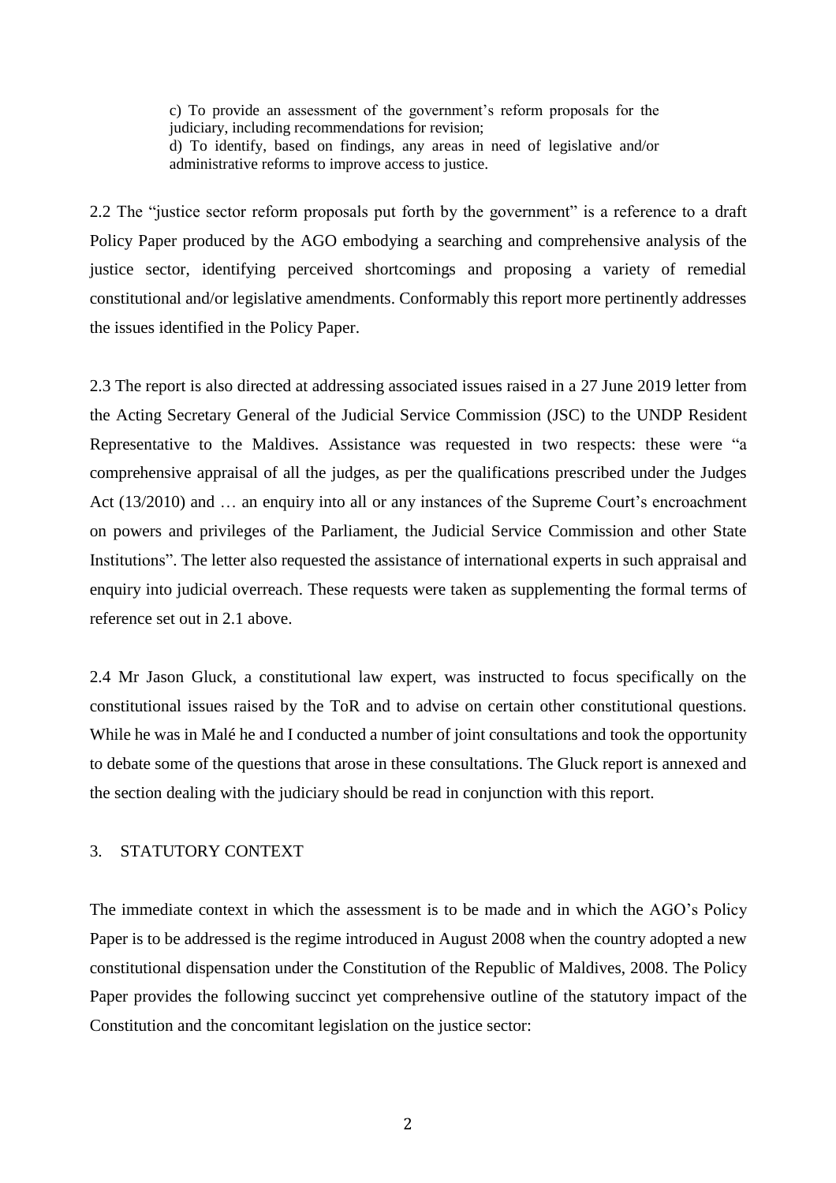> c) To provide an assessment of the government's reform proposals for the judiciary, including recommendations for revision;
> d) To identify, based on findings, any areas in need of legislative and/or administrative reforms to improve access to justice.

2.2 The "justice sector reform proposals put forth by the government" is a reference to a draft Policy Paper produced by the AGO embodying a searching and comprehensive analysis of the justice sector, identifying perceived shortcomings and proposing a variety of remedial constitutional and/or legislative amendments. Conformably this report more pertinently addresses the issues identified in the Policy Paper.

2.3 The report is also directed at addressing associated issues raised in a 27 June 2019 letter from the Acting Secretary General of the Judicial Service Commission (JSC) to the UNDP Resident Representative to the Maldives. Assistance was requested in two respects: these were "a comprehensive appraisal of all the judges, as per the qualifications prescribed under the Judges Act (13/2010) and … an enquiry into all or any instances of the Supreme Court's encroachment on powers and privileges of the Parliament, the Judicial Service Commission and other State Institutions". The letter also requested the assistance of international experts in such appraisal and enquiry into judicial overreach. These requests were taken as supplementing the formal terms of reference set out in 2.1 above.

2.4 Mr Jason Gluck, a constitutional law expert, was instructed to focus specifically on the constitutional issues raised by the ToR and to advise on certain other constitutional questions. While he was in Malé he and I conducted a number of joint consultations and took the opportunity to debate some of the questions that arose in these consultations. The Gluck report is annexed and the section dealing with the judiciary should be read in conjunction with this report.

## 3. STATUTORY CONTEXT

The immediate context in which the assessment is to be made and in which the AGO's Policy Paper is to be addressed is the regime introduced in August 2008 when the country adopted a new constitutional dispensation under the Constitution of the Republic of Maldives, 2008. The Policy Paper provides the following succinct yet comprehensive outline of the statutory impact of the Constitution and the concomitant legislation on the justice sector: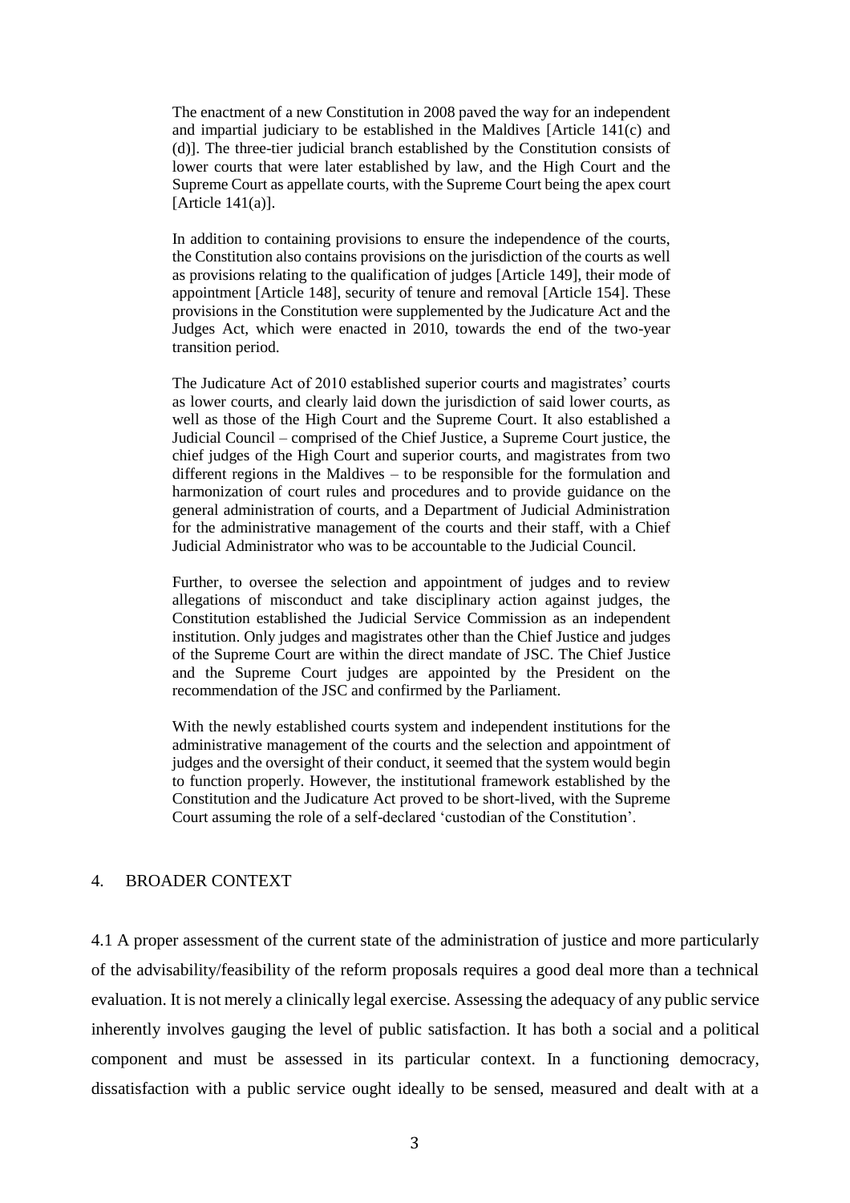> The enactment of a new Constitution in 2008 paved the way for an independent and impartial judiciary to be established in the Maldives [Article 141(c) and (d)]. The three-tier judicial branch established by the Constitution consists of lower courts that were later established by law, and the High Court and the Supreme Court as appellate courts, with the Supreme Court being the apex court [Article 141(a)].
>
> In addition to containing provisions to ensure the independence of the courts, the Constitution also contains provisions on the jurisdiction of the courts as well as provisions relating to the qualification of judges [Article 149], their mode of appointment [Article 148], security of tenure and removal [Article 154]. These provisions in the Constitution were supplemented by the Judicature Act and the Judges Act, which were enacted in 2010, towards the end of the two-year transition period.
>
> The Judicature Act of 2010 established superior courts and magistrates' courts as lower courts, and clearly laid down the jurisdiction of said lower courts, as well as those of the High Court and the Supreme Court. It also established a Judicial Council – comprised of the Chief Justice, a Supreme Court justice, the chief judges of the High Court and superior courts, and magistrates from two different regions in the Maldives – to be responsible for the formulation and harmonization of court rules and procedures and to provide guidance on the general administration of courts, and a Department of Judicial Administration for the administrative management of the courts and their staff, with a Chief Judicial Administrator who was to be accountable to the Judicial Council.
>
> Further, to oversee the selection and appointment of judges and to review allegations of misconduct and take disciplinary action against judges, the Constitution established the Judicial Service Commission as an independent institution. Only judges and magistrates other than the Chief Justice and judges of the Supreme Court are within the direct mandate of JSC. The Chief Justice and the Supreme Court judges are appointed by the President on the recommendation of the JSC and confirmed by the Parliament.
>
> With the newly established courts system and independent institutions for the administrative management of the courts and the selection and appointment of judges and the oversight of their conduct, it seemed that the system would begin to function properly. However, the institutional framework established by the Constitution and the Judicature Act proved to be short-lived, with the Supreme Court assuming the role of a self-declared 'custodian of the Constitution'.

## 4. BROADER CONTEXT

4.1 A proper assessment of the current state of the administration of justice and more particularly of the advisability/feasibility of the reform proposals requires a good deal more than a technical evaluation. It is not merely a clinically legal exercise. Assessing the adequacy of any public service inherently involves gauging the level of public satisfaction. It has both a social and a political component and must be assessed in its particular context. In a functioning democracy, dissatisfaction with a public service ought ideally to be sensed, measured and dealt with at a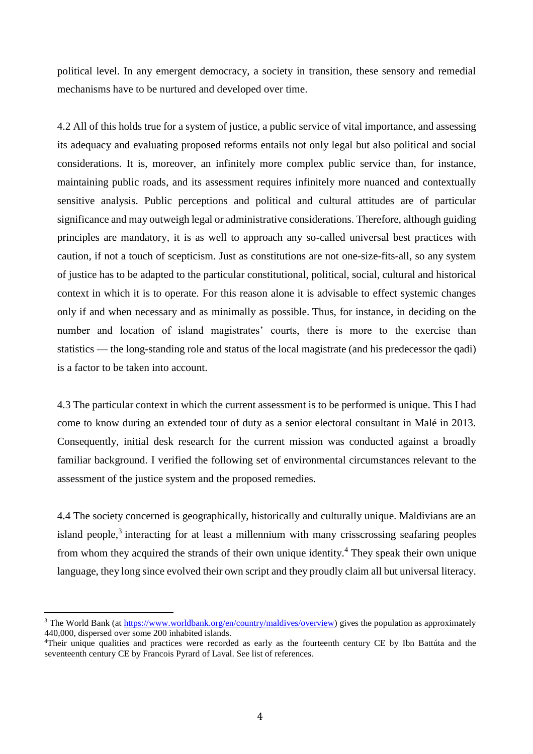political level. In any emergent democracy, a society in transition, these sensory and remedial mechanisms have to be nurtured and developed over time.

4.2 All of this holds true for a system of justice, a public service of vital importance, and assessing its adequacy and evaluating proposed reforms entails not only legal but also political and social considerations. It is, moreover, an infinitely more complex public service than, for instance, maintaining public roads, and its assessment requires infinitely more nuanced and contextually sensitive analysis. Public perceptions and political and cultural attitudes are of particular significance and may outweigh legal or administrative considerations. Therefore, although guiding principles are mandatory, it is as well to approach any so-called universal best practices with caution, if not a touch of scepticism. Just as constitutions are not one-size-fits-all, so any system of justice has to be adapted to the particular constitutional, political, social, cultural and historical context in which it is to operate. For this reason alone it is advisable to effect systemic changes only if and when necessary and as minimally as possible. Thus, for instance, in deciding on the number and location of island magistrates' courts, there is more to the exercise than statistics — the long-standing role and status of the local magistrate (and his predecessor the qadi) is a factor to be taken into account.

4.3 The particular context in which the current assessment is to be performed is unique. This I had come to know during an extended tour of duty as a senior electoral consultant in Malé in 2013. Consequently, initial desk research for the current mission was conducted against a broadly familiar background. I verified the following set of environmental circumstances relevant to the assessment of the justice system and the proposed remedies.

4.4 The society concerned is geographically, historically and culturally unique. Maldivians are an island people,[3] interacting for at least a millennium with many crisscrossing seafaring peoples from whom they acquired the strands of their own unique identity.[4] They speak their own unique language, they long since evolved their own script and they proudly claim all but universal literacy.

---

[3] The World Bank (at https://www.worldbank.org/en/country/maldives/overview) gives the population as approximately 440,000, dispersed over some 200 inhabited islands.

[4] Their unique qualities and practices were recorded as early as the fourteenth century CE by Ibn Battúta and the seventeenth century CE by Francois Pyrard of Laval. See list of references.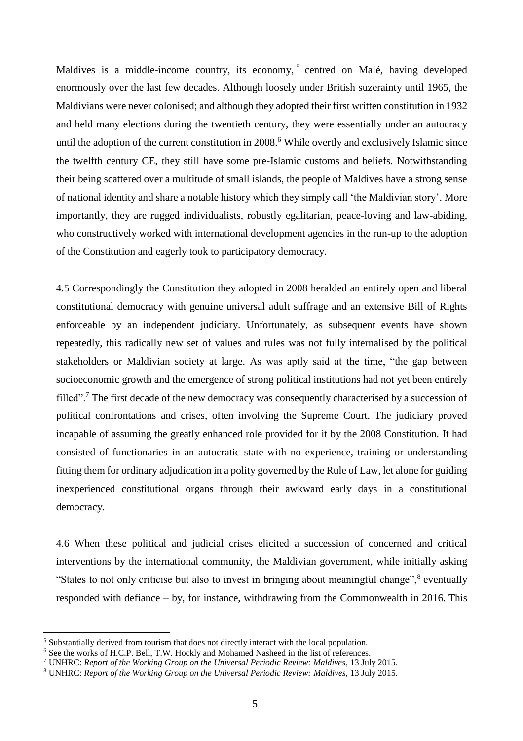Maldives is a middle-income country, its economy,[5] centred on Malé, having developed enormously over the last few decades. Although loosely under British suzerainty until 1965, the Maldivians were never colonised; and although they adopted their first written constitution in 1932 and held many elections during the twentieth century, they were essentially under an autocracy until the adoption of the current constitution in 2008.[6] While overtly and exclusively Islamic since the twelfth century CE, they still have some pre-Islamic customs and beliefs. Notwithstanding their being scattered over a multitude of small islands, the people of Maldives have a strong sense of national identity and share a notable history which they simply call 'the Maldivian story'. More importantly, they are rugged individualists, robustly egalitarian, peace-loving and law-abiding, who constructively worked with international development agencies in the run-up to the adoption of the Constitution and eagerly took to participatory democracy.

4.5 Correspondingly the Constitution they adopted in 2008 heralded an entirely open and liberal constitutional democracy with genuine universal adult suffrage and an extensive Bill of Rights enforceable by an independent judiciary. Unfortunately, as subsequent events have shown repeatedly, this radically new set of values and rules was not fully internalised by the political stakeholders or Maldivian society at large. As was aptly said at the time, "the gap between socioeconomic growth and the emergence of strong political institutions had not yet been entirely filled".[7] The first decade of the new democracy was consequently characterised by a succession of political confrontations and crises, often involving the Supreme Court. The judiciary proved incapable of assuming the greatly enhanced role provided for it by the 2008 Constitution. It had consisted of functionaries in an autocratic state with no experience, training or understanding fitting them for ordinary adjudication in a polity governed by the Rule of Law, let alone for guiding inexperienced constitutional organs through their awkward early days in a constitutional democracy.

4.6 When these political and judicial crises elicited a succession of concerned and critical interventions by the international community, the Maldivian government, while initially asking "States to not only criticise but also to invest in bringing about meaningful change",[8] eventually responded with defiance – by, for instance, withdrawing from the Commonwealth in 2016. This

---

[5] Substantially derived from tourism that does not directly interact with the local population.

[6] See the works of H.C.P. Bell, T.W. Hockly and Mohamed Nasheed in the list of references.

[7] UNHRC: *Report of the Working Group on the Universal Periodic Review: Maldives*, 13 July 2015.

[8] UNHRC: *Report of the Working Group on the Universal Periodic Review: Maldives*, 13 July 2015.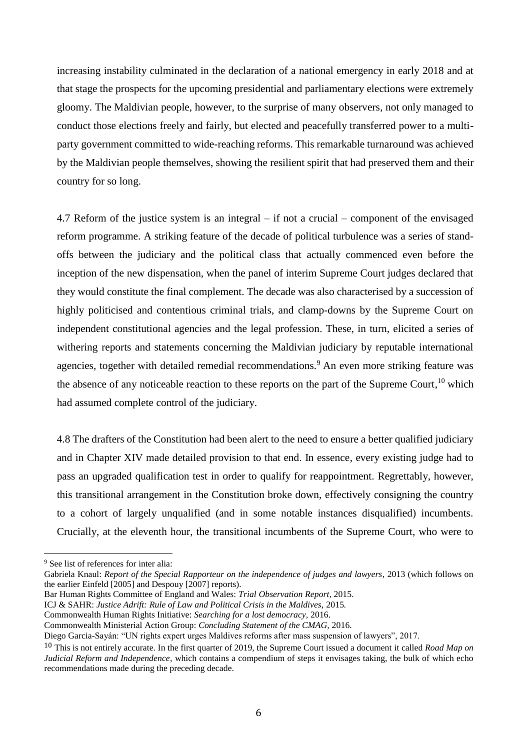increasing instability culminated in the declaration of a national emergency in early 2018 and at that stage the prospects for the upcoming presidential and parliamentary elections were extremely gloomy. The Maldivian people, however, to the surprise of many observers, not only managed to conduct those elections freely and fairly, but elected and peacefully transferred power to a multi-party government committed to wide-reaching reforms. This remarkable turnaround was achieved by the Maldivian people themselves, showing the resilient spirit that had preserved them and their country for so long.

4.7 Reform of the justice system is an integral – if not a crucial – component of the envisaged reform programme. A striking feature of the decade of political turbulence was a series of stand-offs between the judiciary and the political class that actually commenced even before the inception of the new dispensation, when the panel of interim Supreme Court judges declared that they would constitute the final complement. The decade was also characterised by a succession of highly politicised and contentious criminal trials, and clamp-downs by the Supreme Court on independent constitutional agencies and the legal profession. These, in turn, elicited a series of withering reports and statements concerning the Maldivian judiciary by reputable international agencies, together with detailed remedial recommendations.[9] An even more striking feature was the absence of any noticeable reaction to these reports on the part of the Supreme Court,[10] which had assumed complete control of the judiciary.

4.8 The drafters of the Constitution had been alert to the need to ensure a better qualified judiciary and in Chapter XIV made detailed provision to that end. In essence, every existing judge had to pass an upgraded qualification test in order to qualify for reappointment. Regrettably, however, this transitional arrangement in the Constitution broke down, effectively consigning the country to a cohort of largely unqualified (and in some notable instances disqualified) incumbents. Crucially, at the eleventh hour, the transitional incumbents of the Supreme Court, who were to

---

[9] See list of references for inter alia:

Gabriela Knaul: *Report of the Special Rapporteur on the independence of judges and lawyers*, 2013 (which follows on the earlier Einfeld [2005] and Despouy [2007] reports).

Bar Human Rights Committee of England and Wales: *Trial Observation Report,* 2015.

ICJ & SAHR: *Justice Adrift: Rule of Law and Political Crisis in the Maldives,* 2015.

Commonwealth Human Rights Initiative: *Searching for a lost democracy,* 2016.

Commonwealth Ministerial Action Group: *Concluding Statement of the CMAG,* 2016.

Diego Garcia-Sayán: "UN rights expert urges Maldives reforms after mass suspension of lawyers", 2017.

[10] This is not entirely accurate. In the first quarter of 2019, the Supreme Court issued a document it called *Road Map on Judicial Reform and Independence*, which contains a compendium of steps it envisages taking, the bulk of which echo recommendations made during the preceding decade.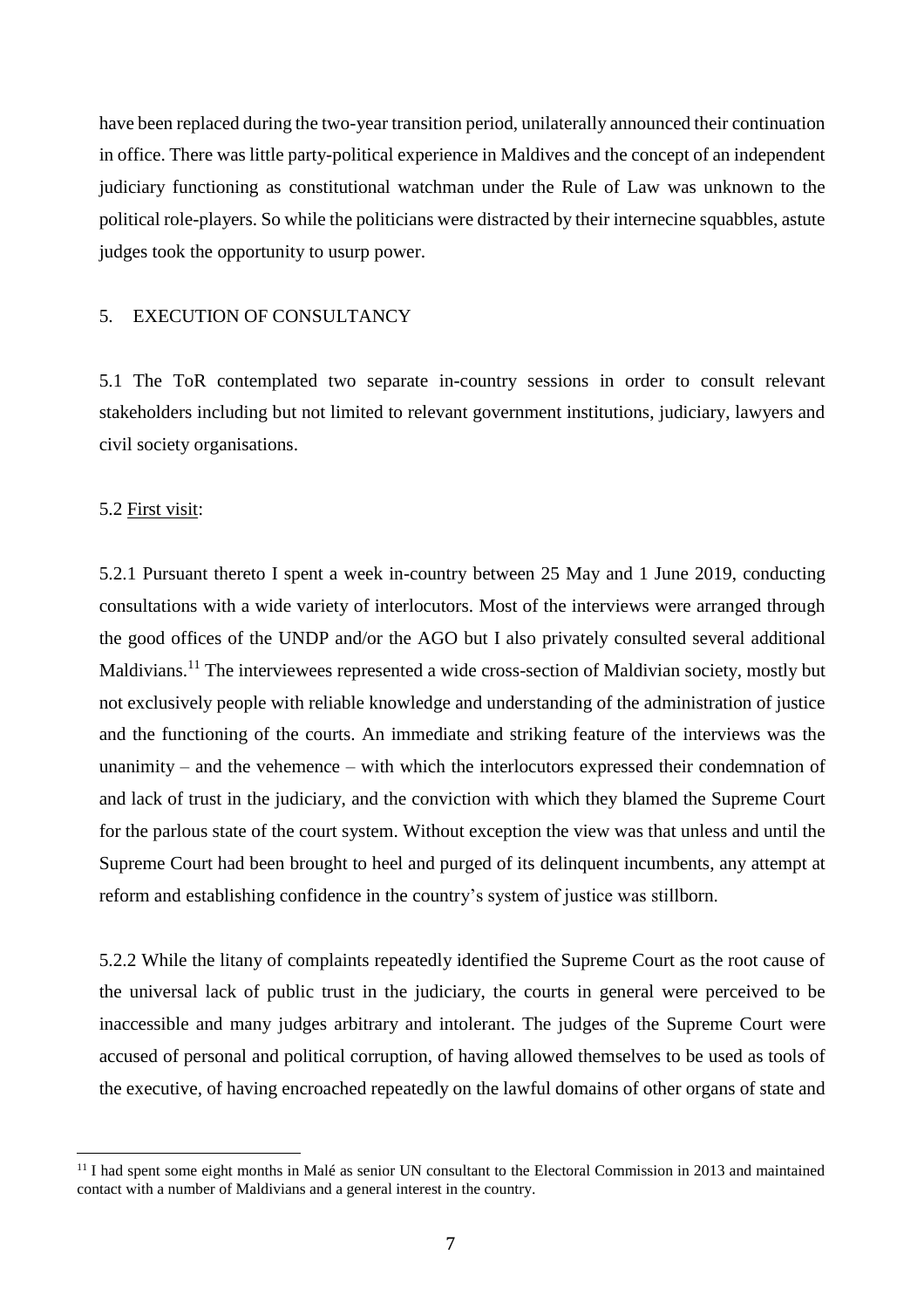have been replaced during the two-year transition period, unilaterally announced their continuation in office. There was little party-political experience in Maldives and the concept of an independent judiciary functioning as constitutional watchman under the Rule of Law was unknown to the political role-players. So while the politicians were distracted by their internecine squabbles, astute judges took the opportunity to usurp power.

## 5. EXECUTION OF CONSULTANCY

5.1 The ToR contemplated two separate in-country sessions in order to consult relevant stakeholders including but not limited to relevant government institutions, judiciary, lawyers and civil society organisations.

5.2 First visit:

5.2.1 Pursuant thereto I spent a week in-country between 25 May and 1 June 2019, conducting consultations with a wide variety of interlocutors. Most of the interviews were arranged through the good offices of the UNDP and/or the AGO but I also privately consulted several additional Maldivians.[11] The interviewees represented a wide cross-section of Maldivian society, mostly but not exclusively people with reliable knowledge and understanding of the administration of justice and the functioning of the courts. An immediate and striking feature of the interviews was the unanimity – and the vehemence – with which the interlocutors expressed their condemnation of and lack of trust in the judiciary, and the conviction with which they blamed the Supreme Court for the parlous state of the court system. Without exception the view was that unless and until the Supreme Court had been brought to heel and purged of its delinquent incumbents, any attempt at reform and establishing confidence in the country's system of justice was stillborn.

5.2.2 While the litany of complaints repeatedly identified the Supreme Court as the root cause of the universal lack of public trust in the judiciary, the courts in general were perceived to be inaccessible and many judges arbitrary and intolerant. The judges of the Supreme Court were accused of personal and political corruption, of having allowed themselves to be used as tools of the executive, of having encroached repeatedly on the lawful domains of other organs of state and

[11] I had spent some eight months in Malé as senior UN consultant to the Electoral Commission in 2013 and maintained contact with a number of Maldivians and a general interest in the country.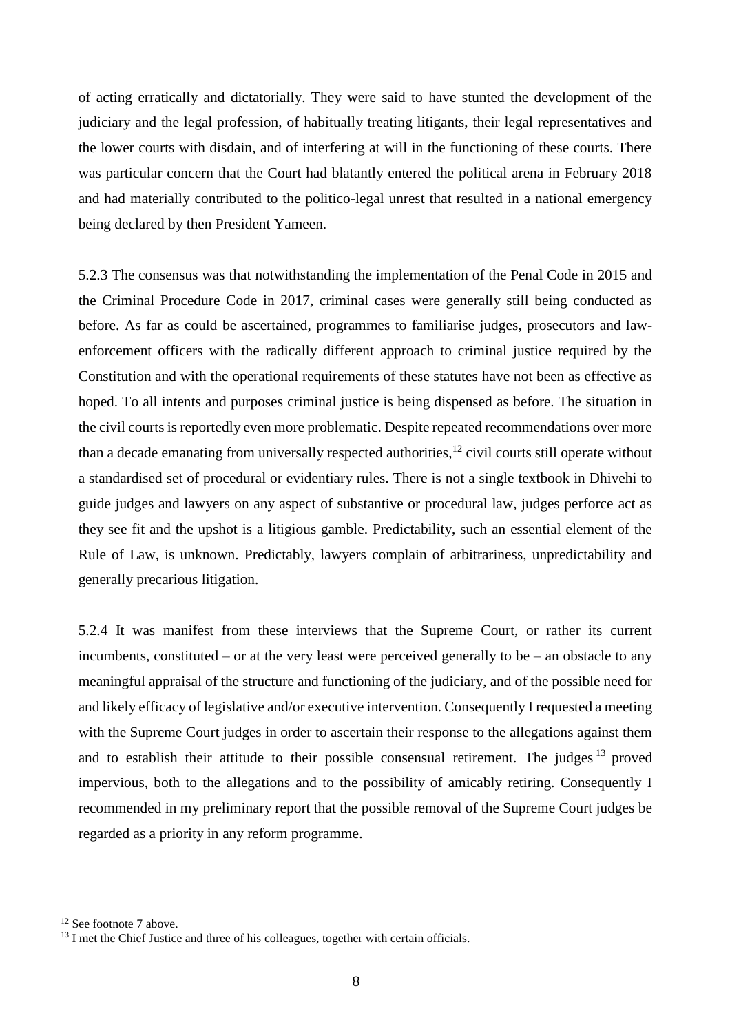of acting erratically and dictatorially. They were said to have stunted the development of the judiciary and the legal profession, of habitually treating litigants, their legal representatives and the lower courts with disdain, and of interfering at will in the functioning of these courts. There was particular concern that the Court had blatantly entered the political arena in February 2018 and had materially contributed to the politico-legal unrest that resulted in a national emergency being declared by then President Yameen.

5.2.3 The consensus was that notwithstanding the implementation of the Penal Code in 2015 and the Criminal Procedure Code in 2017, criminal cases were generally still being conducted as before. As far as could be ascertained, programmes to familiarise judges, prosecutors and law-enforcement officers with the radically different approach to criminal justice required by the Constitution and with the operational requirements of these statutes have not been as effective as hoped. To all intents and purposes criminal justice is being dispensed as before. The situation in the civil courts is reportedly even more problematic. Despite repeated recommendations over more than a decade emanating from universally respected authorities,[12] civil courts still operate without a standardised set of procedural or evidentiary rules. There is not a single textbook in Dhivehi to guide judges and lawyers on any aspect of substantive or procedural law, judges perforce act as they see fit and the upshot is a litigious gamble. Predictability, such an essential element of the Rule of Law, is unknown. Predictably, lawyers complain of arbitrariness, unpredictability and generally precarious litigation.

5.2.4 It was manifest from these interviews that the Supreme Court, or rather its current incumbents, constituted – or at the very least were perceived generally to be – an obstacle to any meaningful appraisal of the structure and functioning of the judiciary, and of the possible need for and likely efficacy of legislative and/or executive intervention. Consequently I requested a meeting with the Supreme Court judges in order to ascertain their response to the allegations against them and to establish their attitude to their possible consensual retirement. The judges[13] proved impervious, both to the allegations and to the possibility of amicably retiring. Consequently I recommended in my preliminary report that the possible removal of the Supreme Court judges be regarded as a priority in any reform programme.

---

[12] See footnote 7 above.

[13] I met the Chief Justice and three of his colleagues, together with certain officials.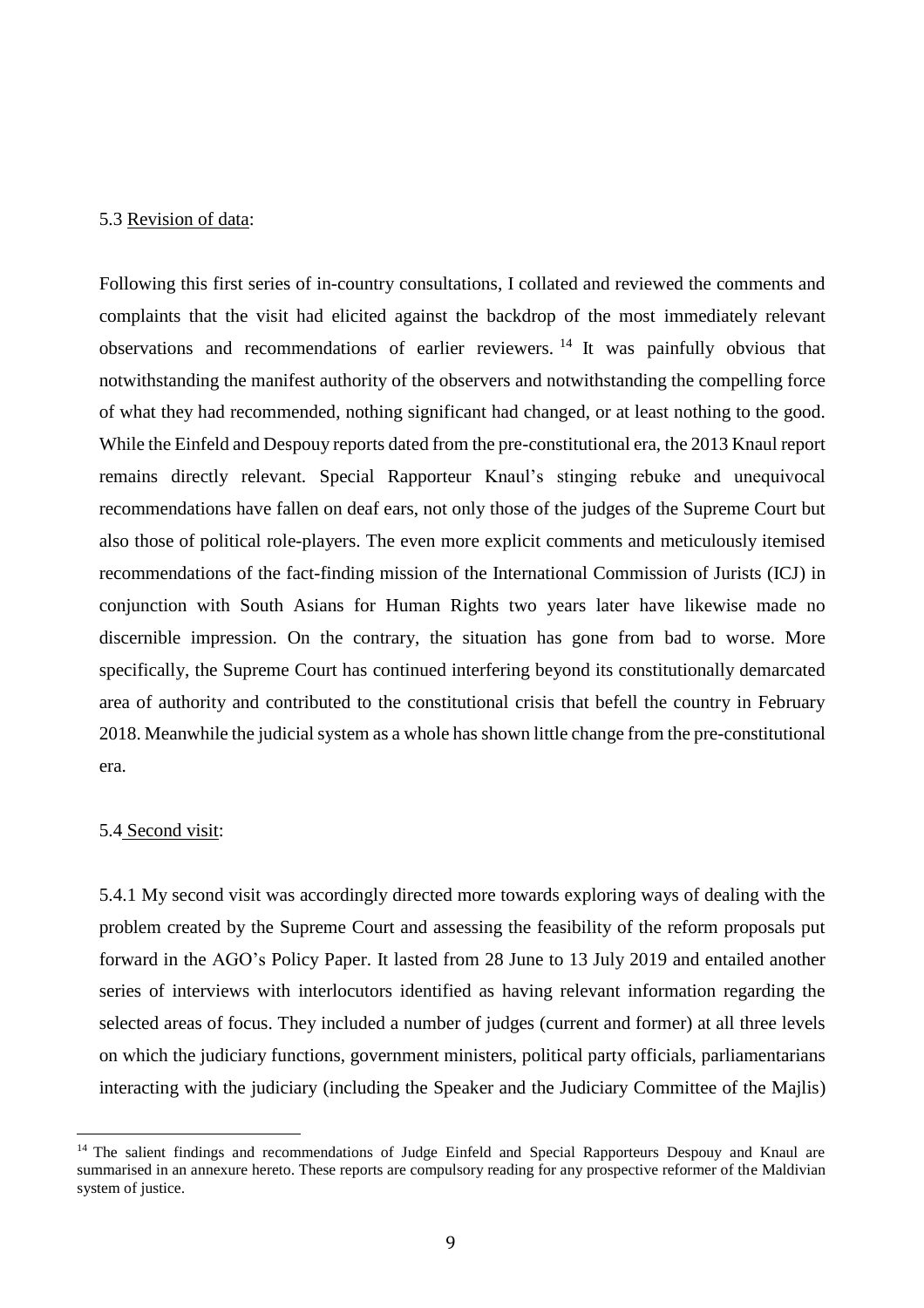5.3 Revision of data:

Following this first series of in-country consultations, I collated and reviewed the comments and complaints that the visit had elicited against the backdrop of the most immediately relevant observations and recommendations of earlier reviewers.[14] It was painfully obvious that notwithstanding the manifest authority of the observers and notwithstanding the compelling force of what they had recommended, nothing significant had changed, or at least nothing to the good. While the Einfeld and Despouy reports dated from the pre-constitutional era, the 2013 Knaul report remains directly relevant. Special Rapporteur Knaul's stinging rebuke and unequivocal recommendations have fallen on deaf ears, not only those of the judges of the Supreme Court but also those of political role-players. The even more explicit comments and meticulously itemised recommendations of the fact-finding mission of the International Commission of Jurists (ICJ) in conjunction with South Asians for Human Rights two years later have likewise made no discernible impression. On the contrary, the situation has gone from bad to worse. More specifically, the Supreme Court has continued interfering beyond its constitutionally demarcated area of authority and contributed to the constitutional crisis that befell the country in February 2018. Meanwhile the judicial system as a whole has shown little change from the pre-constitutional era.

5.4 Second visit:

5.4.1 My second visit was accordingly directed more towards exploring ways of dealing with the problem created by the Supreme Court and assessing the feasibility of the reform proposals put forward in the AGO's Policy Paper. It lasted from 28 June to 13 July 2019 and entailed another series of interviews with interlocutors identified as having relevant information regarding the selected areas of focus. They included a number of judges (current and former) at all three levels on which the judiciary functions, government ministers, political party officials, parliamentarians interacting with the judiciary (including the Speaker and the Judiciary Committee of the Majlis)

[14] The salient findings and recommendations of Judge Einfeld and Special Rapporteurs Despouy and Knaul are summarised in an annexure hereto. These reports are compulsory reading for any prospective reformer of the Maldivian system of justice.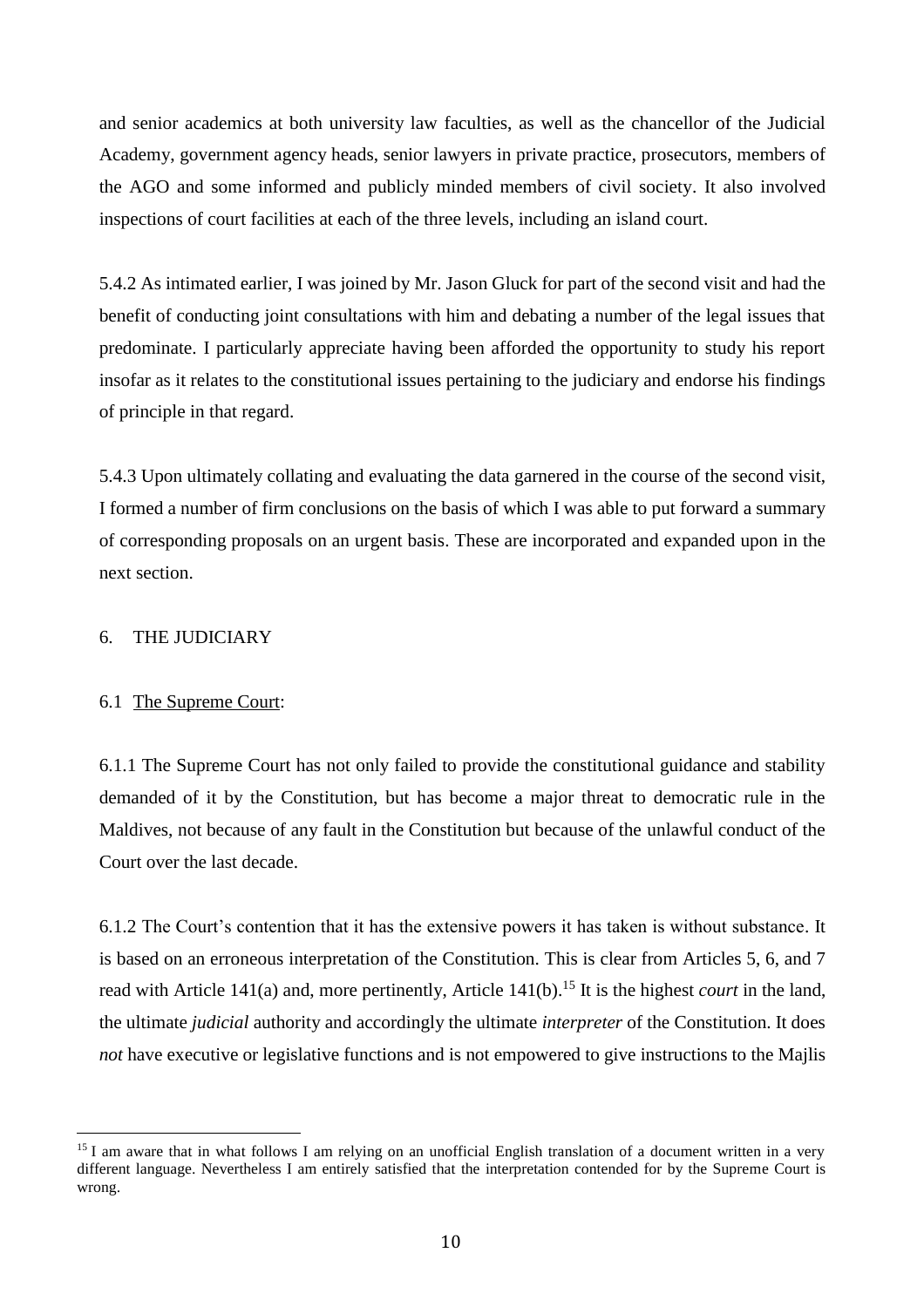and senior academics at both university law faculties, as well as the chancellor of the Judicial Academy, government agency heads, senior lawyers in private practice, prosecutors, members of the AGO and some informed and publicly minded members of civil society. It also involved inspections of court facilities at each of the three levels, including an island court.

5.4.2 As intimated earlier, I was joined by Mr. Jason Gluck for part of the second visit and had the benefit of conducting joint consultations with him and debating a number of the legal issues that predominate. I particularly appreciate having been afforded the opportunity to study his report insofar as it relates to the constitutional issues pertaining to the judiciary and endorse his findings of principle in that regard.

5.4.3 Upon ultimately collating and evaluating the data garnered in the course of the second visit, I formed a number of firm conclusions on the basis of which I was able to put forward a summary of corresponding proposals on an urgent basis. These are incorporated and expanded upon in the next section.

## 6. THE JUDICIARY

### 6.1 The Supreme Court:

6.1.1 The Supreme Court has not only failed to provide the constitutional guidance and stability demanded of it by the Constitution, but has become a major threat to democratic rule in the Maldives, not because of any fault in the Constitution but because of the unlawful conduct of the Court over the last decade.

6.1.2 The Court's contention that it has the extensive powers it has taken is without substance. It is based on an erroneous interpretation of the Constitution. This is clear from Articles 5, 6, and 7 read with Article 141(a) and, more pertinently, Article 141(b).[15] It is the highest *court* in the land, the ultimate *judicial* authority and accordingly the ultimate *interpreter* of the Constitution. It does *not* have executive or legislative functions and is not empowered to give instructions to the Majlis

[15] I am aware that in what follows I am relying on an unofficial English translation of a document written in a very different language. Nevertheless I am entirely satisfied that the interpretation contended for by the Supreme Court is wrong.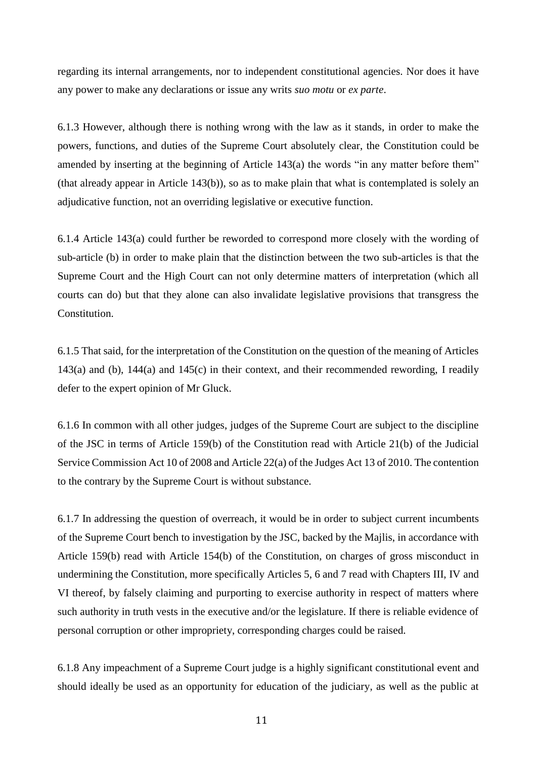regarding its internal arrangements, nor to independent constitutional agencies. Nor does it have any power to make any declarations or issue any writs *suo motu* or *ex parte*.

6.1.3 However, although there is nothing wrong with the law as it stands, in order to make the powers, functions, and duties of the Supreme Court absolutely clear, the Constitution could be amended by inserting at the beginning of Article 143(a) the words "in any matter before them" (that already appear in Article 143(b)), so as to make plain that what is contemplated is solely an adjudicative function, not an overriding legislative or executive function.

6.1.4 Article 143(a) could further be reworded to correspond more closely with the wording of sub-article (b) in order to make plain that the distinction between the two sub-articles is that the Supreme Court and the High Court can not only determine matters of interpretation (which all courts can do) but that they alone can also invalidate legislative provisions that transgress the Constitution.

6.1.5 That said, for the interpretation of the Constitution on the question of the meaning of Articles 143(a) and (b), 144(a) and 145(c) in their context, and their recommended rewording, I readily defer to the expert opinion of Mr Gluck.

6.1.6 In common with all other judges, judges of the Supreme Court are subject to the discipline of the JSC in terms of Article 159(b) of the Constitution read with Article 21(b) of the Judicial Service Commission Act 10 of 2008 and Article 22(a) of the Judges Act 13 of 2010. The contention to the contrary by the Supreme Court is without substance.

6.1.7 In addressing the question of overreach, it would be in order to subject current incumbents of the Supreme Court bench to investigation by the JSC, backed by the Majlis, in accordance with Article 159(b) read with Article 154(b) of the Constitution, on charges of gross misconduct in undermining the Constitution, more specifically Articles 5, 6 and 7 read with Chapters III, IV and VI thereof, by falsely claiming and purporting to exercise authority in respect of matters where such authority in truth vests in the executive and/or the legislature. If there is reliable evidence of personal corruption or other impropriety, corresponding charges could be raised.

6.1.8 Any impeachment of a Supreme Court judge is a highly significant constitutional event and should ideally be used as an opportunity for education of the judiciary, as well as the public at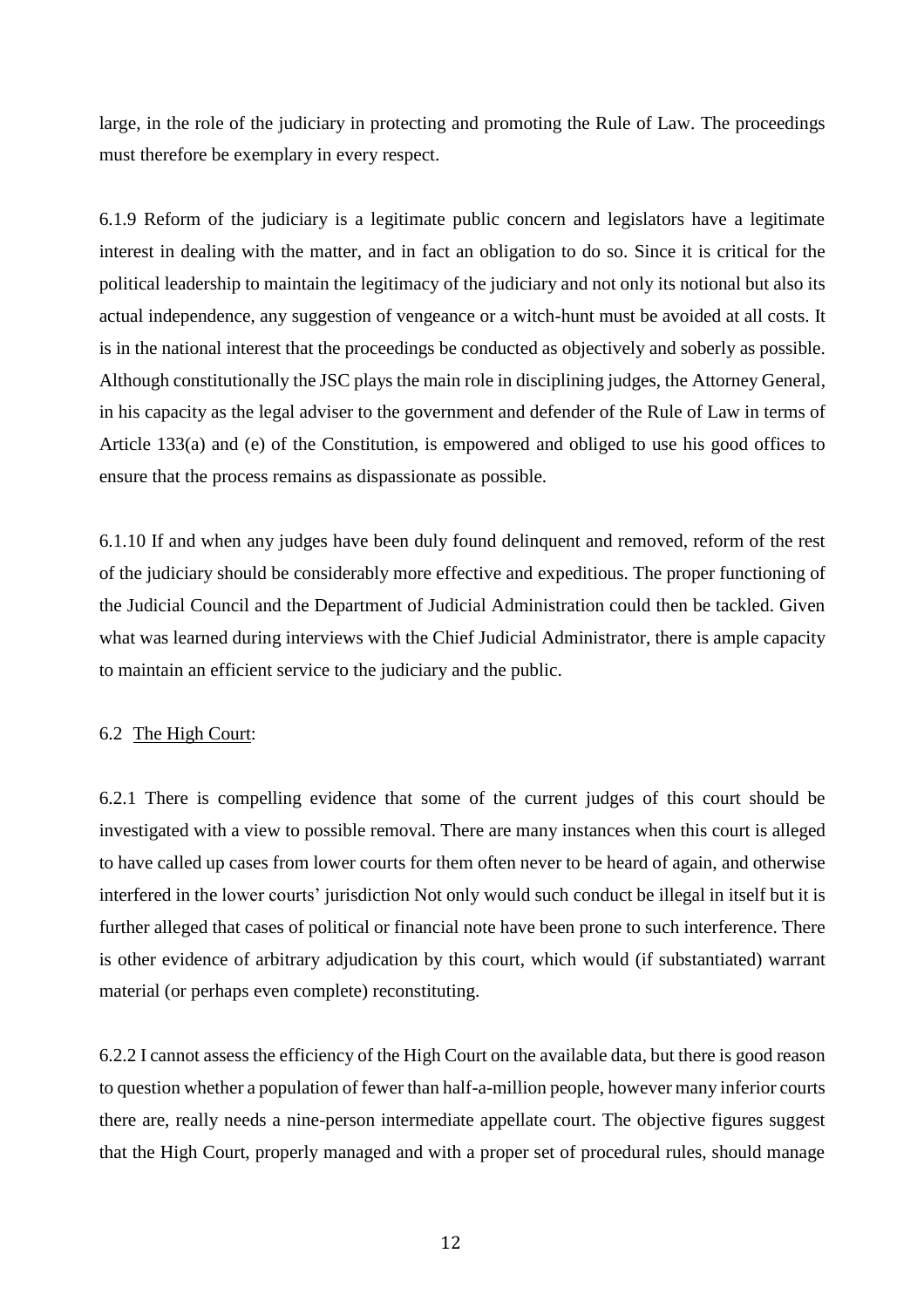large, in the role of the judiciary in protecting and promoting the Rule of Law. The proceedings must therefore be exemplary in every respect.

6.1.9 Reform of the judiciary is a legitimate public concern and legislators have a legitimate interest in dealing with the matter, and in fact an obligation to do so. Since it is critical for the political leadership to maintain the legitimacy of the judiciary and not only its notional but also its actual independence, any suggestion of vengeance or a witch-hunt must be avoided at all costs. It is in the national interest that the proceedings be conducted as objectively and soberly as possible. Although constitutionally the JSC plays the main role in disciplining judges, the Attorney General, in his capacity as the legal adviser to the government and defender of the Rule of Law in terms of Article 133(a) and (e) of the Constitution, is empowered and obliged to use his good offices to ensure that the process remains as dispassionate as possible.

6.1.10 If and when any judges have been duly found delinquent and removed, reform of the rest of the judiciary should be considerably more effective and expeditious. The proper functioning of the Judicial Council and the Department of Judicial Administration could then be tackled. Given what was learned during interviews with the Chief Judicial Administrator, there is ample capacity to maintain an efficient service to the judiciary and the public.

6.2 <u>The High Court</u>:

6.2.1 There is compelling evidence that some of the current judges of this court should be investigated with a view to possible removal. There are many instances when this court is alleged to have called up cases from lower courts for them often never to be heard of again, and otherwise interfered in the lower courts' jurisdiction Not only would such conduct be illegal in itself but it is further alleged that cases of political or financial note have been prone to such interference. There is other evidence of arbitrary adjudication by this court, which would (if substantiated) warrant material (or perhaps even complete) reconstituting.

6.2.2 I cannot assess the efficiency of the High Court on the available data, but there is good reason to question whether a population of fewer than half-a-million people, however many inferior courts there are, really needs a nine-person intermediate appellate court. The objective figures suggest that the High Court, properly managed and with a proper set of procedural rules, should manage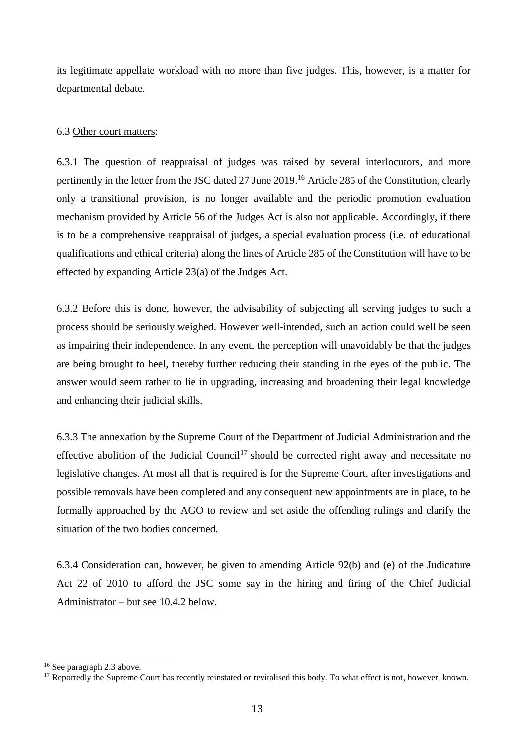its legitimate appellate workload with no more than five judges. This, however, is a matter for departmental debate.

6.3 Other court matters:

6.3.1 The question of reappraisal of judges was raised by several interlocutors, and more pertinently in the letter from the JSC dated 27 June 2019.[16] Article 285 of the Constitution, clearly only a transitional provision, is no longer available and the periodic promotion evaluation mechanism provided by Article 56 of the Judges Act is also not applicable. Accordingly, if there is to be a comprehensive reappraisal of judges, a special evaluation process (i.e. of educational qualifications and ethical criteria) along the lines of Article 285 of the Constitution will have to be effected by expanding Article 23(a) of the Judges Act.

6.3.2 Before this is done, however, the advisability of subjecting all serving judges to such a process should be seriously weighed. However well-intended, such an action could well be seen as impairing their independence. In any event, the perception will unavoidably be that the judges are being brought to heel, thereby further reducing their standing in the eyes of the public. The answer would seem rather to lie in upgrading, increasing and broadening their legal knowledge and enhancing their judicial skills.

6.3.3 The annexation by the Supreme Court of the Department of Judicial Administration and the effective abolition of the Judicial Council[17] should be corrected right away and necessitate no legislative changes. At most all that is required is for the Supreme Court, after investigations and possible removals have been completed and any consequent new appointments are in place, to be formally approached by the AGO to review and set aside the offending rulings and clarify the situation of the two bodies concerned.

6.3.4 Consideration can, however, be given to amending Article 92(b) and (e) of the Judicature Act 22 of 2010 to afford the JSC some say in the hiring and firing of the Chief Judicial Administrator – but see 10.4.2 below.

---

[16] See paragraph 2.3 above.

[17] Reportedly the Supreme Court has recently reinstated or revitalised this body. To what effect is not, however, known.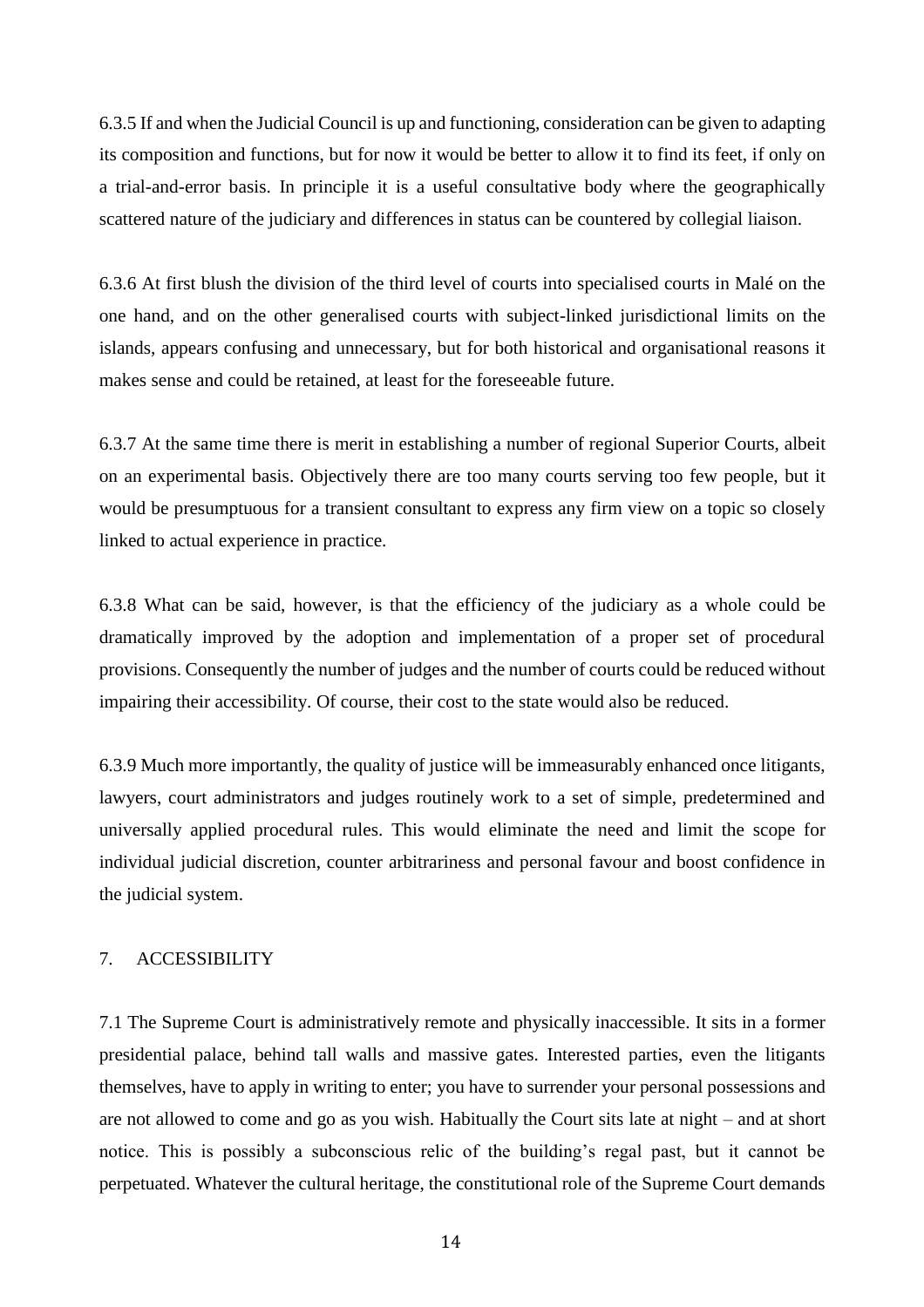6.3.5 If and when the Judicial Council is up and functioning, consideration can be given to adapting its composition and functions, but for now it would be better to allow it to find its feet, if only on a trial-and-error basis. In principle it is a useful consultative body where the geographically scattered nature of the judiciary and differences in status can be countered by collegial liaison.

6.3.6 At first blush the division of the third level of courts into specialised courts in Malé on the one hand, and on the other generalised courts with subject-linked jurisdictional limits on the islands, appears confusing and unnecessary, but for both historical and organisational reasons it makes sense and could be retained, at least for the foreseeable future.

6.3.7 At the same time there is merit in establishing a number of regional Superior Courts, albeit on an experimental basis. Objectively there are too many courts serving too few people, but it would be presumptuous for a transient consultant to express any firm view on a topic so closely linked to actual experience in practice.

6.3.8 What can be said, however, is that the efficiency of the judiciary as a whole could be dramatically improved by the adoption and implementation of a proper set of procedural provisions. Consequently the number of judges and the number of courts could be reduced without impairing their accessibility. Of course, their cost to the state would also be reduced.

6.3.9 Much more importantly, the quality of justice will be immeasurably enhanced once litigants, lawyers, court administrators and judges routinely work to a set of simple, predetermined and universally applied procedural rules. This would eliminate the need and limit the scope for individual judicial discretion, counter arbitrariness and personal favour and boost confidence in the judicial system.

## 7. ACCESSIBILITY

7.1 The Supreme Court is administratively remote and physically inaccessible. It sits in a former presidential palace, behind tall walls and massive gates. Interested parties, even the litigants themselves, have to apply in writing to enter; you have to surrender your personal possessions and are not allowed to come and go as you wish. Habitually the Court sits late at night – and at short notice. This is possibly a subconscious relic of the building's regal past, but it cannot be perpetuated. Whatever the cultural heritage, the constitutional role of the Supreme Court demands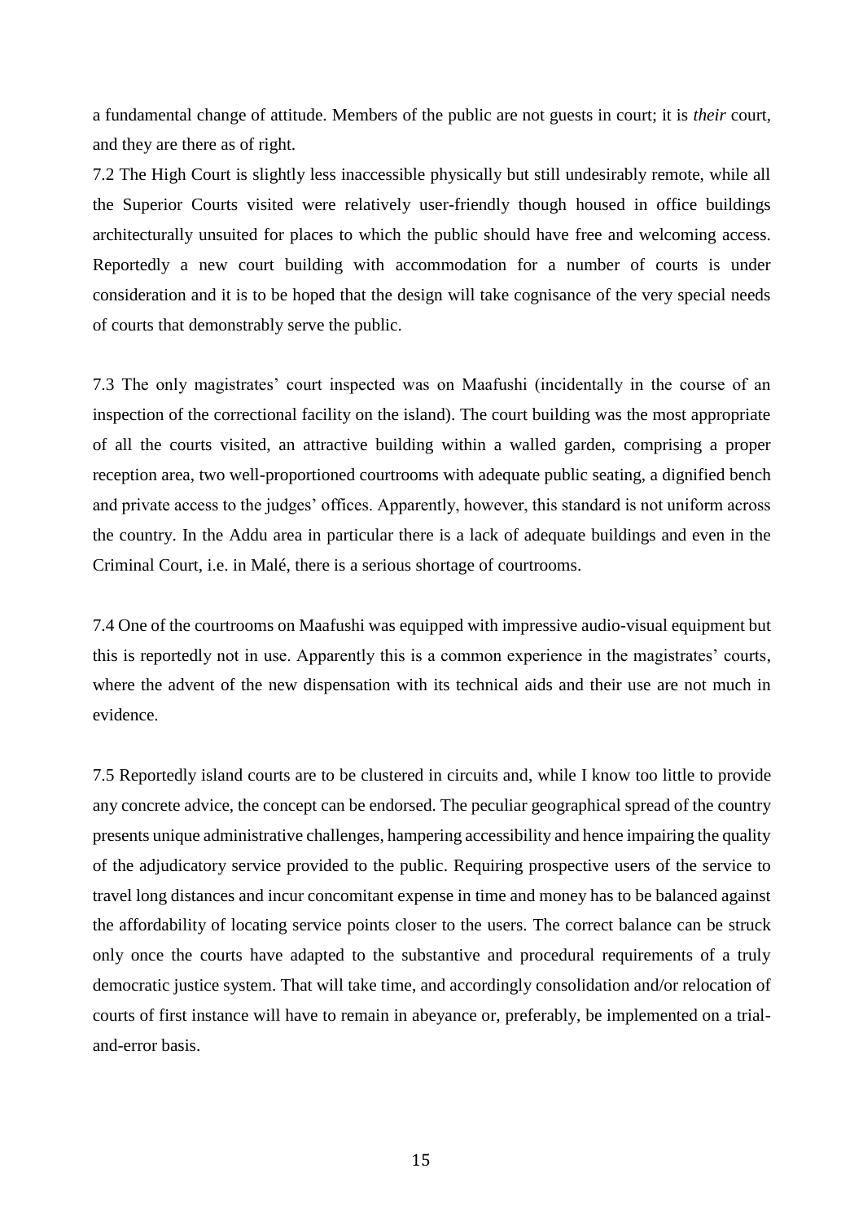a fundamental change of attitude. Members of the public are not guests in court; it is *their* court, and they are there as of right.

7.2 The High Court is slightly less inaccessible physically but still undesirably remote, while all the Superior Courts visited were relatively user-friendly though housed in office buildings architecturally unsuited for places to which the public should have free and welcoming access. Reportedly a new court building with accommodation for a number of courts is under consideration and it is to be hoped that the design will take cognisance of the very special needs of courts that demonstrably serve the public.

7.3 The only magistrates' court inspected was on Maafushi (incidentally in the course of an inspection of the correctional facility on the island). The court building was the most appropriate of all the courts visited, an attractive building within a walled garden, comprising a proper reception area, two well-proportioned courtrooms with adequate public seating, a dignified bench and private access to the judges' offices. Apparently, however, this standard is not uniform across the country. In the Addu area in particular there is a lack of adequate buildings and even in the Criminal Court, i.e. in Malé, there is a serious shortage of courtrooms.

7.4 One of the courtrooms on Maafushi was equipped with impressive audio-visual equipment but this is reportedly not in use. Apparently this is a common experience in the magistrates' courts, where the advent of the new dispensation with its technical aids and their use are not much in evidence.

7.5 Reportedly island courts are to be clustered in circuits and, while I know too little to provide any concrete advice, the concept can be endorsed. The peculiar geographical spread of the country presents unique administrative challenges, hampering accessibility and hence impairing the quality of the adjudicatory service provided to the public. Requiring prospective users of the service to travel long distances and incur concomitant expense in time and money has to be balanced against the affordability of locating service points closer to the users. The correct balance can be struck only once the courts have adapted to the substantive and procedural requirements of a truly democratic justice system. That will take time, and accordingly consolidation and/or relocation of courts of first instance will have to remain in abeyance or, preferably, be implemented on a trial-and-error basis.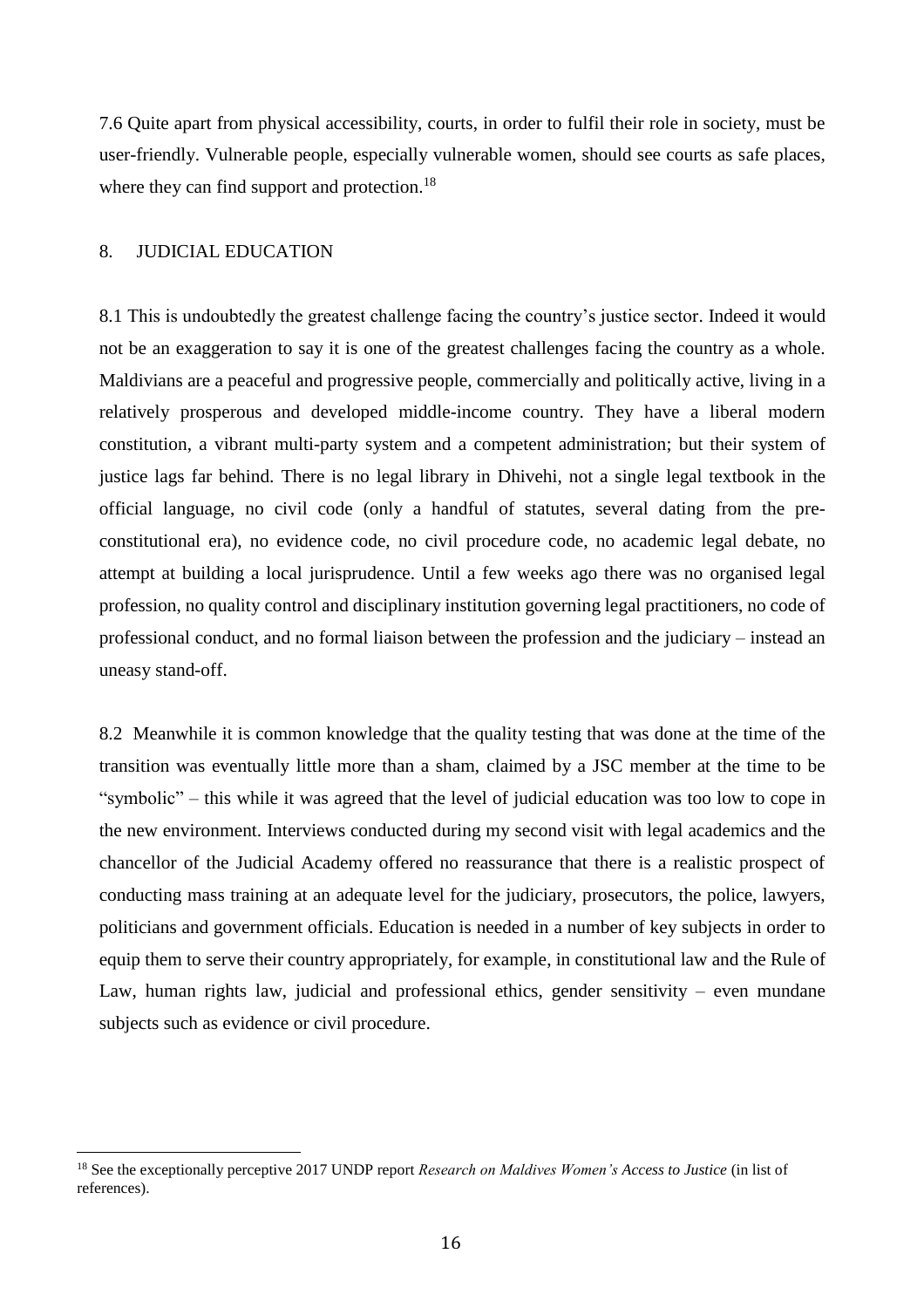7.6 Quite apart from physical accessibility, courts, in order to fulfil their role in society, must be user-friendly. Vulnerable people, especially vulnerable women, should see courts as safe places, where they can find support and protection.[18]

## 8. JUDICIAL EDUCATION

8.1 This is undoubtedly the greatest challenge facing the country's justice sector. Indeed it would not be an exaggeration to say it is one of the greatest challenges facing the country as a whole. Maldivians are a peaceful and progressive people, commercially and politically active, living in a relatively prosperous and developed middle-income country. They have a liberal modern constitution, a vibrant multi-party system and a competent administration; but their system of justice lags far behind. There is no legal library in Dhivehi, not a single legal textbook in the official language, no civil code (only a handful of statutes, several dating from the pre-constitutional era), no evidence code, no civil procedure code, no academic legal debate, no attempt at building a local jurisprudence. Until a few weeks ago there was no organised legal profession, no quality control and disciplinary institution governing legal practitioners, no code of professional conduct, and no formal liaison between the profession and the judiciary – instead an uneasy stand-off.

8.2 Meanwhile it is common knowledge that the quality testing that was done at the time of the transition was eventually little more than a sham, claimed by a JSC member at the time to be "symbolic" – this while it was agreed that the level of judicial education was too low to cope in the new environment. Interviews conducted during my second visit with legal academics and the chancellor of the Judicial Academy offered no reassurance that there is a realistic prospect of conducting mass training at an adequate level for the judiciary, prosecutors, the police, lawyers, politicians and government officials. Education is needed in a number of key subjects in order to equip them to serve their country appropriately, for example, in constitutional law and the Rule of Law, human rights law, judicial and professional ethics, gender sensitivity – even mundane subjects such as evidence or civil procedure.

---

[18] See the exceptionally perceptive 2017 UNDP report *Research on Maldives Women's Access to Justice* (in list of references).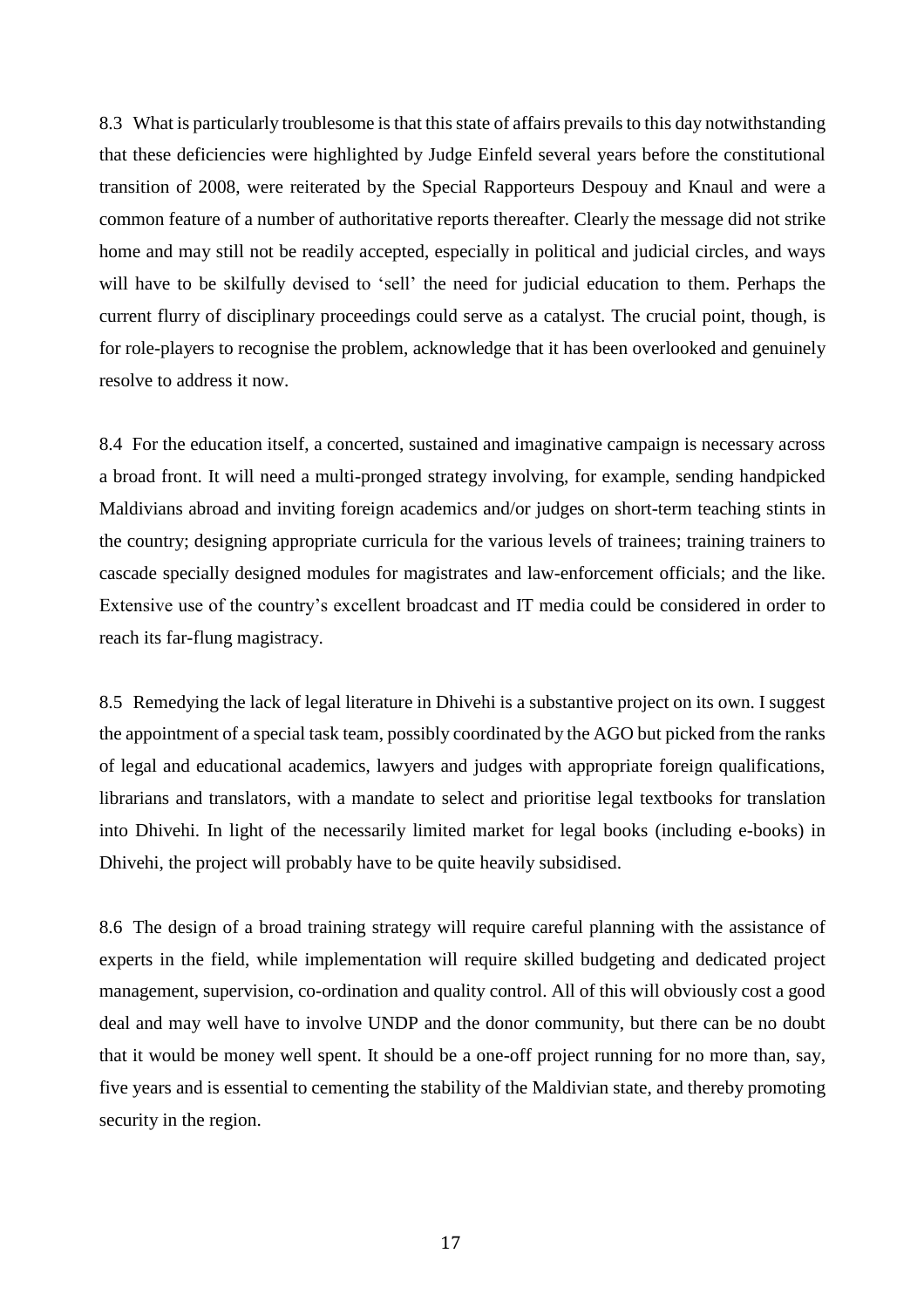8.3 What is particularly troublesome is that this state of affairs prevails to this day notwithstanding that these deficiencies were highlighted by Judge Einfeld several years before the constitutional transition of 2008, were reiterated by the Special Rapporteurs Despouy and Knaul and were a common feature of a number of authoritative reports thereafter. Clearly the message did not strike home and may still not be readily accepted, especially in political and judicial circles, and ways will have to be skilfully devised to 'sell' the need for judicial education to them. Perhaps the current flurry of disciplinary proceedings could serve as a catalyst. The crucial point, though, is for role-players to recognise the problem, acknowledge that it has been overlooked and genuinely resolve to address it now.

8.4 For the education itself, a concerted, sustained and imaginative campaign is necessary across a broad front. It will need a multi-pronged strategy involving, for example, sending handpicked Maldivians abroad and inviting foreign academics and/or judges on short-term teaching stints in the country; designing appropriate curricula for the various levels of trainees; training trainers to cascade specially designed modules for magistrates and law-enforcement officials; and the like. Extensive use of the country's excellent broadcast and IT media could be considered in order to reach its far-flung magistracy.

8.5 Remedying the lack of legal literature in Dhivehi is a substantive project on its own. I suggest the appointment of a special task team, possibly coordinated by the AGO but picked from the ranks of legal and educational academics, lawyers and judges with appropriate foreign qualifications, librarians and translators, with a mandate to select and prioritise legal textbooks for translation into Dhivehi. In light of the necessarily limited market for legal books (including e-books) in Dhivehi, the project will probably have to be quite heavily subsidised.

8.6 The design of a broad training strategy will require careful planning with the assistance of experts in the field, while implementation will require skilled budgeting and dedicated project management, supervision, co-ordination and quality control. All of this will obviously cost a good deal and may well have to involve UNDP and the donor community, but there can be no doubt that it would be money well spent. It should be a one-off project running for no more than, say, five years and is essential to cementing the stability of the Maldivian state, and thereby promoting security in the region.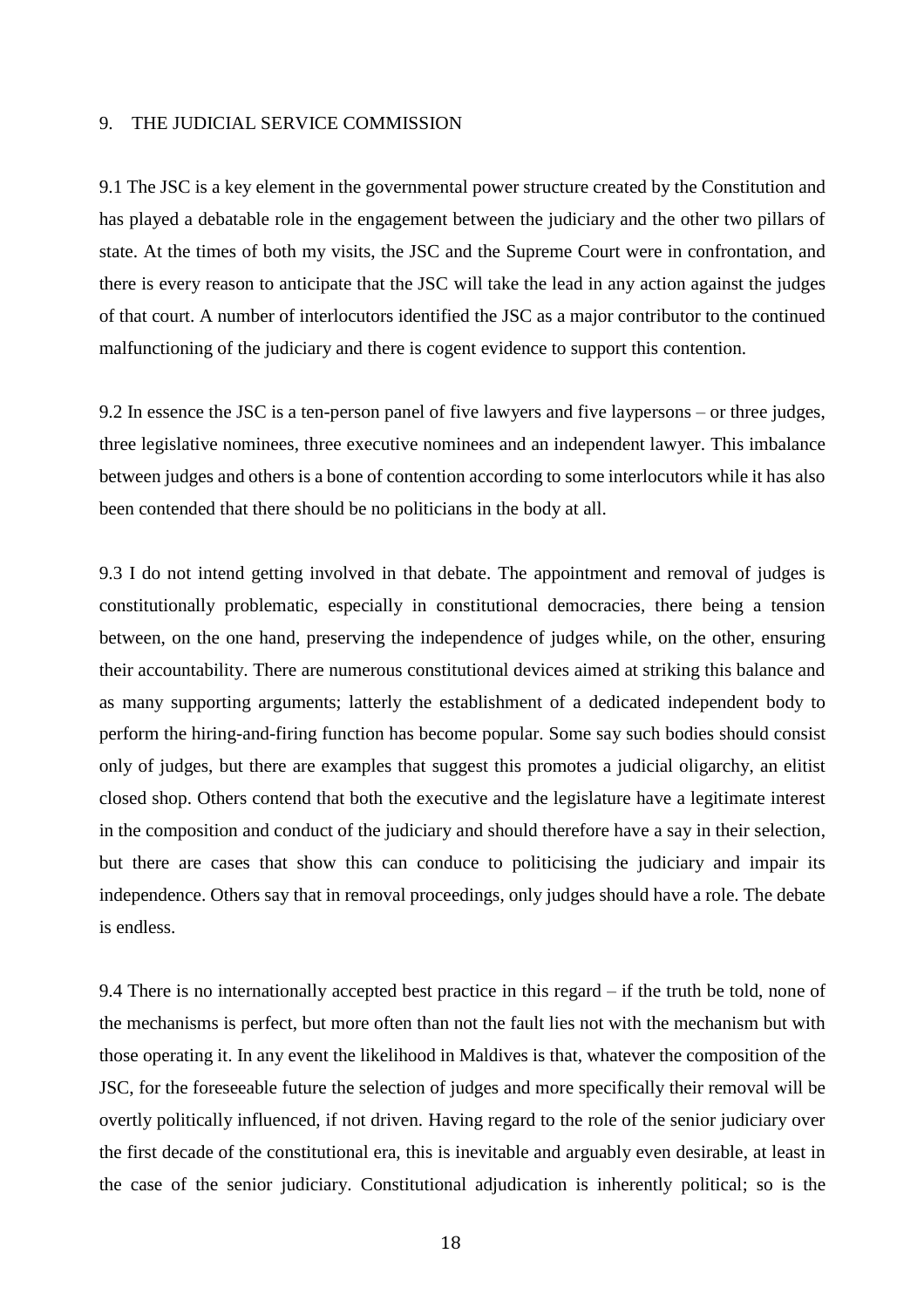## 9. THE JUDICIAL SERVICE COMMISSION

9.1 The JSC is a key element in the governmental power structure created by the Constitution and has played a debatable role in the engagement between the judiciary and the other two pillars of state. At the times of both my visits, the JSC and the Supreme Court were in confrontation, and there is every reason to anticipate that the JSC will take the lead in any action against the judges of that court. A number of interlocutors identified the JSC as a major contributor to the continued malfunctioning of the judiciary and there is cogent evidence to support this contention.

9.2 In essence the JSC is a ten-person panel of five lawyers and five laypersons – or three judges, three legislative nominees, three executive nominees and an independent lawyer. This imbalance between judges and others is a bone of contention according to some interlocutors while it has also been contended that there should be no politicians in the body at all.

9.3 I do not intend getting involved in that debate. The appointment and removal of judges is constitutionally problematic, especially in constitutional democracies, there being a tension between, on the one hand, preserving the independence of judges while, on the other, ensuring their accountability. There are numerous constitutional devices aimed at striking this balance and as many supporting arguments; latterly the establishment of a dedicated independent body to perform the hiring-and-firing function has become popular. Some say such bodies should consist only of judges, but there are examples that suggest this promotes a judicial oligarchy, an elitist closed shop. Others contend that both the executive and the legislature have a legitimate interest in the composition and conduct of the judiciary and should therefore have a say in their selection, but there are cases that show this can conduce to politicising the judiciary and impair its independence. Others say that in removal proceedings, only judges should have a role. The debate is endless.

9.4 There is no internationally accepted best practice in this regard – if the truth be told, none of the mechanisms is perfect, but more often than not the fault lies not with the mechanism but with those operating it. In any event the likelihood in Maldives is that, whatever the composition of the JSC, for the foreseeable future the selection of judges and more specifically their removal will be overtly politically influenced, if not driven. Having regard to the role of the senior judiciary over the first decade of the constitutional era, this is inevitable and arguably even desirable, at least in the case of the senior judiciary. Constitutional adjudication is inherently political; so is the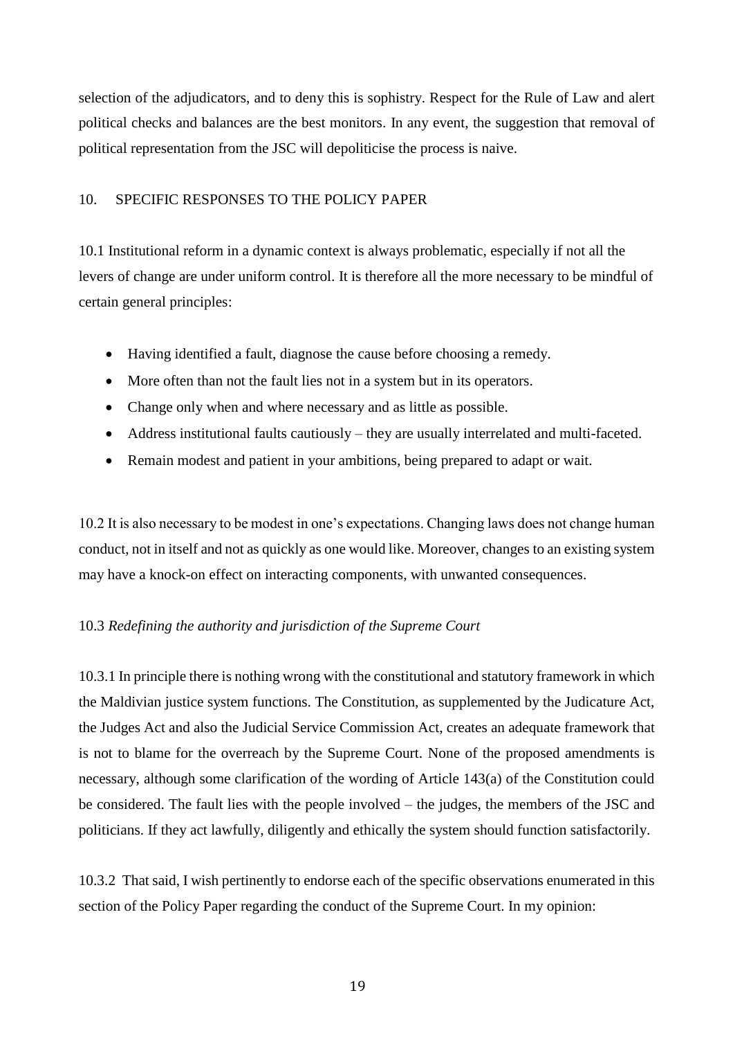selection of the adjudicators, and to deny this is sophistry. Respect for the Rule of Law and alert political checks and balances are the best monitors. In any event, the suggestion that removal of political representation from the JSC will depoliticise the process is naive.

## 10. SPECIFIC RESPONSES TO THE POLICY PAPER

10.1 Institutional reform in a dynamic context is always problematic, especially if not all the levers of change are under uniform control. It is therefore all the more necessary to be mindful of certain general principles:

- Having identified a fault, diagnose the cause before choosing a remedy.
- More often than not the fault lies not in a system but in its operators.
- Change only when and where necessary and as little as possible.
- Address institutional faults cautiously – they are usually interrelated and multi-faceted.
- Remain modest and patient in your ambitions, being prepared to adapt or wait.

10.2 It is also necessary to be modest in one's expectations. Changing laws does not change human conduct, not in itself and not as quickly as one would like. Moreover, changes to an existing system may have a knock-on effect on interacting components, with unwanted consequences.

### 10.3 *Redefining the authority and jurisdiction of the Supreme Court*

10.3.1 In principle there is nothing wrong with the constitutional and statutory framework in which the Maldivian justice system functions. The Constitution, as supplemented by the Judicature Act, the Judges Act and also the Judicial Service Commission Act, creates an adequate framework that is not to blame for the overreach by the Supreme Court. None of the proposed amendments is necessary, although some clarification of the wording of Article 143(a) of the Constitution could be considered. The fault lies with the people involved – the judges, the members of the JSC and politicians. If they act lawfully, diligently and ethically the system should function satisfactorily.

10.3.2 That said, I wish pertinently to endorse each of the specific observations enumerated in this section of the Policy Paper regarding the conduct of the Supreme Court. In my opinion: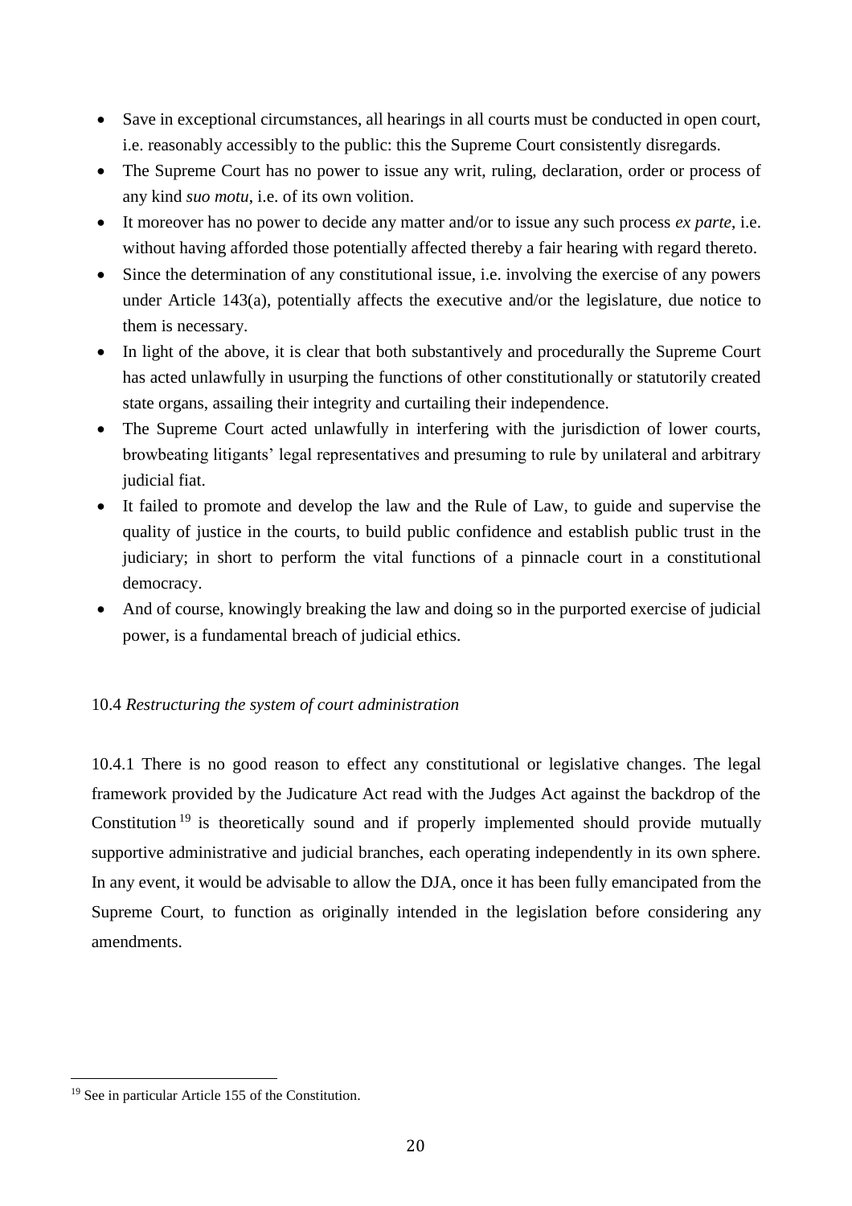- Save in exceptional circumstances, all hearings in all courts must be conducted in open court, i.e. reasonably accessibly to the public: this the Supreme Court consistently disregards.
- The Supreme Court has no power to issue any writ, ruling, declaration, order or process of any kind *suo motu*, i.e. of its own volition.
- It moreover has no power to decide any matter and/or to issue any such process *ex parte*, i.e. without having afforded those potentially affected thereby a fair hearing with regard thereto.
- Since the determination of any constitutional issue, i.e. involving the exercise of any powers under Article 143(a), potentially affects the executive and/or the legislature, due notice to them is necessary.
- In light of the above, it is clear that both substantively and procedurally the Supreme Court has acted unlawfully in usurping the functions of other constitutionally or statutorily created state organs, assailing their integrity and curtailing their independence.
- The Supreme Court acted unlawfully in interfering with the jurisdiction of lower courts, browbeating litigants' legal representatives and presuming to rule by unilateral and arbitrary judicial fiat.
- It failed to promote and develop the law and the Rule of Law, to guide and supervise the quality of justice in the courts, to build public confidence and establish public trust in the judiciary; in short to perform the vital functions of a pinnacle court in a constitutional democracy.
- And of course, knowingly breaking the law and doing so in the purported exercise of judicial power, is a fundamental breach of judicial ethics.

10.4 *Restructuring the system of court administration*

10.4.1 There is no good reason to effect any constitutional or legislative changes. The legal framework provided by the Judicature Act read with the Judges Act against the backdrop of the Constitution[19] is theoretically sound and if properly implemented should provide mutually supportive administrative and judicial branches, each operating independently in its own sphere. In any event, it would be advisable to allow the DJA, once it has been fully emancipated from the Supreme Court, to function as originally intended in the legislation before considering any amendments.

[19] See in particular Article 155 of the Constitution.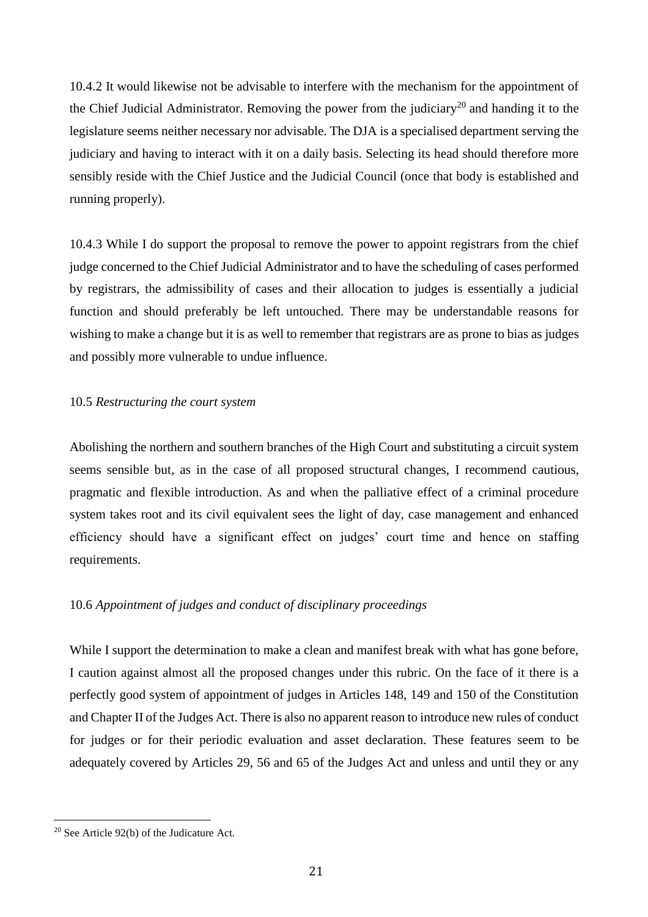10.4.2 It would likewise not be advisable to interfere with the mechanism for the appointment of the Chief Judicial Administrator. Removing the power from the judiciary[20] and handing it to the legislature seems neither necessary nor advisable. The DJA is a specialised department serving the judiciary and having to interact with it on a daily basis. Selecting its head should therefore more sensibly reside with the Chief Justice and the Judicial Council (once that body is established and running properly).

10.4.3 While I do support the proposal to remove the power to appoint registrars from the chief judge concerned to the Chief Judicial Administrator and to have the scheduling of cases performed by registrars, the admissibility of cases and their allocation to judges is essentially a judicial function and should preferably be left untouched. There may be understandable reasons for wishing to make a change but it is as well to remember that registrars are as prone to bias as judges and possibly more vulnerable to undue influence.

10.5 *Restructuring the court system*

Abolishing the northern and southern branches of the High Court and substituting a circuit system seems sensible but, as in the case of all proposed structural changes, I recommend cautious, pragmatic and flexible introduction. As and when the palliative effect of a criminal procedure system takes root and its civil equivalent sees the light of day, case management and enhanced efficiency should have a significant effect on judges' court time and hence on staffing requirements.

10.6 *Appointment of judges and conduct of disciplinary proceedings*

While I support the determination to make a clean and manifest break with what has gone before, I caution against almost all the proposed changes under this rubric. On the face of it there is a perfectly good system of appointment of judges in Articles 148, 149 and 150 of the Constitution and Chapter II of the Judges Act. There is also no apparent reason to introduce new rules of conduct for judges or for their periodic evaluation and asset declaration. These features seem to be adequately covered by Articles 29, 56 and 65 of the Judges Act and unless and until they or any

[20] See Article 92(b) of the Judicature Act.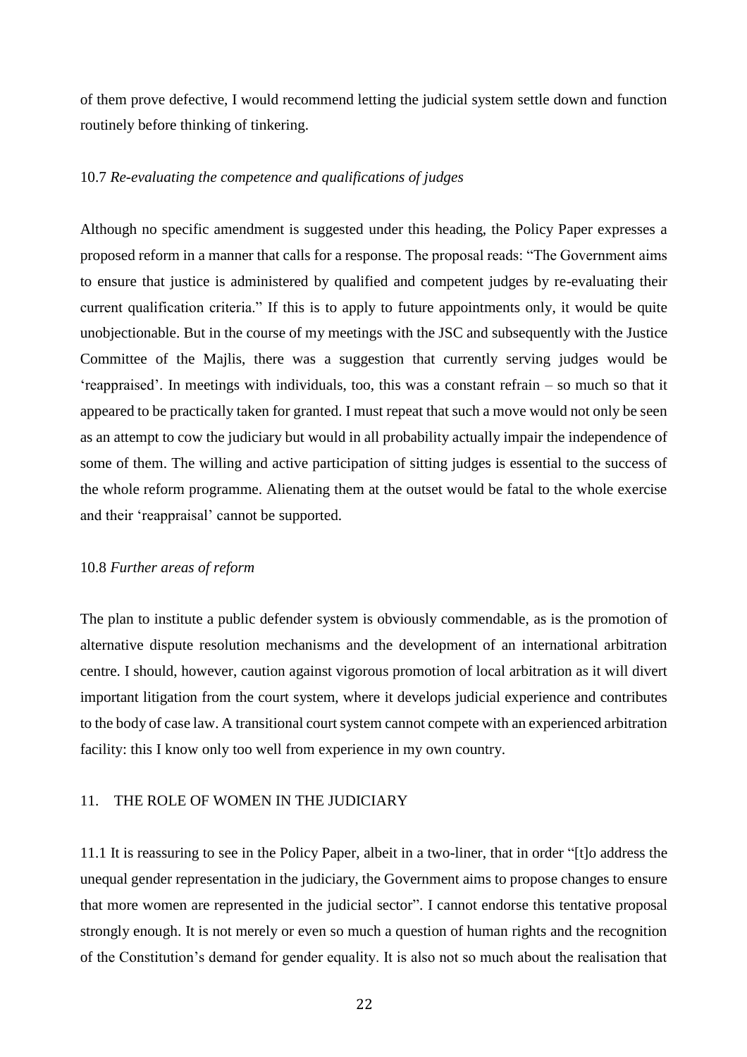of them prove defective, I would recommend letting the judicial system settle down and function routinely before thinking of tinkering.

### 10.7 *Re-evaluating the competence and qualifications of judges*

Although no specific amendment is suggested under this heading, the Policy Paper expresses a proposed reform in a manner that calls for a response. The proposal reads: "The Government aims to ensure that justice is administered by qualified and competent judges by re-evaluating their current qualification criteria." If this is to apply to future appointments only, it would be quite unobjectionable. But in the course of my meetings with the JSC and subsequently with the Justice Committee of the Majlis, there was a suggestion that currently serving judges would be 'reappraised'. In meetings with individuals, too, this was a constant refrain – so much so that it appeared to be practically taken for granted. I must repeat that such a move would not only be seen as an attempt to cow the judiciary but would in all probability actually impair the independence of some of them. The willing and active participation of sitting judges is essential to the success of the whole reform programme. Alienating them at the outset would be fatal to the whole exercise and their 'reappraisal' cannot be supported.

### 10.8 *Further areas of reform*

The plan to institute a public defender system is obviously commendable, as is the promotion of alternative dispute resolution mechanisms and the development of an international arbitration centre. I should, however, caution against vigorous promotion of local arbitration as it will divert important litigation from the court system, where it develops judicial experience and contributes to the body of case law. A transitional court system cannot compete with an experienced arbitration facility: this I know only too well from experience in my own country.

## 11. THE ROLE OF WOMEN IN THE JUDICIARY

11.1 It is reassuring to see in the Policy Paper, albeit in a two-liner, that in order "[t]o address the unequal gender representation in the judiciary, the Government aims to propose changes to ensure that more women are represented in the judicial sector". I cannot endorse this tentative proposal strongly enough. It is not merely or even so much a question of human rights and the recognition of the Constitution's demand for gender equality. It is also not so much about the realisation that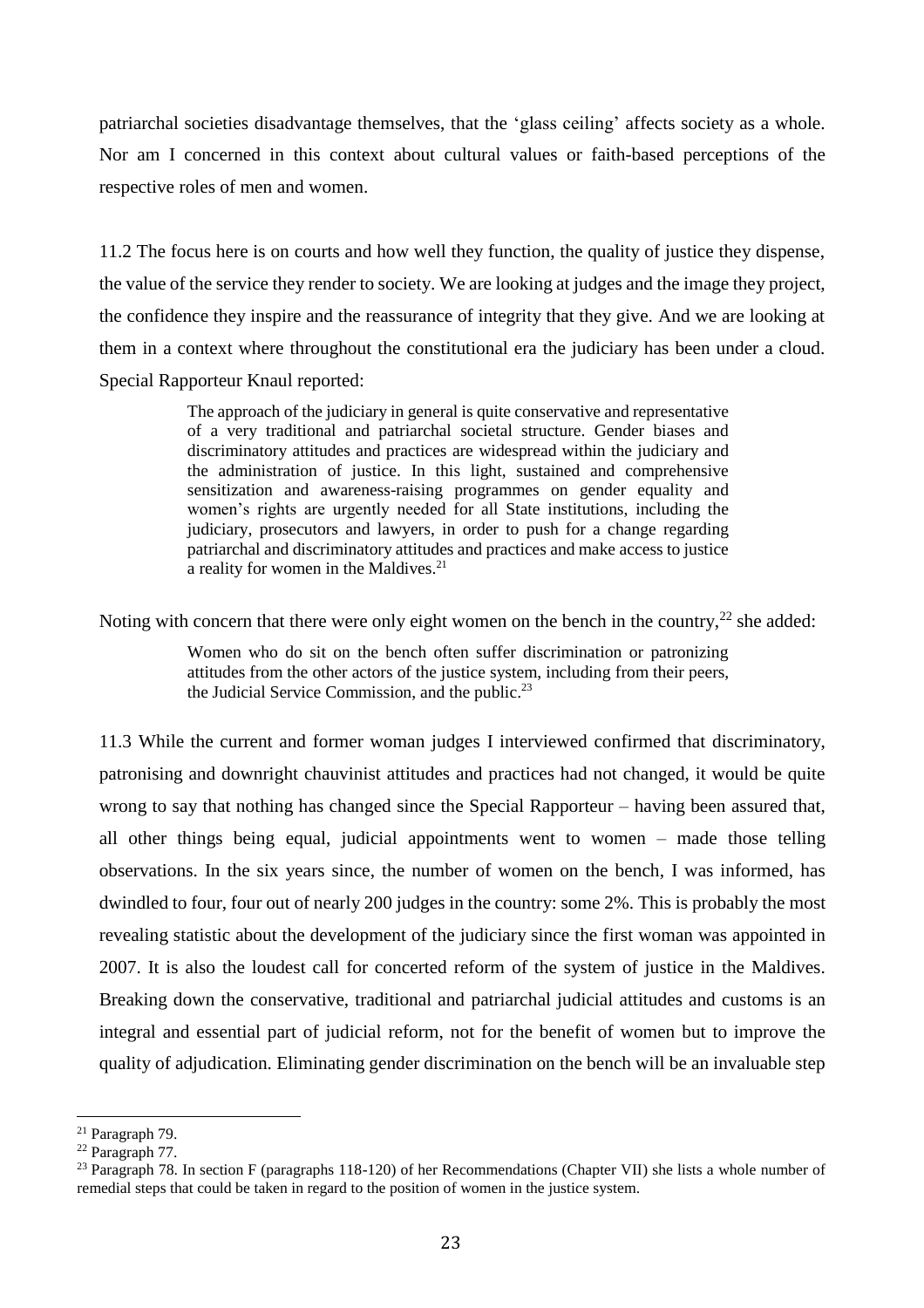patriarchal societies disadvantage themselves, that the 'glass ceiling' affects society as a whole. Nor am I concerned in this context about cultural values or faith-based perceptions of the respective roles of men and women.

11.2 The focus here is on courts and how well they function, the quality of justice they dispense, the value of the service they render to society. We are looking at judges and the image they project, the confidence they inspire and the reassurance of integrity that they give. And we are looking at them in a context where throughout the constitutional era the judiciary has been under a cloud. Special Rapporteur Knaul reported:

> The approach of the judiciary in general is quite conservative and representative of a very traditional and patriarchal societal structure. Gender biases and discriminatory attitudes and practices are widespread within the judiciary and the administration of justice. In this light, sustained and comprehensive sensitization and awareness-raising programmes on gender equality and women's rights are urgently needed for all State institutions, including the judiciary, prosecutors and lawyers, in order to push for a change regarding patriarchal and discriminatory attitudes and practices and make access to justice a reality for women in the Maldives.[21]

Noting with concern that there were only eight women on the bench in the country,[22] she added:

> Women who do sit on the bench often suffer discrimination or patronizing attitudes from the other actors of the justice system, including from their peers, the Judicial Service Commission, and the public.[23]

11.3 While the current and former woman judges I interviewed confirmed that discriminatory, patronising and downright chauvinist attitudes and practices had not changed, it would be quite wrong to say that nothing has changed since the Special Rapporteur – having been assured that, all other things being equal, judicial appointments went to women – made those telling observations. In the six years since, the number of women on the bench, I was informed, has dwindled to four, four out of nearly 200 judges in the country: some 2%. This is probably the most revealing statistic about the development of the judiciary since the first woman was appointed in 2007. It is also the loudest call for concerted reform of the system of justice in the Maldives. Breaking down the conservative, traditional and patriarchal judicial attitudes and customs is an integral and essential part of judicial reform, not for the benefit of women but to improve the quality of adjudication. Eliminating gender discrimination on the bench will be an invaluable step

---

[21] Paragraph 79.

[22] Paragraph 77.

[23] Paragraph 78. In section F (paragraphs 118-120) of her Recommendations (Chapter VII) she lists a whole number of remedial steps that could be taken in regard to the position of women in the justice system.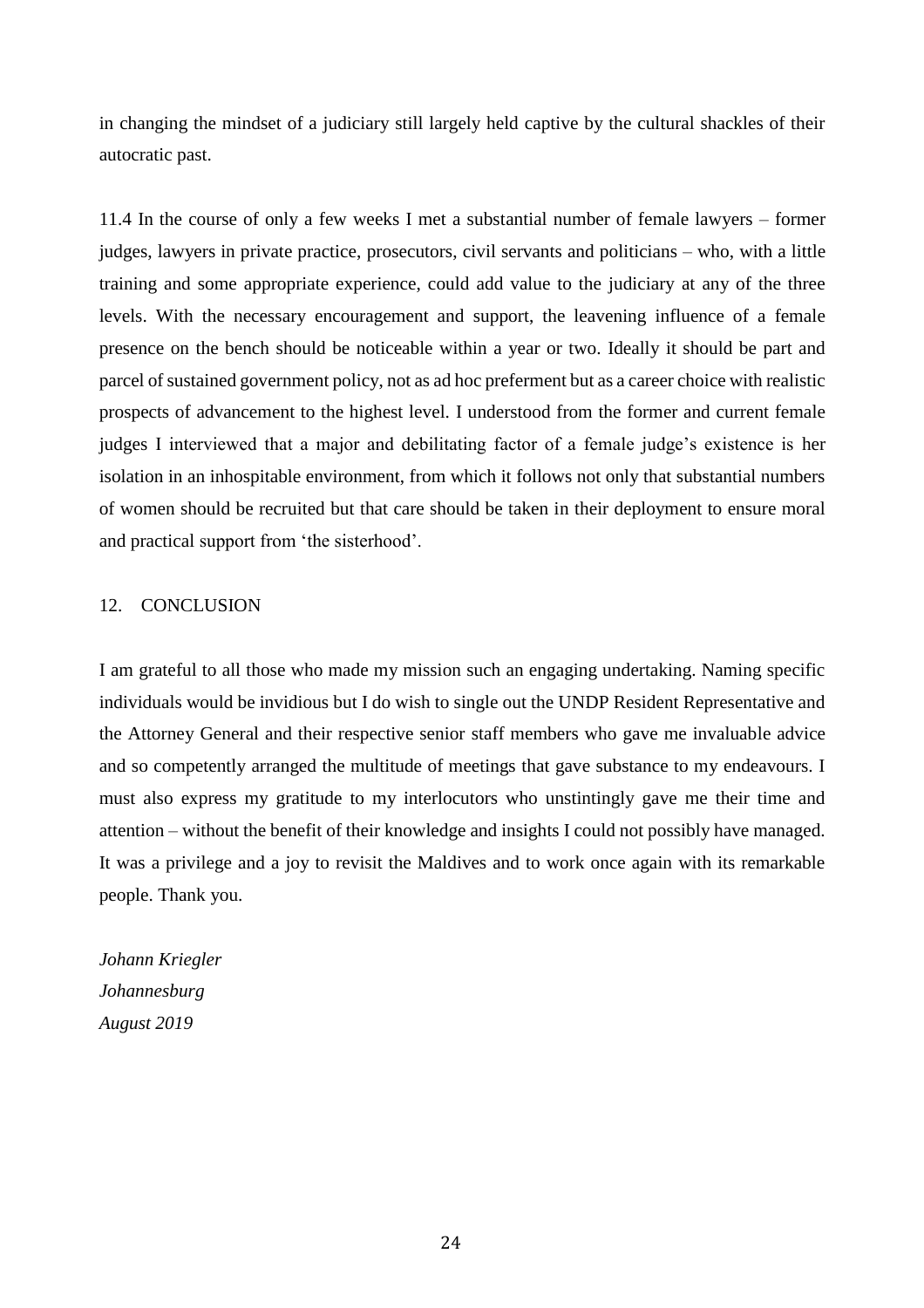in changing the mindset of a judiciary still largely held captive by the cultural shackles of their autocratic past.

11.4 In the course of only a few weeks I met a substantial number of female lawyers – former judges, lawyers in private practice, prosecutors, civil servants and politicians – who, with a little training and some appropriate experience, could add value to the judiciary at any of the three levels. With the necessary encouragement and support, the leavening influence of a female presence on the bench should be noticeable within a year or two. Ideally it should be part and parcel of sustained government policy, not as ad hoc preferment but as a career choice with realistic prospects of advancement to the highest level. I understood from the former and current female judges I interviewed that a major and debilitating factor of a female judge's existence is her isolation in an inhospitable environment, from which it follows not only that substantial numbers of women should be recruited but that care should be taken in their deployment to ensure moral and practical support from 'the sisterhood'.

## 12. CONCLUSION

I am grateful to all those who made my mission such an engaging undertaking. Naming specific individuals would be invidious but I do wish to single out the UNDP Resident Representative and the Attorney General and their respective senior staff members who gave me invaluable advice and so competently arranged the multitude of meetings that gave substance to my endeavours. I must also express my gratitude to my interlocutors who unstintingly gave me their time and attention – without the benefit of their knowledge and insights I could not possibly have managed. It was a privilege and a joy to revisit the Maldives and to work once again with its remarkable people. Thank you.

*Johann Kriegler*
*Johannesburg*
*August 2019*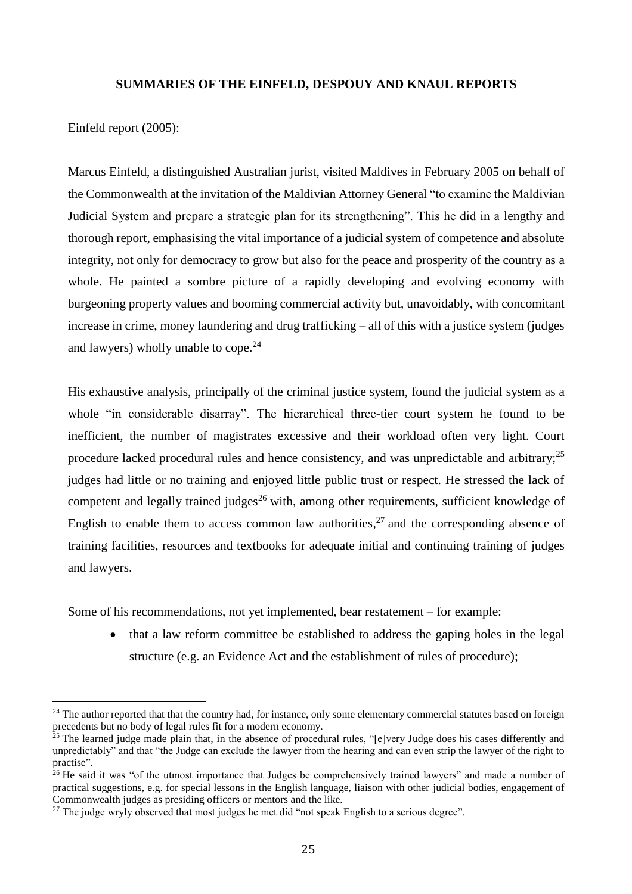## SUMMARIES OF THE EINFELD, DESPOUY AND KNAUL REPORTS

Einfeld report (2005):

Marcus Einfeld, a distinguished Australian jurist, visited Maldives in February 2005 on behalf of the Commonwealth at the invitation of the Maldivian Attorney General "to examine the Maldivian Judicial System and prepare a strategic plan for its strengthening". This he did in a lengthy and thorough report, emphasising the vital importance of a judicial system of competence and absolute integrity, not only for democracy to grow but also for the peace and prosperity of the country as a whole. He painted a sombre picture of a rapidly developing and evolving economy with burgeoning property values and booming commercial activity but, unavoidably, with concomitant increase in crime, money laundering and drug trafficking – all of this with a justice system (judges and lawyers) wholly unable to cope.[24]

His exhaustive analysis, principally of the criminal justice system, found the judicial system as a whole "in considerable disarray". The hierarchical three-tier court system he found to be inefficient, the number of magistrates excessive and their workload often very light. Court procedure lacked procedural rules and hence consistency, and was unpredictable and arbitrary;[25] judges had little or no training and enjoyed little public trust or respect. He stressed the lack of competent and legally trained judges[26] with, among other requirements, sufficient knowledge of English to enable them to access common law authorities,[27] and the corresponding absence of training facilities, resources and textbooks for adequate initial and continuing training of judges and lawyers.

Some of his recommendations, not yet implemented, bear restatement – for example:

- that a law reform committee be established to address the gaping holes in the legal structure (e.g. an Evidence Act and the establishment of rules of procedure);

---

[24] The author reported that that the country had, for instance, only some elementary commercial statutes based on foreign precedents but no body of legal rules fit for a modern economy.

[25] The learned judge made plain that, in the absence of procedural rules, "[e]very Judge does his cases differently and unpredictably" and that "the Judge can exclude the lawyer from the hearing and can even strip the lawyer of the right to practise".

[26] He said it was "of the utmost importance that Judges be comprehensively trained lawyers" and made a number of practical suggestions, e.g. for special lessons in the English language, liaison with other judicial bodies, engagement of Commonwealth judges as presiding officers or mentors and the like.

[27] The judge wryly observed that most judges he met did "not speak English to a serious degree".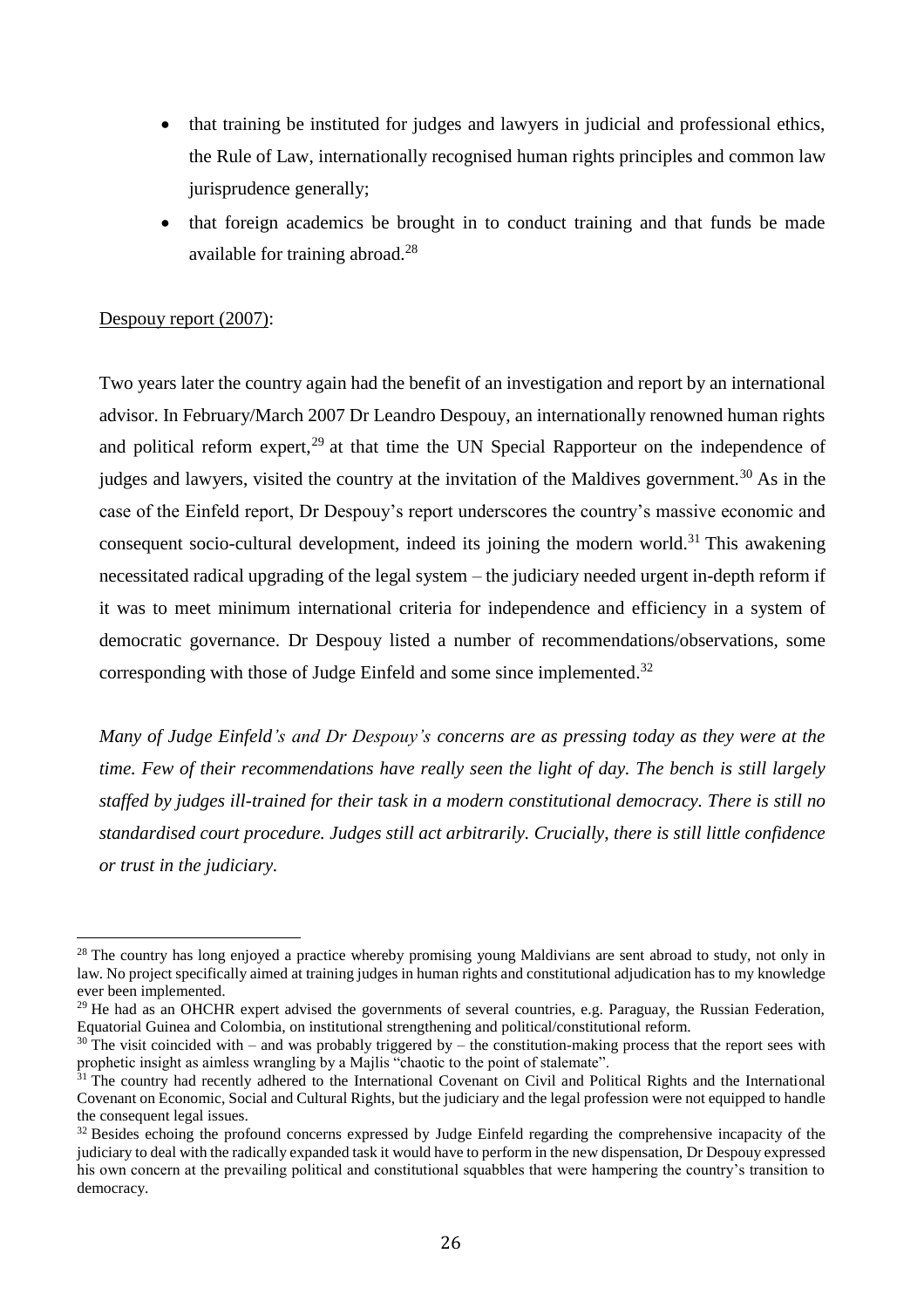- that training be instituted for judges and lawyers in judicial and professional ethics, the Rule of Law, internationally recognised human rights principles and common law jurisprudence generally;
- that foreign academics be brought in to conduct training and that funds be made available for training abroad.[28]

Despouy report (2007):

Two years later the country again had the benefit of an investigation and report by an international advisor. In February/March 2007 Dr Leandro Despouy, an internationally renowned human rights and political reform expert,[29] at that time the UN Special Rapporteur on the independence of judges and lawyers, visited the country at the invitation of the Maldives government.[30] As in the case of the Einfeld report, Dr Despouy's report underscores the country's massive economic and consequent socio-cultural development, indeed its joining the modern world.[31] This awakening necessitated radical upgrading of the legal system – the judiciary needed urgent in-depth reform if it was to meet minimum international criteria for independence and efficiency in a system of democratic governance. Dr Despouy listed a number of recommendations/observations, some corresponding with those of Judge Einfeld and some since implemented.[32]

*Many of Judge Einfeld's and Dr Despouy's concerns are as pressing today as they were at the time. Few of their recommendations have really seen the light of day. The bench is still largely staffed by judges ill-trained for their task in a modern constitutional democracy. There is still no standardised court procedure. Judges still act arbitrarily. Crucially, there is still little confidence or trust in the judiciary.*

---

[28] The country has long enjoyed a practice whereby promising young Maldivians are sent abroad to study, not only in law. No project specifically aimed at training judges in human rights and constitutional adjudication has to my knowledge ever been implemented.

[29] He had as an OHCHR expert advised the governments of several countries, e.g. Paraguay, the Russian Federation, Equatorial Guinea and Colombia, on institutional strengthening and political/constitutional reform.

[30] The visit coincided with – and was probably triggered by – the constitution-making process that the report sees with prophetic insight as aimless wrangling by a Majlis "chaotic to the point of stalemate".

[31] The country had recently adhered to the International Covenant on Civil and Political Rights and the International Covenant on Economic, Social and Cultural Rights, but the judiciary and the legal profession were not equipped to handle the consequent legal issues.

[32] Besides echoing the profound concerns expressed by Judge Einfeld regarding the comprehensive incapacity of the judiciary to deal with the radically expanded task it would have to perform in the new dispensation, Dr Despouy expressed his own concern at the prevailing political and constitutional squabbles that were hampering the country's transition to democracy.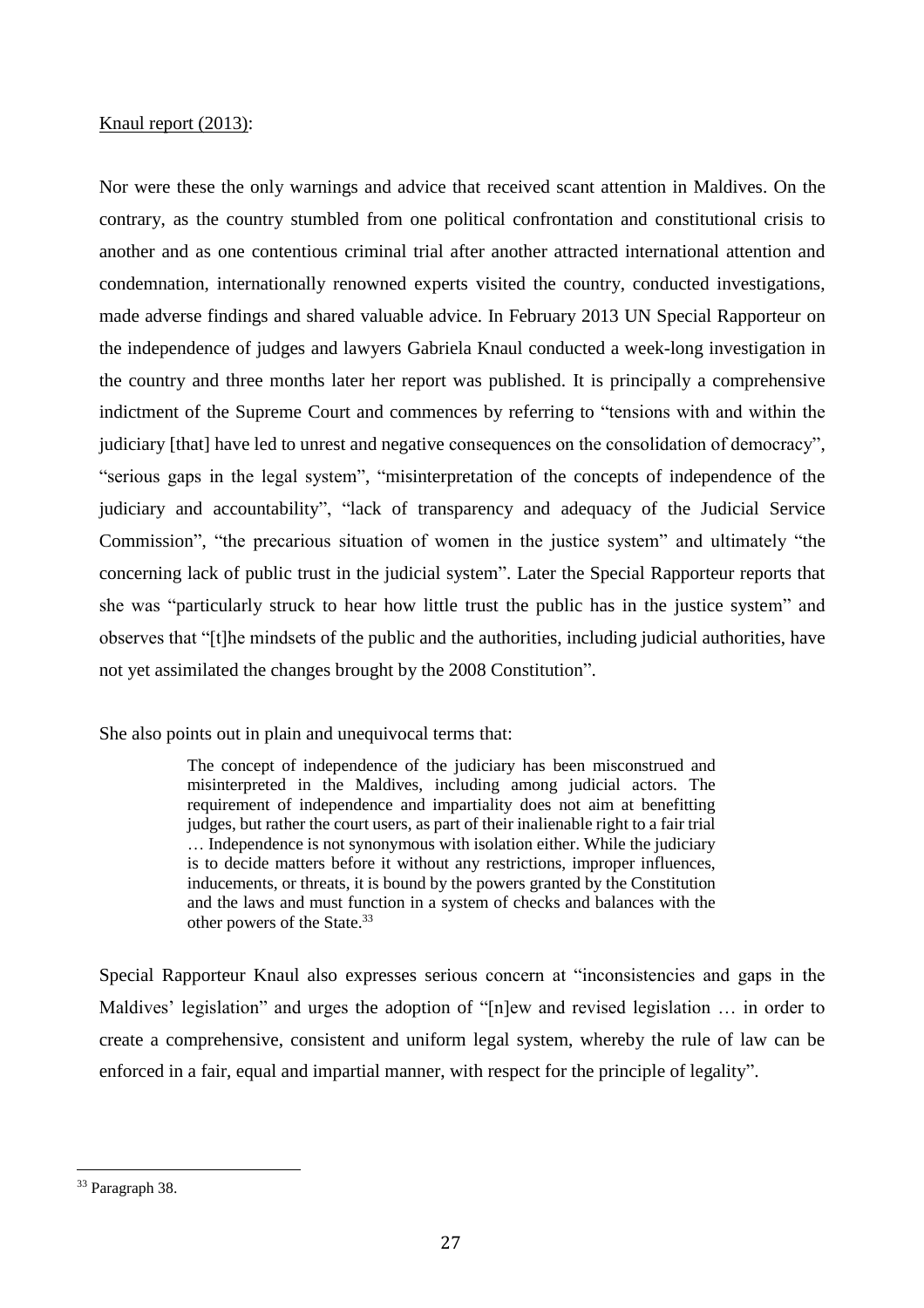<u>Knaul report (2013)</u>:

Nor were these the only warnings and advice that received scant attention in Maldives. On the contrary, as the country stumbled from one political confrontation and constitutional crisis to another and as one contentious criminal trial after another attracted international attention and condemnation, internationally renowned experts visited the country, conducted investigations, made adverse findings and shared valuable advice. In February 2013 UN Special Rapporteur on the independence of judges and lawyers Gabriela Knaul conducted a week-long investigation in the country and three months later her report was published. It is principally a comprehensive indictment of the Supreme Court and commences by referring to "tensions with and within the judiciary [that] have led to unrest and negative consequences on the consolidation of democracy", "serious gaps in the legal system", "misinterpretation of the concepts of independence of the judiciary and accountability", "lack of transparency and adequacy of the Judicial Service Commission", "the precarious situation of women in the justice system" and ultimately "the concerning lack of public trust in the judicial system". Later the Special Rapporteur reports that she was "particularly struck to hear how little trust the public has in the justice system" and observes that "[t]he mindsets of the public and the authorities, including judicial authorities, have not yet assimilated the changes brought by the 2008 Constitution".

She also points out in plain and unequivocal terms that:

> The concept of independence of the judiciary has been misconstrued and misinterpreted in the Maldives, including among judicial actors. The requirement of independence and impartiality does not aim at benefitting judges, but rather the court users, as part of their inalienable right to a fair trial … Independence is not synonymous with isolation either. While the judiciary is to decide matters before it without any restrictions, improper influences, inducements, or threats, it is bound by the powers granted by the Constitution and the laws and must function in a system of checks and balances with the other powers of the State.[33]

Special Rapporteur Knaul also expresses serious concern at "inconsistencies and gaps in the Maldives' legislation" and urges the adoption of "[n]ew and revised legislation … in order to create a comprehensive, consistent and uniform legal system, whereby the rule of law can be enforced in a fair, equal and impartial manner, with respect for the principle of legality".

---

[33] Paragraph 38.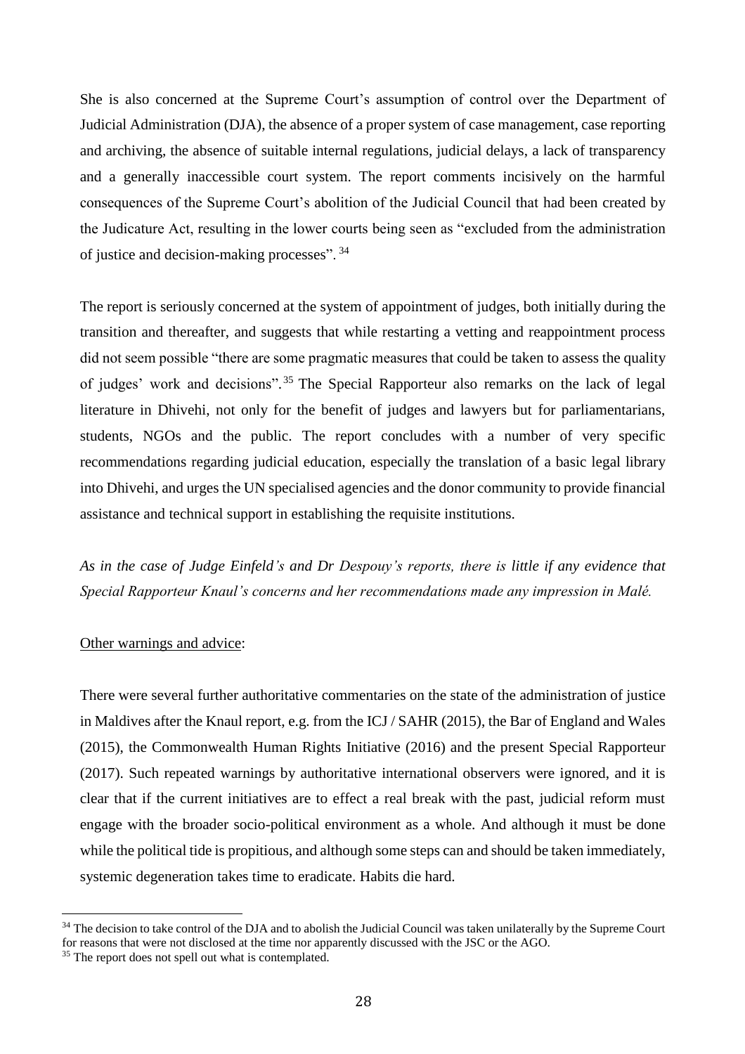She is also concerned at the Supreme Court's assumption of control over the Department of Judicial Administration (DJA), the absence of a proper system of case management, case reporting and archiving, the absence of suitable internal regulations, judicial delays, a lack of transparency and a generally inaccessible court system. The report comments incisively on the harmful consequences of the Supreme Court's abolition of the Judicial Council that had been created by the Judicature Act, resulting in the lower courts being seen as "excluded from the administration of justice and decision-making processes". [34]

The report is seriously concerned at the system of appointment of judges, both initially during the transition and thereafter, and suggests that while restarting a vetting and reappointment process did not seem possible "there are some pragmatic measures that could be taken to assess the quality of judges' work and decisions".[35] The Special Rapporteur also remarks on the lack of legal literature in Dhivehi, not only for the benefit of judges and lawyers but for parliamentarians, students, NGOs and the public. The report concludes with a number of very specific recommendations regarding judicial education, especially the translation of a basic legal library into Dhivehi, and urges the UN specialised agencies and the donor community to provide financial assistance and technical support in establishing the requisite institutions.

*As in the case of Judge Einfeld's and Dr Despouy's reports, there is little if any evidence that Special Rapporteur Knaul's concerns and her recommendations made any impression in Malé.*

<u>Other warnings and advice</u>:

There were several further authoritative commentaries on the state of the administration of justice in Maldives after the Knaul report, e.g. from the ICJ / SAHR (2015), the Bar of England and Wales (2015), the Commonwealth Human Rights Initiative (2016) and the present Special Rapporteur (2017). Such repeated warnings by authoritative international observers were ignored, and it is clear that if the current initiatives are to effect a real break with the past, judicial reform must engage with the broader socio-political environment as a whole. And although it must be done while the political tide is propitious, and although some steps can and should be taken immediately, systemic degeneration takes time to eradicate. Habits die hard.

---

[34] The decision to take control of the DJA and to abolish the Judicial Council was taken unilaterally by the Supreme Court for reasons that were not disclosed at the time nor apparently discussed with the JSC or the AGO.

[35] The report does not spell out what is contemplated.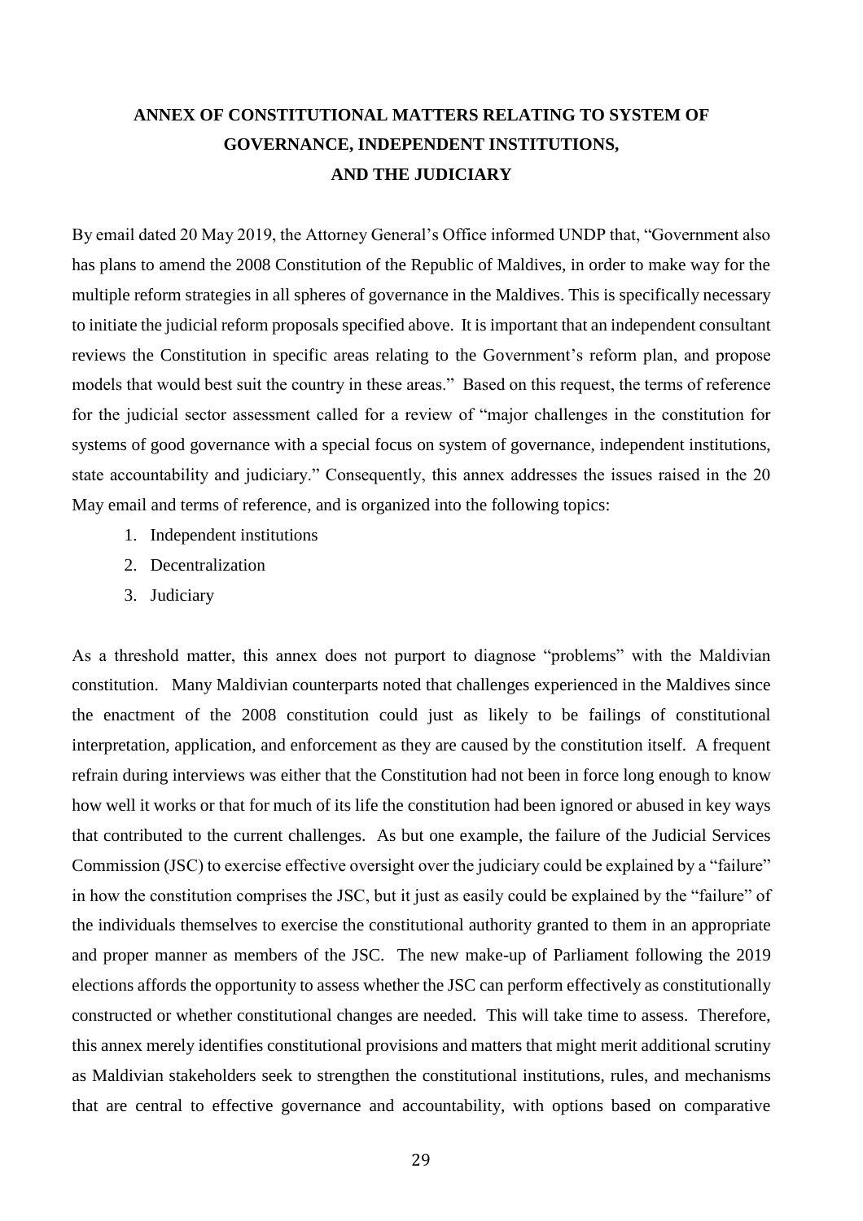# ANNEX OF CONSTITUTIONAL MATTERS RELATING TO SYSTEM OF GOVERNANCE, INDEPENDENT INSTITUTIONS, AND THE JUDICIARY

By email dated 20 May 2019, the Attorney General's Office informed UNDP that, "Government also has plans to amend the 2008 Constitution of the Republic of Maldives, in order to make way for the multiple reform strategies in all spheres of governance in the Maldives. This is specifically necessary to initiate the judicial reform proposals specified above. It is important that an independent consultant reviews the Constitution in specific areas relating to the Government's reform plan, and propose models that would best suit the country in these areas." Based on this request, the terms of reference for the judicial sector assessment called for a review of "major challenges in the constitution for systems of good governance with a special focus on system of governance, independent institutions, state accountability and judiciary." Consequently, this annex addresses the issues raised in the 20 May email and terms of reference, and is organized into the following topics:

1. Independent institutions
2. Decentralization
3. Judiciary

As a threshold matter, this annex does not purport to diagnose "problems" with the Maldivian constitution. Many Maldivian counterparts noted that challenges experienced in the Maldives since the enactment of the 2008 constitution could just as likely to be failings of constitutional interpretation, application, and enforcement as they are caused by the constitution itself. A frequent refrain during interviews was either that the Constitution had not been in force long enough to know how well it works or that for much of its life the constitution had been ignored or abused in key ways that contributed to the current challenges. As but one example, the failure of the Judicial Services Commission (JSC) to exercise effective oversight over the judiciary could be explained by a "failure" in how the constitution comprises the JSC, but it just as easily could be explained by the "failure" of the individuals themselves to exercise the constitutional authority granted to them in an appropriate and proper manner as members of the JSC. The new make-up of Parliament following the 2019 elections affords the opportunity to assess whether the JSC can perform effectively as constitutionally constructed or whether constitutional changes are needed. This will take time to assess. Therefore, this annex merely identifies constitutional provisions and matters that might merit additional scrutiny as Maldivian stakeholders seek to strengthen the constitutional institutions, rules, and mechanisms that are central to effective governance and accountability, with options based on comparative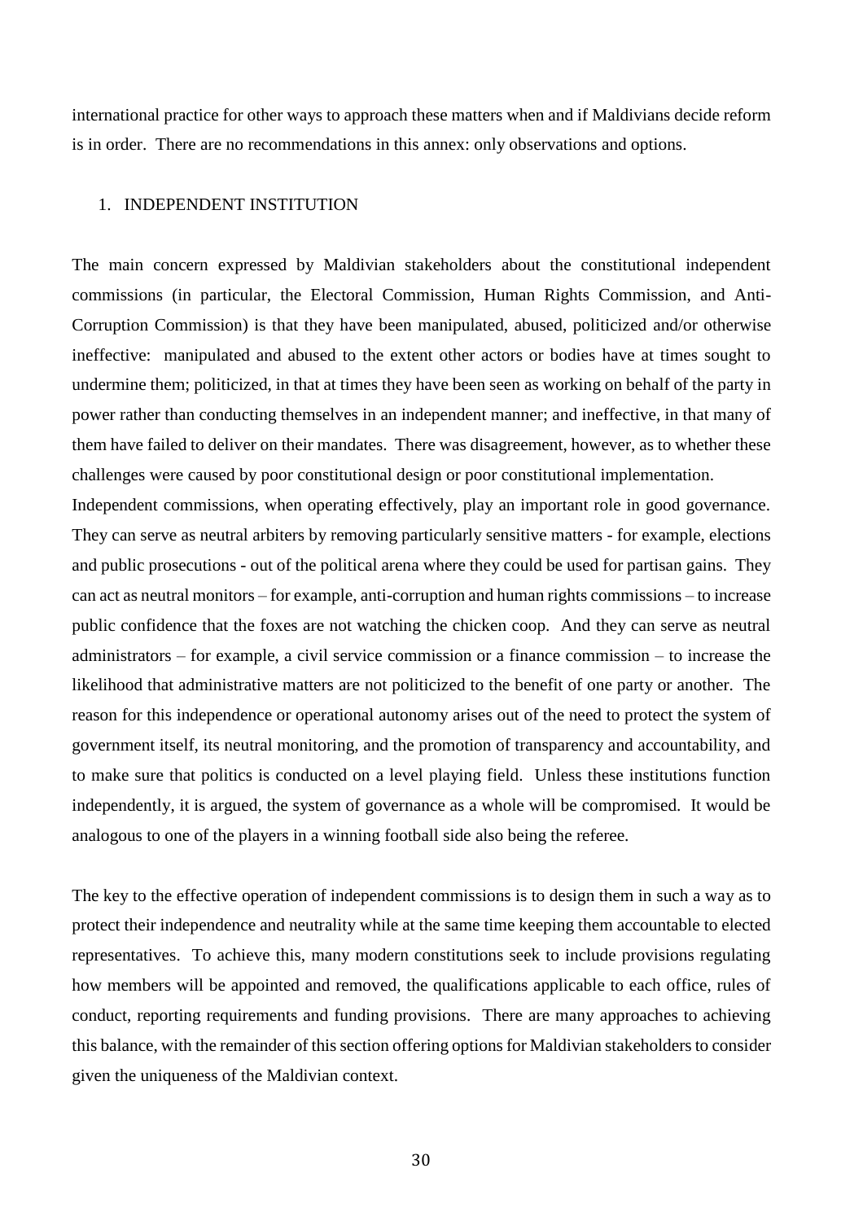international practice for other ways to approach these matters when and if Maldivians decide reform is in order. There are no recommendations in this annex: only observations and options.

## 1. INDEPENDENT INSTITUTION

The main concern expressed by Maldivian stakeholders about the constitutional independent commissions (in particular, the Electoral Commission, Human Rights Commission, and Anti-Corruption Commission) is that they have been manipulated, abused, politicized and/or otherwise ineffective: manipulated and abused to the extent other actors or bodies have at times sought to undermine them; politicized, in that at times they have been seen as working on behalf of the party in power rather than conducting themselves in an independent manner; and ineffective, in that many of them have failed to deliver on their mandates. There was disagreement, however, as to whether these challenges were caused by poor constitutional design or poor constitutional implementation.

Independent commissions, when operating effectively, play an important role in good governance. They can serve as neutral arbiters by removing particularly sensitive matters - for example, elections and public prosecutions - out of the political arena where they could be used for partisan gains. They can act as neutral monitors – for example, anti-corruption and human rights commissions – to increase public confidence that the foxes are not watching the chicken coop. And they can serve as neutral administrators – for example, a civil service commission or a finance commission – to increase the likelihood that administrative matters are not politicized to the benefit of one party or another. The reason for this independence or operational autonomy arises out of the need to protect the system of government itself, its neutral monitoring, and the promotion of transparency and accountability, and to make sure that politics is conducted on a level playing field. Unless these institutions function independently, it is argued, the system of governance as a whole will be compromised. It would be analogous to one of the players in a winning football side also being the referee.

The key to the effective operation of independent commissions is to design them in such a way as to protect their independence and neutrality while at the same time keeping them accountable to elected representatives. To achieve this, many modern constitutions seek to include provisions regulating how members will be appointed and removed, the qualifications applicable to each office, rules of conduct, reporting requirements and funding provisions. There are many approaches to achieving this balance, with the remainder of this section offering options for Maldivian stakeholders to consider given the uniqueness of the Maldivian context.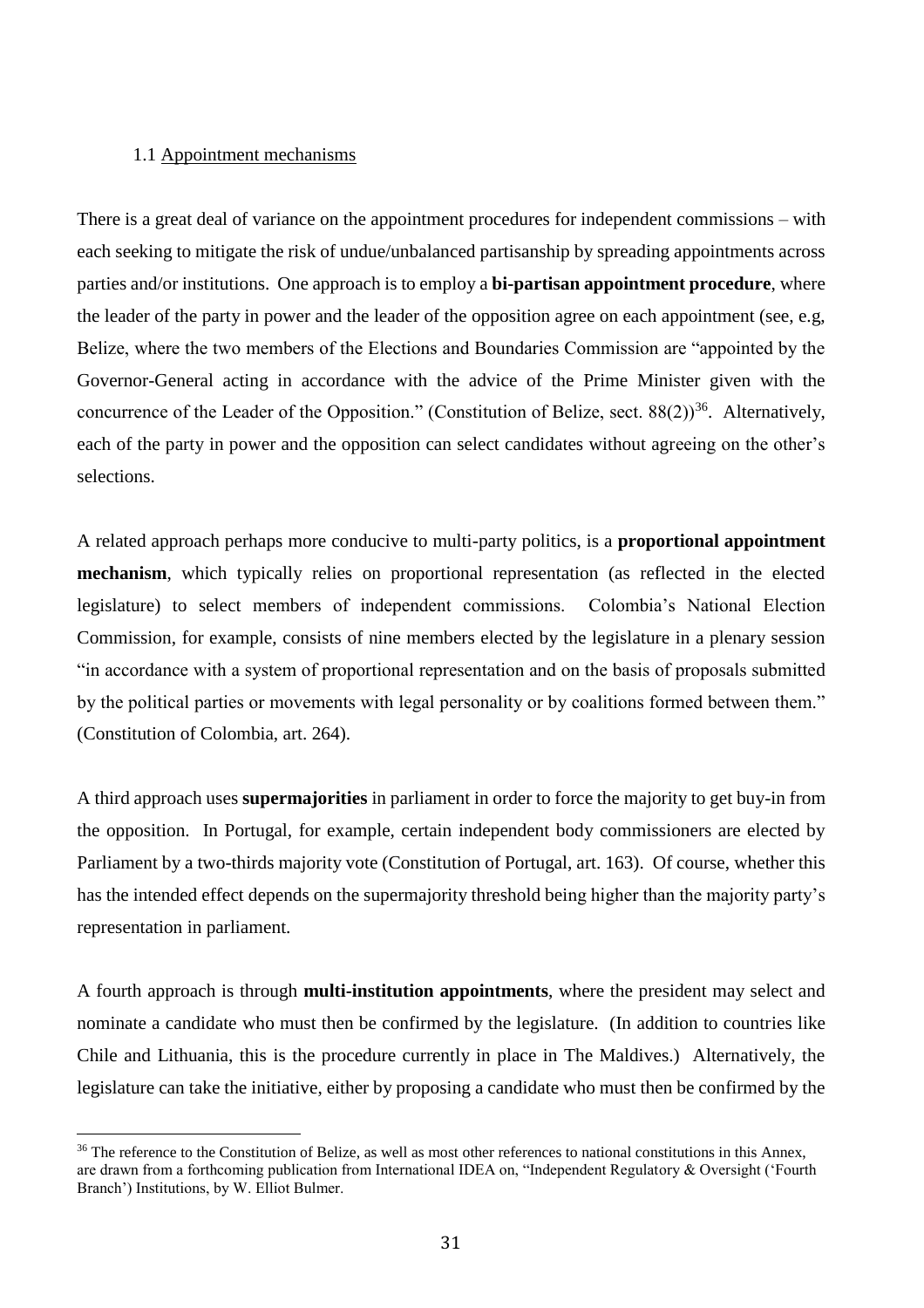### 1.1 Appointment mechanisms

There is a great deal of variance on the appointment procedures for independent commissions – with each seeking to mitigate the risk of undue/unbalanced partisanship by spreading appointments across parties and/or institutions. One approach is to employ a **bi-partisan appointment procedure**, where the leader of the party in power and the leader of the opposition agree on each appointment (see, e.g, Belize, where the two members of the Elections and Boundaries Commission are "appointed by the Governor-General acting in accordance with the advice of the Prime Minister given with the concurrence of the Leader of the Opposition." (Constitution of Belize, sect. 88(2))[36]. Alternatively, each of the party in power and the opposition can select candidates without agreeing on the other's selections.

A related approach perhaps more conducive to multi-party politics, is a **proportional appointment mechanism**, which typically relies on proportional representation (as reflected in the elected legislature) to select members of independent commissions. Colombia's National Election Commission, for example, consists of nine members elected by the legislature in a plenary session "in accordance with a system of proportional representation and on the basis of proposals submitted by the political parties or movements with legal personality or by coalitions formed between them." (Constitution of Colombia, art. 264).

A third approach uses **supermajorities** in parliament in order to force the majority to get buy-in from the opposition. In Portugal, for example, certain independent body commissioners are elected by Parliament by a two-thirds majority vote (Constitution of Portugal, art. 163). Of course, whether this has the intended effect depends on the supermajority threshold being higher than the majority party's representation in parliament.

A fourth approach is through **multi-institution appointments**, where the president may select and nominate a candidate who must then be confirmed by the legislature. (In addition to countries like Chile and Lithuania, this is the procedure currently in place in The Maldives.) Alternatively, the legislature can take the initiative, either by proposing a candidate who must then be confirmed by the

[36] The reference to the Constitution of Belize, as well as most other references to national constitutions in this Annex, are drawn from a forthcoming publication from International IDEA on, "Independent Regulatory & Oversight ('Fourth Branch') Institutions, by W. Elliot Bulmer.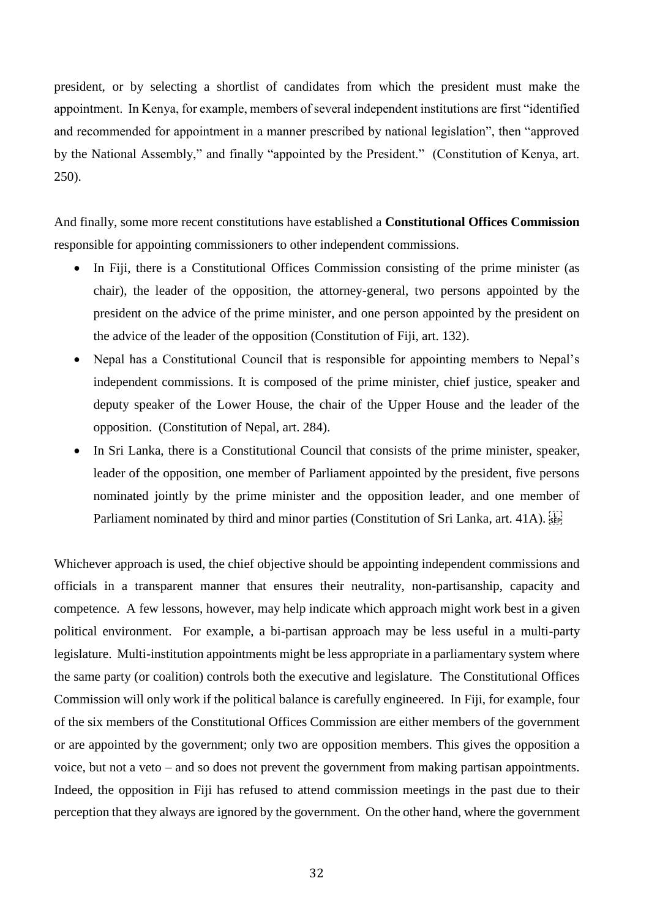president, or by selecting a shortlist of candidates from which the president must make the appointment. In Kenya, for example, members of several independent institutions are first "identified and recommended for appointment in a manner prescribed by national legislation", then "approved by the National Assembly," and finally "appointed by the President." (Constitution of Kenya, art. 250).

And finally, some more recent constitutions have established a **Constitutional Offices Commission** responsible for appointing commissioners to other independent commissions.

- In Fiji, there is a Constitutional Offices Commission consisting of the prime minister (as chair), the leader of the opposition, the attorney-general, two persons appointed by the president on the advice of the prime minister, and one person appointed by the president on the advice of the leader of the opposition (Constitution of Fiji, art. 132).
- Nepal has a Constitutional Council that is responsible for appointing members to Nepal's independent commissions. It is composed of the prime minister, chief justice, speaker and deputy speaker of the Lower House, the chair of the Upper House and the leader of the opposition. (Constitution of Nepal, art. 284).
- In Sri Lanka, there is a Constitutional Council that consists of the prime minister, speaker, leader of the opposition, one member of Parliament appointed by the president, five persons nominated jointly by the prime minister and the opposition leader, and one member of Parliament nominated by third and minor parties (Constitution of Sri Lanka, art. 41A).

Whichever approach is used, the chief objective should be appointing independent commissions and officials in a transparent manner that ensures their neutrality, non-partisanship, capacity and competence. A few lessons, however, may help indicate which approach might work best in a given political environment. For example, a bi-partisan approach may be less useful in a multi-party legislature. Multi-institution appointments might be less appropriate in a parliamentary system where the same party (or coalition) controls both the executive and legislature. The Constitutional Offices Commission will only work if the political balance is carefully engineered. In Fiji, for example, four of the six members of the Constitutional Offices Commission are either members of the government or are appointed by the government; only two are opposition members. This gives the opposition a voice, but not a veto – and so does not prevent the government from making partisan appointments. Indeed, the opposition in Fiji has refused to attend commission meetings in the past due to their perception that they always are ignored by the government. On the other hand, where the government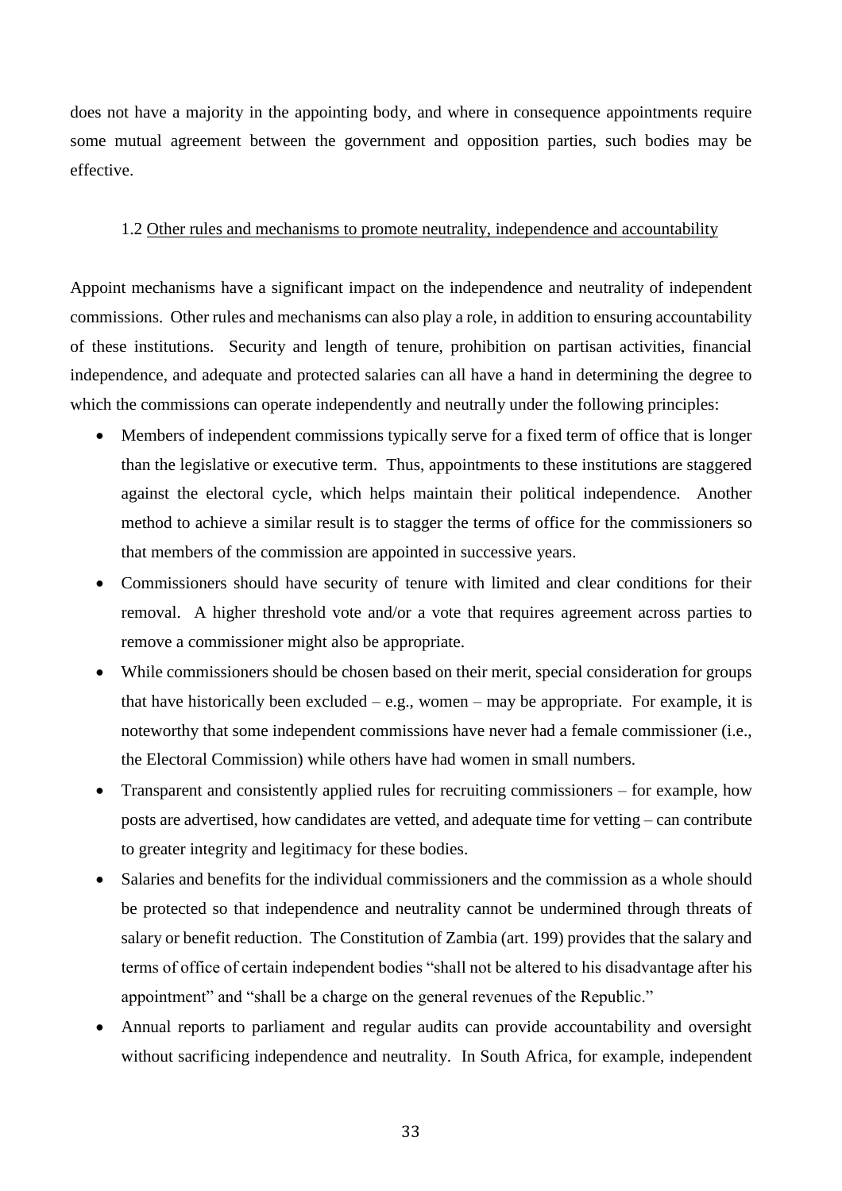does not have a majority in the appointing body, and where in consequence appointments require some mutual agreement between the government and opposition parties, such bodies may be effective.

### 1.2 Other rules and mechanisms to promote neutrality, independence and accountability

Appoint mechanisms have a significant impact on the independence and neutrality of independent commissions. Other rules and mechanisms can also play a role, in addition to ensuring accountability of these institutions. Security and length of tenure, prohibition on partisan activities, financial independence, and adequate and protected salaries can all have a hand in determining the degree to which the commissions can operate independently and neutrally under the following principles:

- Members of independent commissions typically serve for a fixed term of office that is longer than the legislative or executive term. Thus, appointments to these institutions are staggered against the electoral cycle, which helps maintain their political independence. Another method to achieve a similar result is to stagger the terms of office for the commissioners so that members of the commission are appointed in successive years.
- Commissioners should have security of tenure with limited and clear conditions for their removal. A higher threshold vote and/or a vote that requires agreement across parties to remove a commissioner might also be appropriate.
- While commissioners should be chosen based on their merit, special consideration for groups that have historically been excluded – e.g., women – may be appropriate. For example, it is noteworthy that some independent commissions have never had a female commissioner (i.e., the Electoral Commission) while others have had women in small numbers.
- Transparent and consistently applied rules for recruiting commissioners – for example, how posts are advertised, how candidates are vetted, and adequate time for vetting – can contribute to greater integrity and legitimacy for these bodies.
- Salaries and benefits for the individual commissioners and the commission as a whole should be protected so that independence and neutrality cannot be undermined through threats of salary or benefit reduction. The Constitution of Zambia (art. 199) provides that the salary and terms of office of certain independent bodies "shall not be altered to his disadvantage after his appointment" and "shall be a charge on the general revenues of the Republic."
- Annual reports to parliament and regular audits can provide accountability and oversight without sacrificing independence and neutrality. In South Africa, for example, independent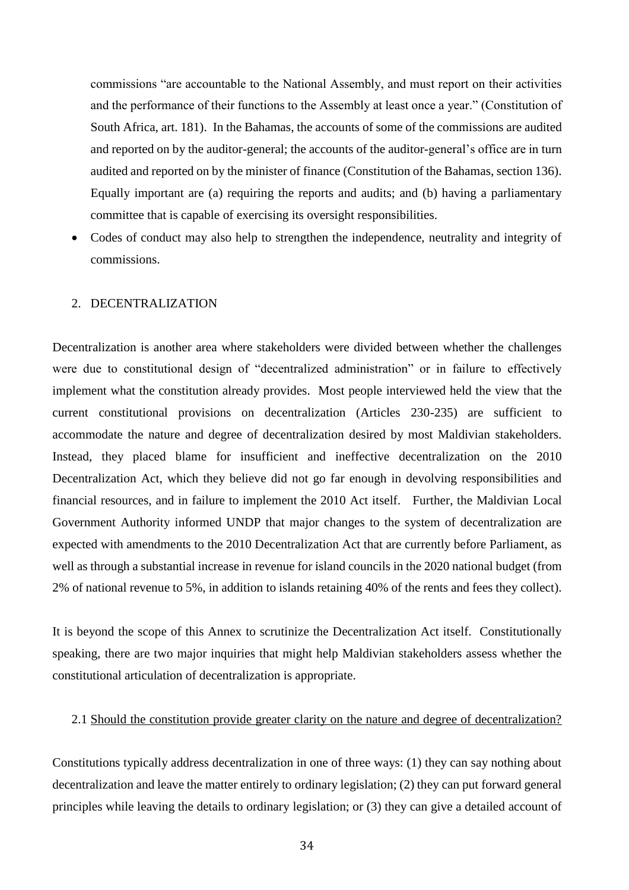commissions "are accountable to the National Assembly, and must report on their activities and the performance of their functions to the Assembly at least once a year." (Constitution of South Africa, art. 181). In the Bahamas, the accounts of some of the commissions are audited and reported on by the auditor-general; the accounts of the auditor-general's office are in turn audited and reported on by the minister of finance (Constitution of the Bahamas, section 136). Equally important are (a) requiring the reports and audits; and (b) having a parliamentary committee that is capable of exercising its oversight responsibilities.

- Codes of conduct may also help to strengthen the independence, neutrality and integrity of commissions.

## 2. DECENTRALIZATION

Decentralization is another area where stakeholders were divided between whether the challenges were due to constitutional design of "decentralized administration" or in failure to effectively implement what the constitution already provides. Most people interviewed held the view that the current constitutional provisions on decentralization (Articles 230-235) are sufficient to accommodate the nature and degree of decentralization desired by most Maldivian stakeholders. Instead, they placed blame for insufficient and ineffective decentralization on the 2010 Decentralization Act, which they believe did not go far enough in devolving responsibilities and financial resources, and in failure to implement the 2010 Act itself. Further, the Maldivian Local Government Authority informed UNDP that major changes to the system of decentralization are expected with amendments to the 2010 Decentralization Act that are currently before Parliament, as well as through a substantial increase in revenue for island councils in the 2020 national budget (from 2% of national revenue to 5%, in addition to islands retaining 40% of the rents and fees they collect).

It is beyond the scope of this Annex to scrutinize the Decentralization Act itself. Constitutionally speaking, there are two major inquiries that might help Maldivian stakeholders assess whether the constitutional articulation of decentralization is appropriate.

### 2.1 Should the constitution provide greater clarity on the nature and degree of decentralization?

Constitutions typically address decentralization in one of three ways: (1) they can say nothing about decentralization and leave the matter entirely to ordinary legislation; (2) they can put forward general principles while leaving the details to ordinary legislation; or (3) they can give a detailed account of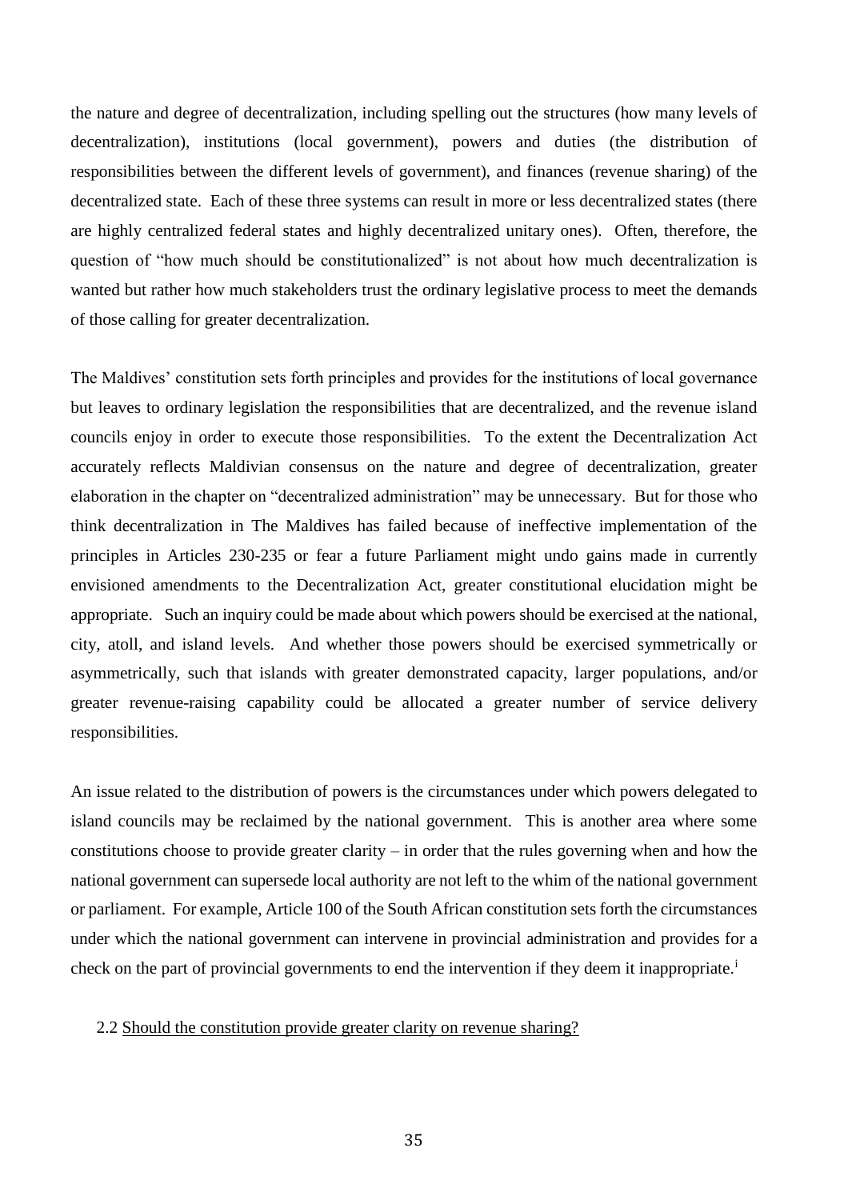the nature and degree of decentralization, including spelling out the structures (how many levels of decentralization), institutions (local government), powers and duties (the distribution of responsibilities between the different levels of government), and finances (revenue sharing) of the decentralized state. Each of these three systems can result in more or less decentralized states (there are highly centralized federal states and highly decentralized unitary ones). Often, therefore, the question of "how much should be constitutionalized" is not about how much decentralization is wanted but rather how much stakeholders trust the ordinary legislative process to meet the demands of those calling for greater decentralization.

The Maldives' constitution sets forth principles and provides for the institutions of local governance but leaves to ordinary legislation the responsibilities that are decentralized, and the revenue island councils enjoy in order to execute those responsibilities. To the extent the Decentralization Act accurately reflects Maldivian consensus on the nature and degree of decentralization, greater elaboration in the chapter on "decentralized administration" may be unnecessary. But for those who think decentralization in The Maldives has failed because of ineffective implementation of the principles in Articles 230-235 or fear a future Parliament might undo gains made in currently envisioned amendments to the Decentralization Act, greater constitutional elucidation might be appropriate. Such an inquiry could be made about which powers should be exercised at the national, city, atoll, and island levels. And whether those powers should be exercised symmetrically or asymmetrically, such that islands with greater demonstrated capacity, larger populations, and/or greater revenue-raising capability could be allocated a greater number of service delivery responsibilities.

An issue related to the distribution of powers is the circumstances under which powers delegated to island councils may be reclaimed by the national government. This is another area where some constitutions choose to provide greater clarity – in order that the rules governing when and how the national government can supersede local authority are not left to the whim of the national government or parliament. For example, Article 100 of the South African constitution sets forth the circumstances under which the national government can intervene in provincial administration and provides for a check on the part of provincial governments to end the intervention if they deem it inappropriate.[i]

2.2 Should the constitution provide greater clarity on revenue sharing?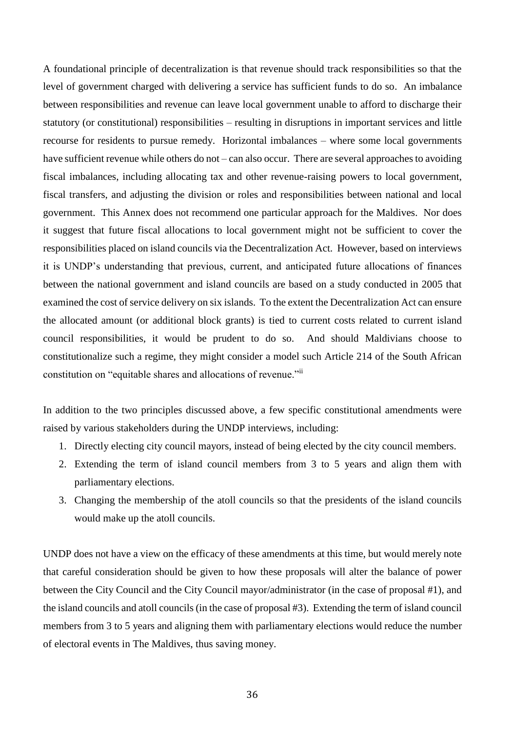A foundational principle of decentralization is that revenue should track responsibilities so that the level of government charged with delivering a service has sufficient funds to do so. An imbalance between responsibilities and revenue can leave local government unable to afford to discharge their statutory (or constitutional) responsibilities – resulting in disruptions in important services and little recourse for residents to pursue remedy. Horizontal imbalances – where some local governments have sufficient revenue while others do not – can also occur. There are several approaches to avoiding fiscal imbalances, including allocating tax and other revenue-raising powers to local government, fiscal transfers, and adjusting the division or roles and responsibilities between national and local government. This Annex does not recommend one particular approach for the Maldives. Nor does it suggest that future fiscal allocations to local government might not be sufficient to cover the responsibilities placed on island councils via the Decentralization Act. However, based on interviews it is UNDP's understanding that previous, current, and anticipated future allocations of finances between the national government and island councils are based on a study conducted in 2005 that examined the cost of service delivery on six islands. To the extent the Decentralization Act can ensure the allocated amount (or additional block grants) is tied to current costs related to current island council responsibilities, it would be prudent to do so. And should Maldivians choose to constitutionalize such a regime, they might consider a model such Article 214 of the South African constitution on "equitable shares and allocations of revenue."[ii]

In addition to the two principles discussed above, a few specific constitutional amendments were raised by various stakeholders during the UNDP interviews, including:

1. Directly electing city council mayors, instead of being elected by the city council members.
2. Extending the term of island council members from 3 to 5 years and align them with parliamentary elections.
3. Changing the membership of the atoll councils so that the presidents of the island councils would make up the atoll councils.

UNDP does not have a view on the efficacy of these amendments at this time, but would merely note that careful consideration should be given to how these proposals will alter the balance of power between the City Council and the City Council mayor/administrator (in the case of proposal #1), and the island councils and atoll councils (in the case of proposal #3). Extending the term of island council members from 3 to 5 years and aligning them with parliamentary elections would reduce the number of electoral events in The Maldives, thus saving money.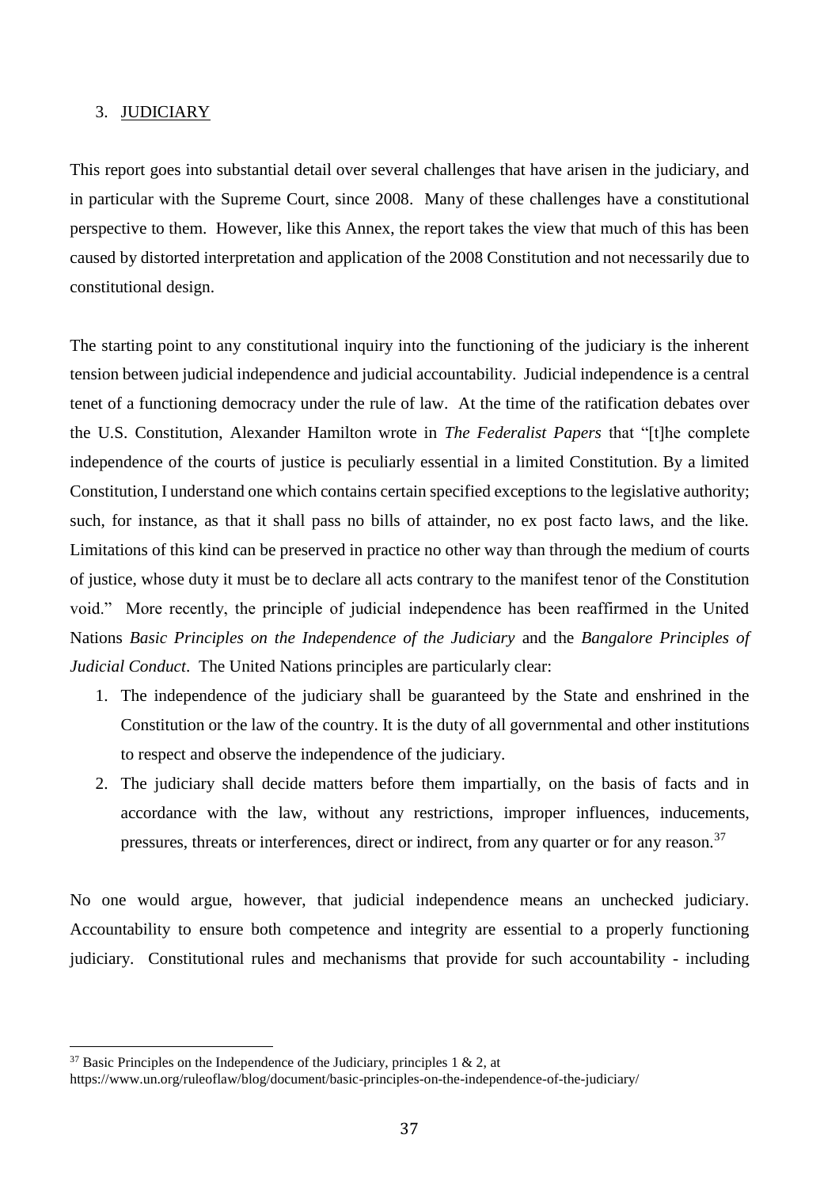## 3. JUDICIARY

This report goes into substantial detail over several challenges that have arisen in the judiciary, and in particular with the Supreme Court, since 2008. Many of these challenges have a constitutional perspective to them. However, like this Annex, the report takes the view that much of this has been caused by distorted interpretation and application of the 2008 Constitution and not necessarily due to constitutional design.

The starting point to any constitutional inquiry into the functioning of the judiciary is the inherent tension between judicial independence and judicial accountability. Judicial independence is a central tenet of a functioning democracy under the rule of law. At the time of the ratification debates over the U.S. Constitution, Alexander Hamilton wrote in *The Federalist Papers* that "[t]he complete independence of the courts of justice is peculiarly essential in a limited Constitution. By a limited Constitution, I understand one which contains certain specified exceptions to the legislative authority; such, for instance, as that it shall pass no bills of attainder, no ex post facto laws, and the like. Limitations of this kind can be preserved in practice no other way than through the medium of courts of justice, whose duty it must be to declare all acts contrary to the manifest tenor of the Constitution void." More recently, the principle of judicial independence has been reaffirmed in the United Nations *Basic Principles on the Independence of the Judiciary* and the *Bangalore Principles of Judicial Conduct*. The United Nations principles are particularly clear:

1. The independence of the judiciary shall be guaranteed by the State and enshrined in the Constitution or the law of the country. It is the duty of all governmental and other institutions to respect and observe the independence of the judiciary.
2. The judiciary shall decide matters before them impartially, on the basis of facts and in accordance with the law, without any restrictions, improper influences, inducements, pressures, threats or interferences, direct or indirect, from any quarter or for any reason.[37]

No one would argue, however, that judicial independence means an unchecked judiciary. Accountability to ensure both competence and integrity are essential to a properly functioning judiciary. Constitutional rules and mechanisms that provide for such accountability - including

[37] Basic Principles on the Independence of the Judiciary, principles 1 & 2, at https://www.un.org/ruleoflaw/blog/document/basic-principles-on-the-independence-of-the-judiciary/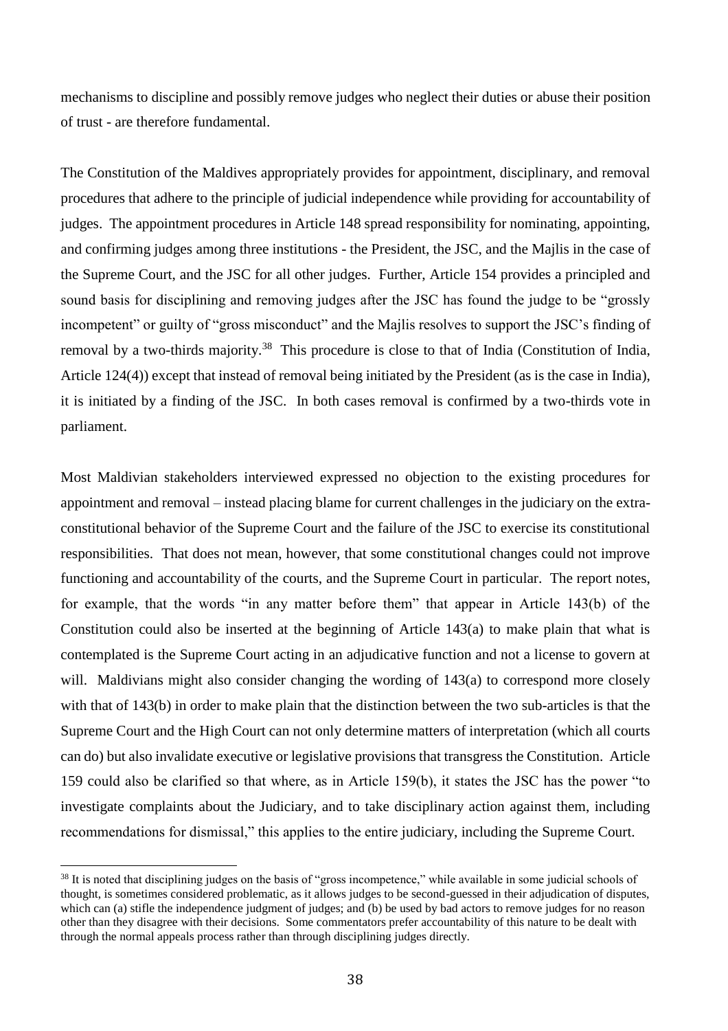mechanisms to discipline and possibly remove judges who neglect their duties or abuse their position of trust - are therefore fundamental.

The Constitution of the Maldives appropriately provides for appointment, disciplinary, and removal procedures that adhere to the principle of judicial independence while providing for accountability of judges. The appointment procedures in Article 148 spread responsibility for nominating, appointing, and confirming judges among three institutions - the President, the JSC, and the Majlis in the case of the Supreme Court, and the JSC for all other judges. Further, Article 154 provides a principled and sound basis for disciplining and removing judges after the JSC has found the judge to be "grossly incompetent" or guilty of "gross misconduct" and the Majlis resolves to support the JSC's finding of removal by a two-thirds majority.[38] This procedure is close to that of India (Constitution of India, Article 124(4)) except that instead of removal being initiated by the President (as is the case in India), it is initiated by a finding of the JSC. In both cases removal is confirmed by a two-thirds vote in parliament.

Most Maldivian stakeholders interviewed expressed no objection to the existing procedures for appointment and removal – instead placing blame for current challenges in the judiciary on the extra-constitutional behavior of the Supreme Court and the failure of the JSC to exercise its constitutional responsibilities. That does not mean, however, that some constitutional changes could not improve functioning and accountability of the courts, and the Supreme Court in particular. The report notes, for example, that the words "in any matter before them" that appear in Article 143(b) of the Constitution could also be inserted at the beginning of Article 143(a) to make plain that what is contemplated is the Supreme Court acting in an adjudicative function and not a license to govern at will. Maldivians might also consider changing the wording of 143(a) to correspond more closely with that of 143(b) in order to make plain that the distinction between the two sub-articles is that the Supreme Court and the High Court can not only determine matters of interpretation (which all courts can do) but also invalidate executive or legislative provisions that transgress the Constitution. Article 159 could also be clarified so that where, as in Article 159(b), it states the JSC has the power "to investigate complaints about the Judiciary, and to take disciplinary action against them, including recommendations for dismissal," this applies to the entire judiciary, including the Supreme Court.

[38] It is noted that disciplining judges on the basis of "gross incompetence," while available in some judicial schools of thought, is sometimes considered problematic, as it allows judges to be second-guessed in their adjudication of disputes, which can (a) stifle the independence judgment of judges; and (b) be used by bad actors to remove judges for no reason other than they disagree with their decisions. Some commentators prefer accountability of this nature to be dealt with through the normal appeals process rather than through disciplining judges directly.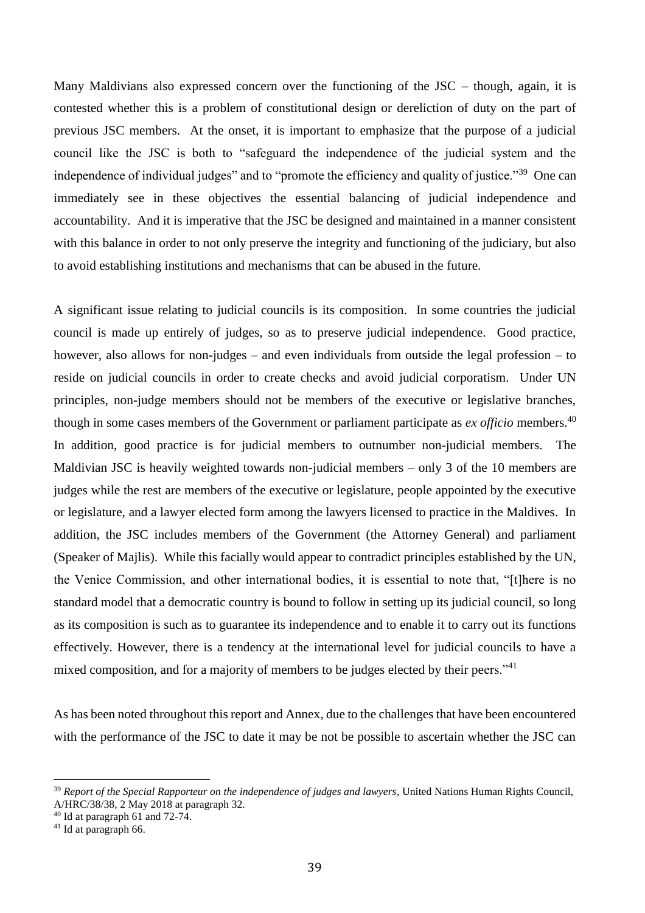Many Maldivians also expressed concern over the functioning of the JSC – though, again, it is contested whether this is a problem of constitutional design or dereliction of duty on the part of previous JSC members. At the onset, it is important to emphasize that the purpose of a judicial council like the JSC is both to "safeguard the independence of the judicial system and the independence of individual judges" and to "promote the efficiency and quality of justice."[39] One can immediately see in these objectives the essential balancing of judicial independence and accountability. And it is imperative that the JSC be designed and maintained in a manner consistent with this balance in order to not only preserve the integrity and functioning of the judiciary, but also to avoid establishing institutions and mechanisms that can be abused in the future.

A significant issue relating to judicial councils is its composition. In some countries the judicial council is made up entirely of judges, so as to preserve judicial independence. Good practice, however, also allows for non-judges – and even individuals from outside the legal profession – to reside on judicial councils in order to create checks and avoid judicial corporatism. Under UN principles, non-judge members should not be members of the executive or legislative branches, though in some cases members of the Government or parliament participate as *ex officio* members.[40] In addition, good practice is for judicial members to outnumber non-judicial members. The Maldivian JSC is heavily weighted towards non-judicial members – only 3 of the 10 members are judges while the rest are members of the executive or legislature, people appointed by the executive or legislature, and a lawyer elected form among the lawyers licensed to practice in the Maldives. In addition, the JSC includes members of the Government (the Attorney General) and parliament (Speaker of Majlis). While this facially would appear to contradict principles established by the UN, the Venice Commission, and other international bodies, it is essential to note that, "[t]here is no standard model that a democratic country is bound to follow in setting up its judicial council, so long as its composition is such as to guarantee its independence and to enable it to carry out its functions effectively. However, there is a tendency at the international level for judicial councils to have a mixed composition, and for a majority of members to be judges elected by their peers."[41]

As has been noted throughout this report and Annex, due to the challenges that have been encountered with the performance of the JSC to date it may be not be possible to ascertain whether the JSC can

---

[39] *Report of the Special Rapporteur on the independence of judges and lawyers*, United Nations Human Rights Council, A/HRC/38/38, 2 May 2018 at paragraph 32.

[40] Id at paragraph 61 and 72-74.

[41] Id at paragraph 66.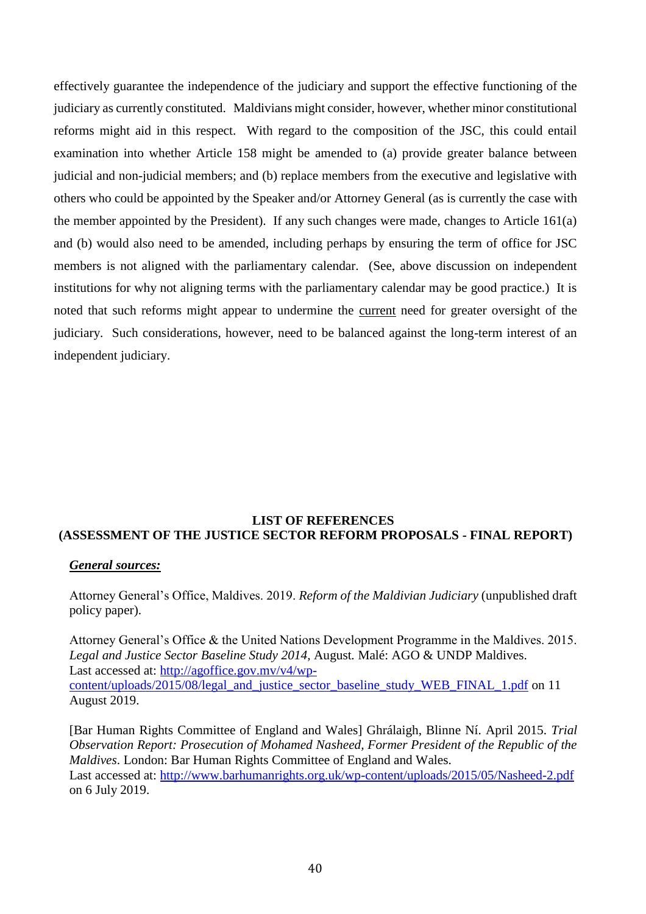effectively guarantee the independence of the judiciary and support the effective functioning of the judiciary as currently constituted. Maldivians might consider, however, whether minor constitutional reforms might aid in this respect. With regard to the composition of the JSC, this could entail examination into whether Article 158 might be amended to (a) provide greater balance between judicial and non-judicial members; and (b) replace members from the executive and legislative with others who could be appointed by the Speaker and/or Attorney General (as is currently the case with the member appointed by the President). If any such changes were made, changes to Article 161(a) and (b) would also need to be amended, including perhaps by ensuring the term of office for JSC members is not aligned with the parliamentary calendar. (See, above discussion on independent institutions for why not aligning terms with the parliamentary calendar may be good practice.) It is noted that such reforms might appear to undermine the <u>current</u> need for greater oversight of the judiciary. Such considerations, however, need to be balanced against the long-term interest of an independent judiciary.

## LIST OF REFERENCES
## (ASSESSMENT OF THE JUSTICE SECTOR REFORM PROPOSALS - FINAL REPORT)

***<u>General sources:</u>***

Attorney General's Office, Maldives. 2019. *Reform of the Maldivian Judiciary* (unpublished draft policy paper).

Attorney General's Office & the United Nations Development Programme in the Maldives. 2015. *Legal and Justice Sector Baseline Study 2014*, August. Malé: AGO & UNDP Maldives.
Last accessed at: http://agoffice.gov.mv/v4/wp-content/uploads/2015/08/legal_and_justice_sector_baseline_study_WEB_FINAL_1.pdf on 11 August 2019.

[Bar Human Rights Committee of England and Wales] Ghrálaigh, Blinne Ní. April 2015. *Trial Observation Report: Prosecution of Mohamed Nasheed, Former President of the Republic of the Maldives*. London: Bar Human Rights Committee of England and Wales.
Last accessed at: http://www.barhumanrights.org.uk/wp-content/uploads/2015/05/Nasheed-2.pdf on 6 July 2019.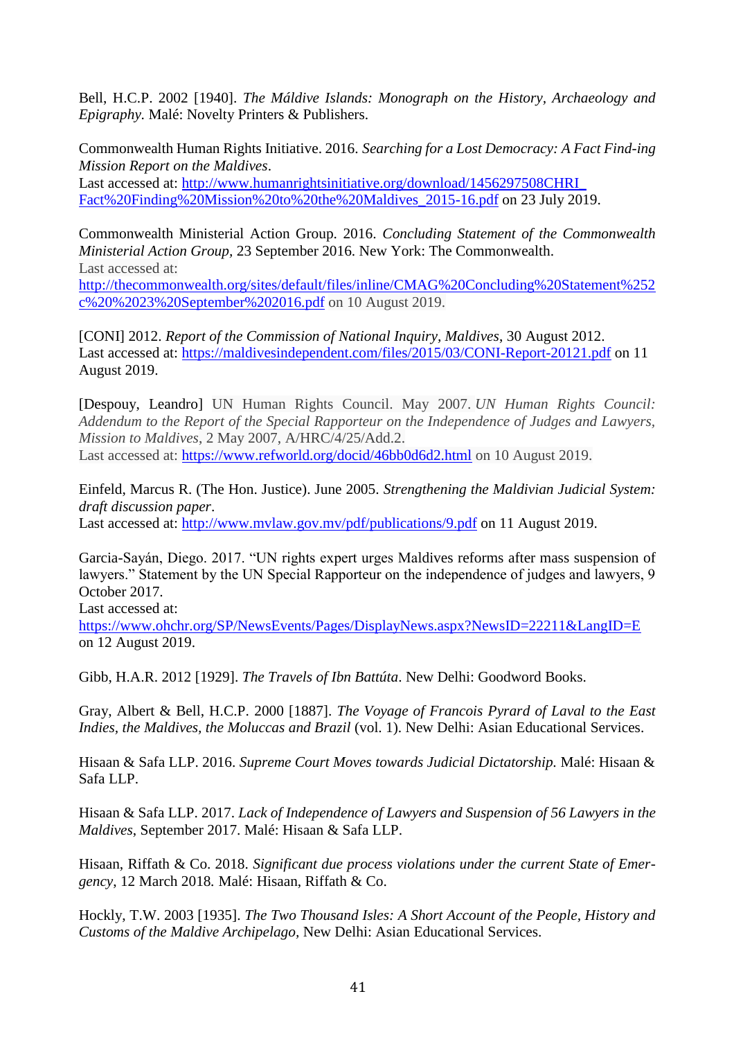Bell, H.C.P. 2002 [1940]. *The Máldive Islands: Monograph on the History, Archaeology and Epigraphy*. Malé: Novelty Printers & Publishers.

Commonwealth Human Rights Initiative. 2016. *Searching for a Lost Democracy: A Fact Find-ing Mission Report on the Maldives*.
Last accessed at: http://www.humanrightsinitiative.org/download/1456297508CHRI_Fact%20Finding%20Mission%20to%20the%20Maldives_2015-16.pdf on 23 July 2019.

Commonwealth Ministerial Action Group. 2016. *Concluding Statement of the Commonwealth Ministerial Action Group*, 23 September 2016. New York: The Commonwealth.
Last accessed at:
http://thecommonwealth.org/sites/default/files/inline/CMAG%20Concluding%20Statement%252c%20%2023%20September%202016.pdf on 10 August 2019.

[CONI] 2012. *Report of the Commission of National Inquiry, Maldives*, 30 August 2012.
Last accessed at: https://maldivesindependent.com/files/2015/03/CONI-Report-20121.pdf on 11 August 2019.

[Despouy, Leandro] UN Human Rights Council. May 2007. *UN Human Rights Council: Addendum to the Report of the Special Rapporteur on the Independence of Judges and Lawyers, Mission to Maldives*, 2 May 2007, A/HRC/4/25/Add.2.
Last accessed at: https://www.refworld.org/docid/46bb0d6d2.html on 10 August 2019.

Einfeld, Marcus R. (The Hon. Justice). June 2005. *Strengthening the Maldivian Judicial System: draft discussion paper*.
Last accessed at: http://www.mvlaw.gov.mv/pdf/publications/9.pdf on 11 August 2019.

Garcia-Sayán, Diego. 2017. "UN rights expert urges Maldives reforms after mass suspension of lawyers." Statement by the UN Special Rapporteur on the independence of judges and lawyers, 9 October 2017.
Last accessed at:
https://www.ohchr.org/SP/NewsEvents/Pages/DisplayNews.aspx?NewsID=22211&LangID=E on 12 August 2019.

Gibb, H.A.R. 2012 [1929]. *The Travels of Ibn Battúta*. New Delhi: Goodword Books.

Gray, Albert & Bell, H.C.P. 2000 [1887]. *The Voyage of Francois Pyrard of Laval to the East Indies, the Maldives, the Moluccas and Brazil* (vol. 1). New Delhi: Asian Educational Services.

Hisaan & Safa LLP. 2016. *Supreme Court Moves towards Judicial Dictatorship.* Malé: Hisaan & Safa LLP.

Hisaan & Safa LLP. 2017. *Lack of Independence of Lawyers and Suspension of 56 Lawyers in the Maldives*, September 2017. Malé: Hisaan & Safa LLP.

Hisaan, Riffath & Co. 2018. *Significant due process violations under the current State of Emer-gency*, 12 March 2018. Malé: Hisaan, Riffath & Co.

Hockly, T.W. 2003 [1935]. *The Two Thousand Isles: A Short Account of the People, History and Customs of the Maldive Archipelago*, New Delhi: Asian Educational Services.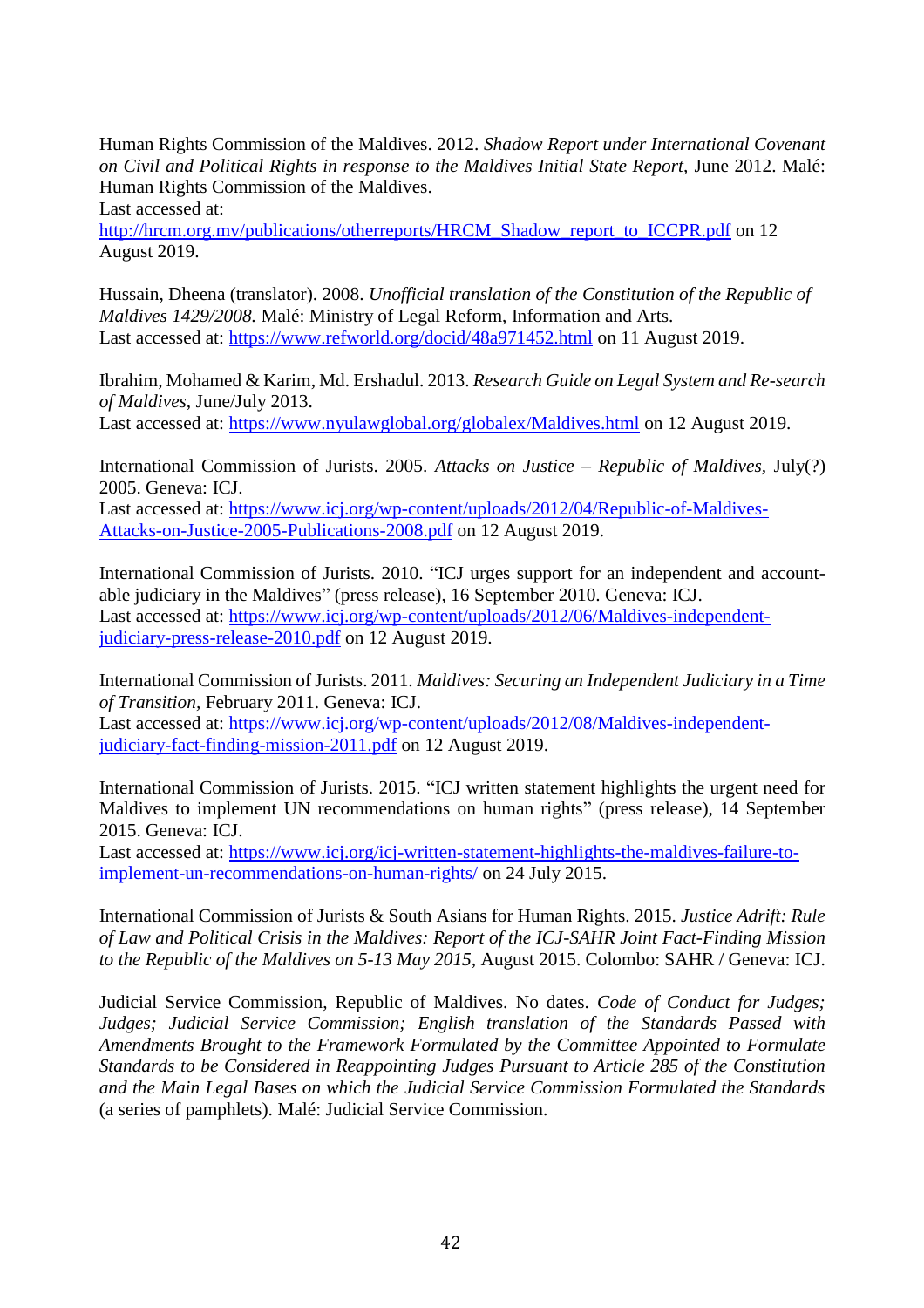Human Rights Commission of the Maldives. 2012. *Shadow Report under International Covenant on Civil and Political Rights in response to the Maldives Initial State Report*, June 2012. Malé: Human Rights Commission of the Maldives.
Last accessed at:
[http://hrcm.org.mv/publications/otherreports/HRCM_Shadow_report_to_ICCPR.pdf](http://hrcm.org.mv/publications/otherreports/HRCM_Shadow_report_to_ICCPR.pdf) on 12 August 2019.

Hussain, Dheena (translator). 2008. *Unofficial translation of the Constitution of the Republic of Maldives 1429/2008.* Malé: Ministry of Legal Reform, Information and Arts.
Last accessed at: [https://www.refworld.org/docid/48a971452.html](https://www.refworld.org/docid/48a971452.html) on 11 August 2019.

Ibrahim, Mohamed & Karim, Md. Ershadul. 2013. *Research Guide on Legal System and Re-search of Maldives*, June/July 2013.
Last accessed at: [https://www.nyulawglobal.org/globalex/Maldives.html](https://www.nyulawglobal.org/globalex/Maldives.html) on 12 August 2019.

International Commission of Jurists. 2005. *Attacks on Justice – Republic of Maldives*, July(?) 2005. Geneva: ICJ.
Last accessed at: [https://www.icj.org/wp-content/uploads/2012/04/Republic-of-Maldives-Attacks-on-Justice-2005-Publications-2008.pdf](https://www.icj.org/wp-content/uploads/2012/04/Republic-of-Maldives-Attacks-on-Justice-2005-Publications-2008.pdf) on 12 August 2019.

International Commission of Jurists. 2010. "ICJ urges support for an independent and account-able judiciary in the Maldives" (press release), 16 September 2010. Geneva: ICJ.
Last accessed at: [https://www.icj.org/wp-content/uploads/2012/06/Maldives-independent-judiciary-press-release-2010.pdf](https://www.icj.org/wp-content/uploads/2012/06/Maldives-independent-judiciary-press-release-2010.pdf) on 12 August 2019.

International Commission of Jurists. 2011. *Maldives: Securing an Independent Judiciary in a Time of Transition*, February 2011. Geneva: ICJ.
Last accessed at: [https://www.icj.org/wp-content/uploads/2012/08/Maldives-independent-judiciary-fact-finding-mission-2011.pdf](https://www.icj.org/wp-content/uploads/2012/08/Maldives-independent-judiciary-fact-finding-mission-2011.pdf) on 12 August 2019.

International Commission of Jurists. 2015. "ICJ written statement highlights the urgent need for Maldives to implement UN recommendations on human rights" (press release), 14 September 2015. Geneva: ICJ.
Last accessed at: [https://www.icj.org/icj-written-statement-highlights-the-maldives-failure-to-implement-un-recommendations-on-human-rights/](https://www.icj.org/icj-written-statement-highlights-the-maldives-failure-to-implement-un-recommendations-on-human-rights/) on 24 July 2015.

International Commission of Jurists & South Asians for Human Rights. 2015. *Justice Adrift: Rule of Law and Political Crisis in the Maldives: Report of the ICJ-SAHR Joint Fact-Finding Mission to the Republic of the Maldives on 5-13 May 2015*, August 2015. Colombo: SAHR / Geneva: ICJ.

Judicial Service Commission, Republic of Maldives. No dates. *Code of Conduct for Judges; Judges; Judicial Service Commission; English translation of the Standards Passed with Amendments Brought to the Framework Formulated by the Committee Appointed to Formulate Standards to be Considered in Reappointing Judges Pursuant to Article 285 of the Constitution and the Main Legal Bases on which the Judicial Service Commission Formulated the Standards* (a series of pamphlets). Malé: Judicial Service Commission.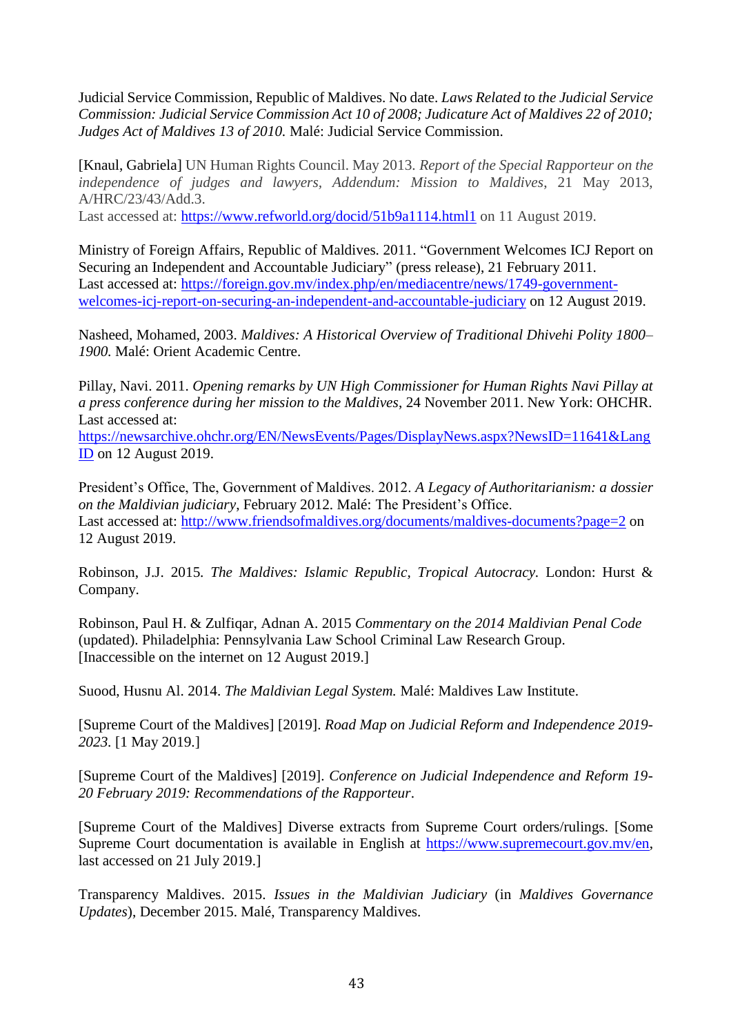Judicial Service Commission, Republic of Maldives. No date. *Laws Related to the Judicial Service Commission: Judicial Service Commission Act 10 of 2008; Judicature Act of Maldives 22 of 2010; Judges Act of Maldives 13 of 2010.* Malé: Judicial Service Commission.

[Knaul, Gabriela] UN Human Rights Council. May 2013. *Report of the Special Rapporteur on the independence of judges and lawyers, Addendum: Mission to Maldives*, 21 May 2013, A/HRC/23/43/Add.3.
Last accessed at: https://www.refworld.org/docid/51b9a1114.html1 on 11 August 2019.

Ministry of Foreign Affairs, Republic of Maldives. 2011. "Government Welcomes ICJ Report on Securing an Independent and Accountable Judiciary" (press release), 21 February 2011.
Last accessed at: https://foreign.gov.mv/index.php/en/mediacentre/news/1749-government-welcomes-icj-report-on-securing-an-independent-and-accountable-judiciary on 12 August 2019.

Nasheed, Mohamed, 2003. *Maldives: A Historical Overview of Traditional Dhivehi Polity 1800–1900.* Malé: Orient Academic Centre.

Pillay, Navi. 2011. *Opening remarks by UN High Commissioner for Human Rights Navi Pillay at a press conference during her mission to the Maldives*, 24 November 2011. New York: OHCHR.
Last accessed at:
https://newsarchive.ohchr.org/EN/NewsEvents/Pages/DisplayNews.aspx?NewsID=11641&LangID on 12 August 2019.

President's Office, The, Government of Maldives. 2012. *A Legacy of Authoritarianism: a dossier on the Maldivian judiciary*, February 2012. Malé: The President's Office.
Last accessed at: http://www.friendsofmaldives.org/documents/maldives-documents?page=2 on 12 August 2019.

Robinson, J.J. 2015. *The Maldives: Islamic Republic, Tropical Autocracy.* London: Hurst & Company.

Robinson, Paul H. & Zulfiqar, Adnan A. 2015 *Commentary on the 2014 Maldivian Penal Code* (updated). Philadelphia: Pennsylvania Law School Criminal Law Research Group.
[Inaccessible on the internet on 12 August 2019.]

Suood, Husnu Al. 2014. *The Maldivian Legal System.* Malé: Maldives Law Institute.

[Supreme Court of the Maldives] [2019]. *Road Map on Judicial Reform and Independence 2019-2023.* [1 May 2019.]

[Supreme Court of the Maldives] [2019]. *Conference on Judicial Independence and Reform 19-20 February 2019: Recommendations of the Rapporteur*.

[Supreme Court of the Maldives] Diverse extracts from Supreme Court orders/rulings. [Some Supreme Court documentation is available in English at https://www.supremecourt.gov.mv/en, last accessed on 21 July 2019.]

Transparency Maldives. 2015. *Issues in the Maldivian Judiciary* (in *Maldives Governance Updates*), December 2015. Malé, Transparency Maldives.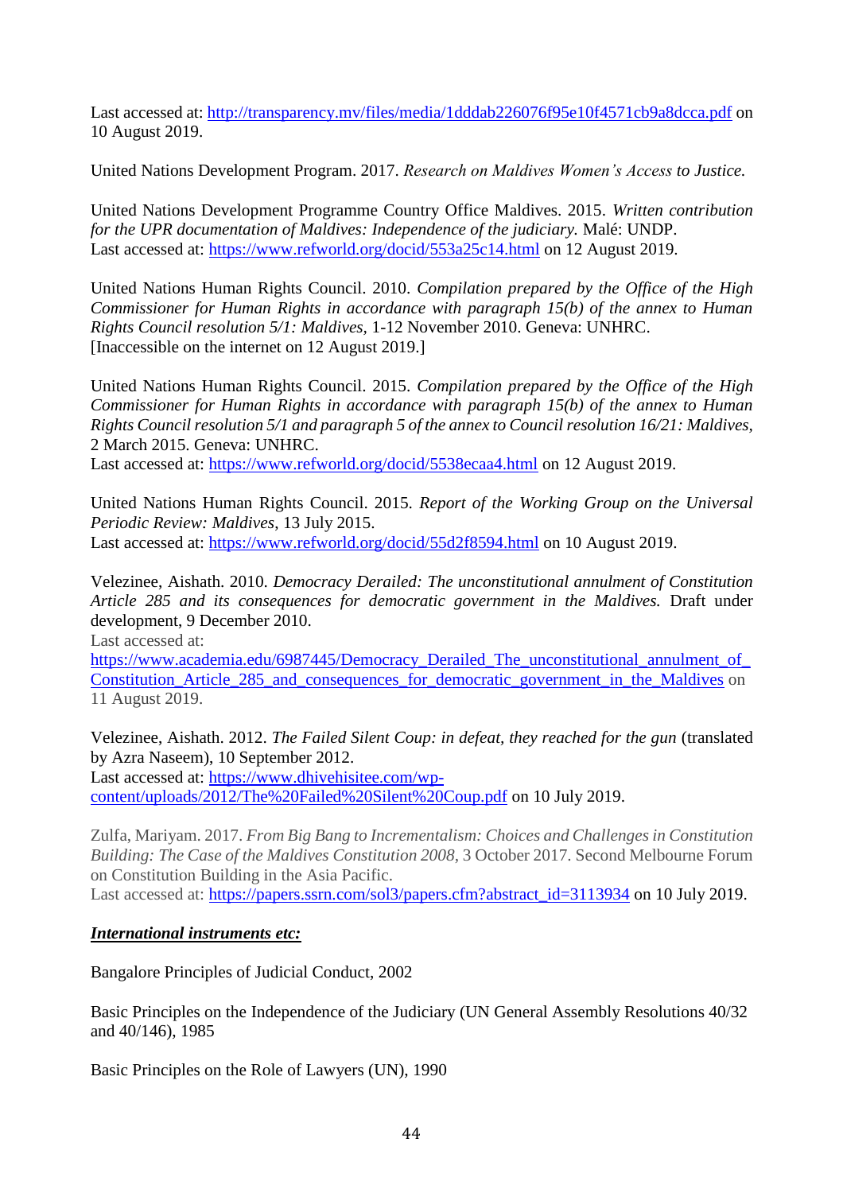Last accessed at: http://transparency.mv/files/media/1dddab226076f95e10f4571cb9a8dcca.pdf on 10 August 2019.

United Nations Development Program. 2017. *Research on Maldives Women's Access to Justice.*

United Nations Development Programme Country Office Maldives. 2015. *Written contribution for the UPR documentation of Maldives: Independence of the judiciary.* Malé: UNDP.
Last accessed at: https://www.refworld.org/docid/553a25c14.html on 12 August 2019.

United Nations Human Rights Council. 2010. *Compilation prepared by the Office of the High Commissioner for Human Rights in accordance with paragraph 15(b) of the annex to Human Rights Council resolution 5/1: Maldives,* 1-12 November 2010. Geneva: UNHRC.
[Inaccessible on the internet on 12 August 2019.]

United Nations Human Rights Council. 2015. *Compilation prepared by the Office of the High Commissioner for Human Rights in accordance with paragraph 15(b) of the annex to Human Rights Council resolution 5/1 and paragraph 5 of the annex to Council resolution 16/21: Maldives*, 2 March 2015. Geneva: UNHRC.
Last accessed at: https://www.refworld.org/docid/5538ecaa4.html on 12 August 2019.

United Nations Human Rights Council. 2015. *Report of the Working Group on the Universal Periodic Review: Maldives*, 13 July 2015.
Last accessed at: https://www.refworld.org/docid/55d2f8594.html on 10 August 2019.

Velezinee, Aishath. 2010. *Democracy Derailed: The unconstitutional annulment of Constitution Article 285 and its consequences for democratic government in the Maldives.* Draft under development, 9 December 2010.
Last accessed at:
https://www.academia.edu/6987445/Democracy_Derailed_The_unconstitutional_annulment_of_Constitution_Article_285_and_consequences_for_democratic_government_in_the_Maldives on 11 August 2019.

Velezinee, Aishath. 2012. *The Failed Silent Coup: in defeat, they reached for the gun* (translated by Azra Naseem), 10 September 2012.
Last accessed at: https://www.dhivehisitee.com/wp-content/uploads/2012/The%20Failed%20Silent%20Coup.pdf on 10 July 2019.

Zulfa, Mariyam. 2017. *From Big Bang to Incrementalism: Choices and Challenges in Constitution Building: The Case of the Maldives Constitution 2008,* 3 October 2017. Second Melbourne Forum on Constitution Building in the Asia Pacific.
Last accessed at: https://papers.ssrn.com/sol3/papers.cfm?abstract_id=3113934 on 10 July 2019.

***International instruments etc:***

Bangalore Principles of Judicial Conduct, 2002

Basic Principles on the Independence of the Judiciary (UN General Assembly Resolutions 40/32 and 40/146), 1985

Basic Principles on the Role of Lawyers (UN), 1990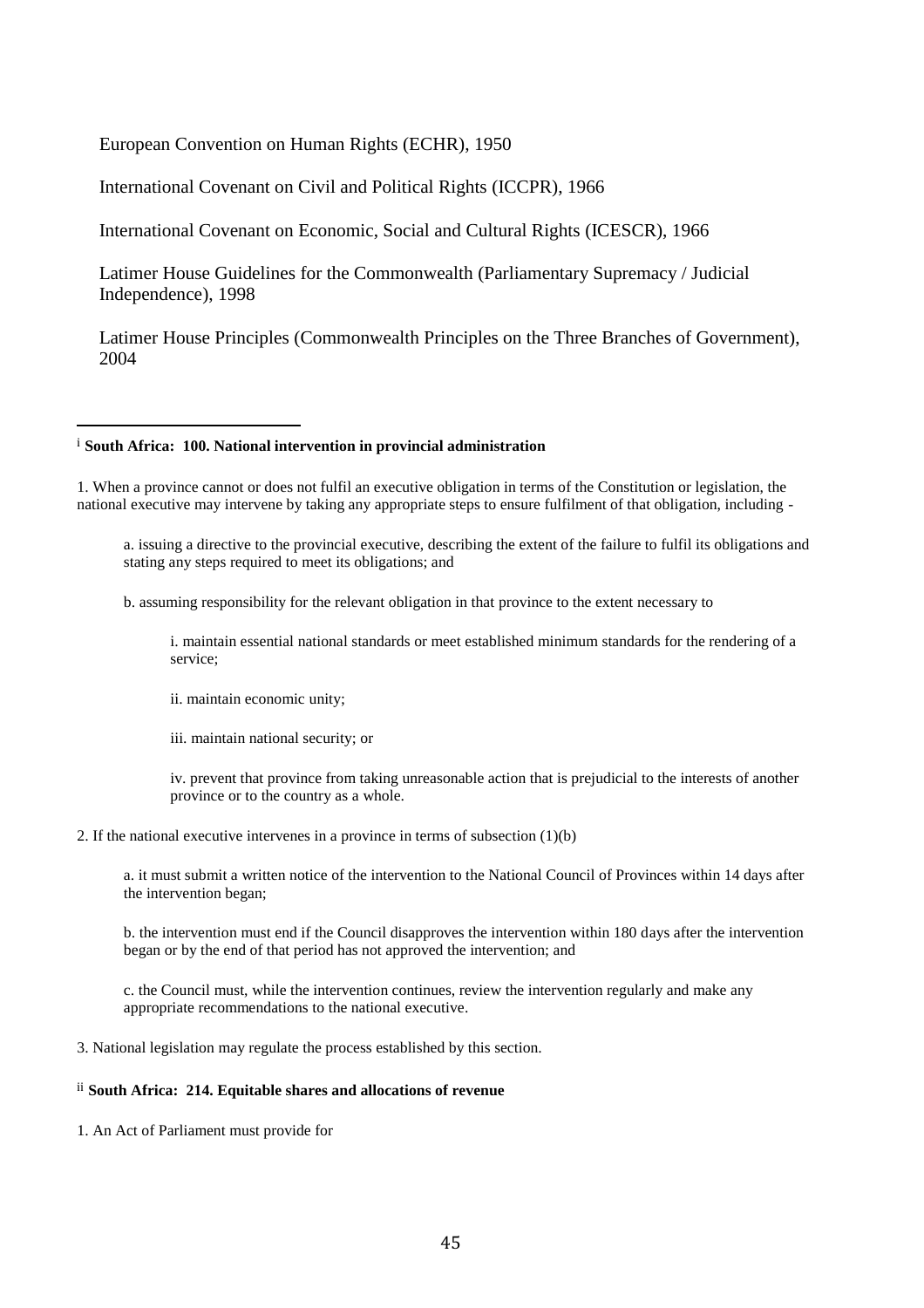European Convention on Human Rights (ECHR), 1950

International Covenant on Civil and Political Rights (ICCPR), 1966

International Covenant on Economic, Social and Cultural Rights (ICESCR), 1966

Latimer House Guidelines for the Commonwealth (Parliamentary Supremacy / Judicial Independence), 1998

Latimer House Principles (Commonwealth Principles on the Three Branches of Government), 2004

---

[i] **South Africa: 100. National intervention in provincial administration**

1. When a province cannot or does not fulfil an executive obligation in terms of the Constitution or legislation, the national executive may intervene by taking any appropriate steps to ensure fulfilment of that obligation, including -

   a. issuing a directive to the provincial executive, describing the extent of the failure to fulfil its obligations and stating any steps required to meet its obligations; and

   b. assuming responsibility for the relevant obligation in that province to the extent necessary to

      i. maintain essential national standards or meet established minimum standards for the rendering of a service;

      ii. maintain economic unity;

      iii. maintain national security; or

      iv. prevent that province from taking unreasonable action that is prejudicial to the interests of another province or to the country as a whole.

2. If the national executive intervenes in a province in terms of subsection (1)(b)

   a. it must submit a written notice of the intervention to the National Council of Provinces within 14 days after the intervention began;

   b. the intervention must end if the Council disapproves the intervention within 180 days after the intervention began or by the end of that period has not approved the intervention; and

   c. the Council must, while the intervention continues, review the intervention regularly and make any appropriate recommendations to the national executive.

3. National legislation may regulate the process established by this section.

[ii] **South Africa: 214. Equitable shares and allocations of revenue**

1. An Act of Parliament must provide for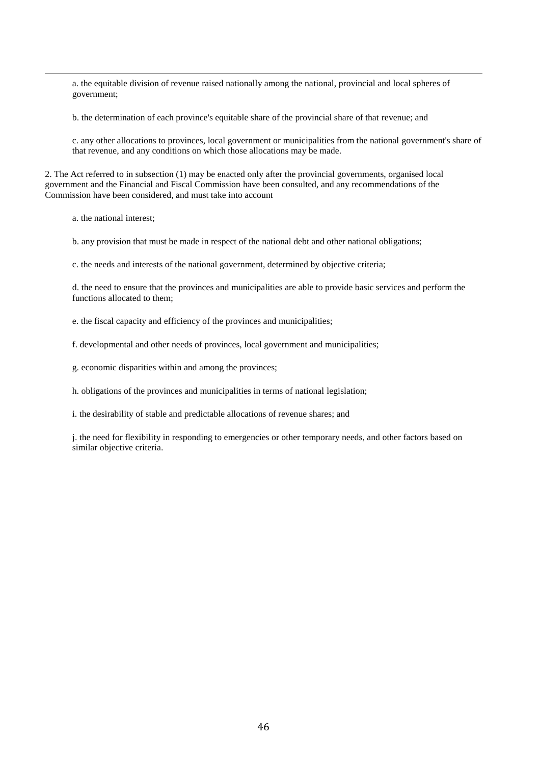a. the equitable division of revenue raised nationally among the national, provincial and local spheres of government;

b. the determination of each province's equitable share of the provincial share of that revenue; and

c. any other allocations to provinces, local government or municipalities from the national government's share of that revenue, and any conditions on which those allocations may be made.

2. The Act referred to in subsection (1) may be enacted only after the provincial governments, organised local government and the Financial and Fiscal Commission have been consulted, and any recommendations of the Commission have been considered, and must take into account

a. the national interest;

b. any provision that must be made in respect of the national debt and other national obligations;

c. the needs and interests of the national government, determined by objective criteria;

d. the need to ensure that the provinces and municipalities are able to provide basic services and perform the functions allocated to them;

e. the fiscal capacity and efficiency of the provinces and municipalities;

f. developmental and other needs of provinces, local government and municipalities;

g. economic disparities within and among the provinces;

h. obligations of the provinces and municipalities in terms of national legislation;

i. the desirability of stable and predictable allocations of revenue shares; and

j. the need for flexibility in responding to emergencies or other temporary needs, and other factors based on similar objective criteria.